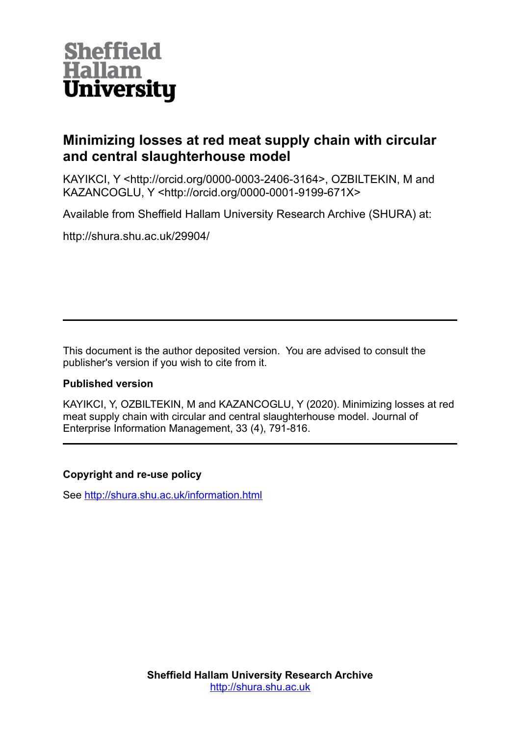Sheffield Hallam University

# Minimizing losses at red meat supply chain with circular and central slaughterhouse model

KAYIKCI, Y <http://orcid.org/0000-0003-2406-3164>, OZBILTEKIN, M and KAZANCOGLU, Y <http://orcid.org/0000-0001-9199-671X>

Available from Sheffield Hallam University Research Archive (SHURA) at:

http://shura.shu.ac.uk/29904/

---

This document is the author deposited version. You are advised to consult the publisher's version if you wish to cite from it.

**Published version**

KAYIKCI, Y, OZBILTEKIN, M and KAZANCOGLU, Y (2020). Minimizing losses at red meat supply chain with circular and central slaughterhouse model. Journal of Enterprise Information Management, 33 (4), 791-816.

---

**Copyright and re-use policy**

See http://shura.shu.ac.uk/information.html

**Sheffield Hallam University Research Archive**
http://shura.shu.ac.uk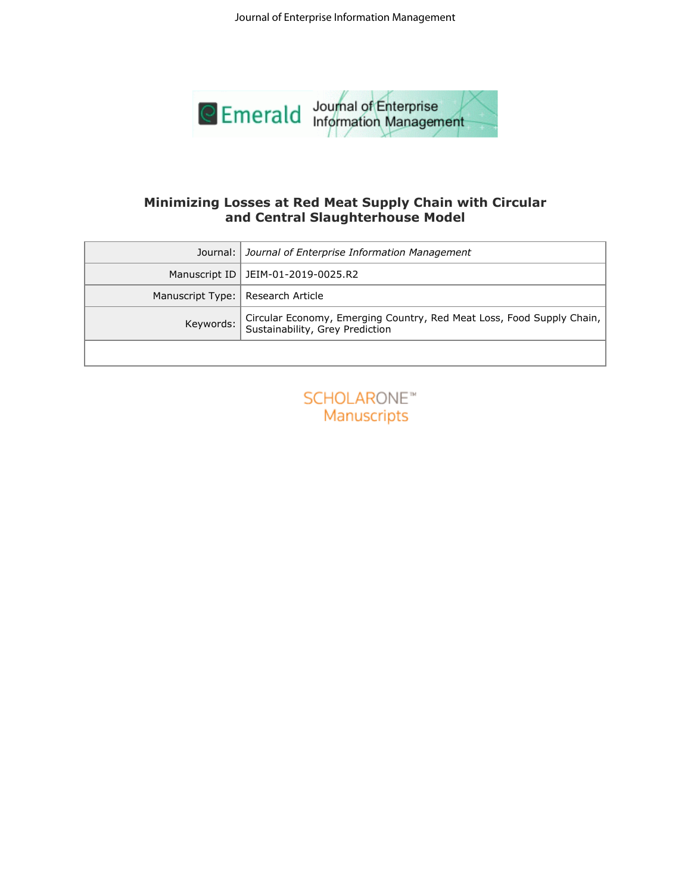# Minimizing Losses at Red Meat Supply Chain with Circular and Central Slaughterhouse Model

| | |
|---|---|
| Journal: | *Journal of Enterprise Information Management* |
| Manuscript ID | JEIM-01-2019-0025.R2 |
| Manuscript Type: | Research Article |
| Keywords: | Circular Economy, Emerging Country, Red Meat Loss, Food Supply Chain, Sustainability, Grey Prediction |
| | |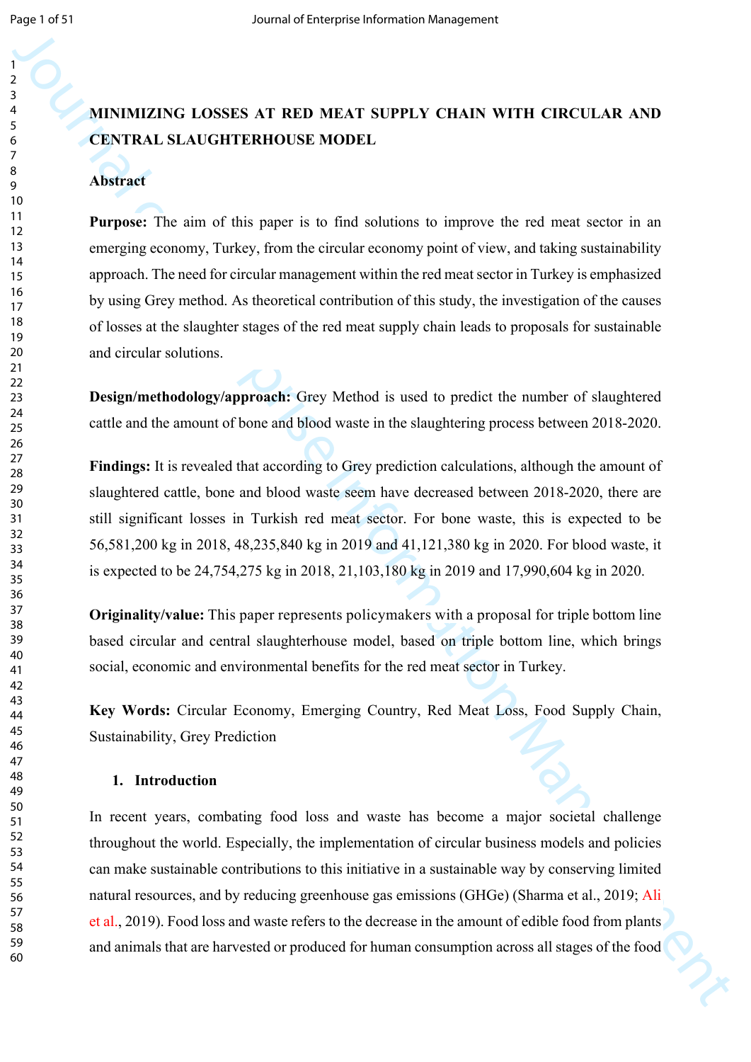# MINIMIZING LOSSES AT RED MEAT SUPPLY CHAIN WITH CIRCULAR AND CENTRAL SLAUGHTERHOUSE MODEL

## Abstract

**Purpose:** The aim of this paper is to find solutions to improve the red meat sector in an emerging economy, Turkey, from the circular economy point of view, and taking sustainability approach. The need for circular management within the red meat sector in Turkey is emphasized by using Grey method. As theoretical contribution of this study, the investigation of the causes of losses at the slaughter stages of the red meat supply chain leads to proposals for sustainable and circular solutions.

**Design/methodology/approach:** Grey Method is used to predict the number of slaughtered cattle and the amount of bone and blood waste in the slaughtering process between 2018-2020.

**Findings:** It is revealed that according to Grey prediction calculations, although the amount of slaughtered cattle, bone and blood waste seem have decreased between 2018-2020, there are still significant losses in Turkish red meat sector. For bone waste, this is expected to be 56,581,200 kg in 2018, 48,235,840 kg in 2019 and 41,121,380 kg in 2020. For blood waste, it is expected to be 24,754,275 kg in 2018, 21,103,180 kg in 2019 and 17,990,604 kg in 2020.

**Originality/value:** This paper represents policymakers with a proposal for triple bottom line based circular and central slaughterhouse model, based on triple bottom line, which brings social, economic and environmental benefits for the red meat sector in Turkey.

**Key Words:** Circular Economy, Emerging Country, Red Meat Loss, Food Supply Chain, Sustainability, Grey Prediction

## 1. Introduction

In recent years, combating food loss and waste has become a major societal challenge throughout the world. Especially, the implementation of circular business models and policies can make sustainable contributions to this initiative in a sustainable way by conserving limited natural resources, and by reducing greenhouse gas emissions (GHGe) (Sharma et al., 2019; Ali et al., 2019). Food loss and waste refers to the decrease in the amount of edible food from plants and animals that are harvested or produced for human consumption across all stages of the food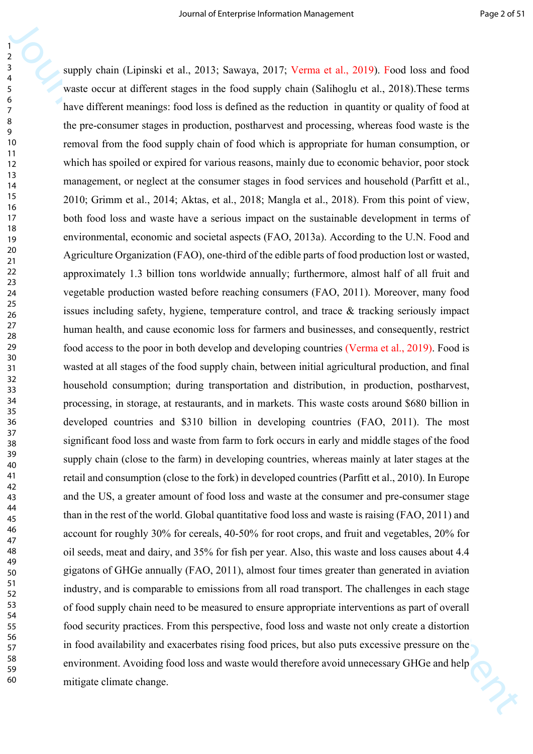supply chain (Lipinski et al., 2013; Sawaya, 2017; Verma et al., 2019). Food loss and food waste occur at different stages in the food supply chain (Salihoglu et al., 2018).These terms have different meanings: food loss is defined as the reduction in quantity or quality of food at the pre-consumer stages in production, postharvest and processing, whereas food waste is the removal from the food supply chain of food which is appropriate for human consumption, or which has spoiled or expired for various reasons, mainly due to economic behavior, poor stock management, or neglect at the consumer stages in food services and household (Parfitt et al., 2010; Grimm et al., 2014; Aktas, et al., 2018; Mangla et al., 2018). From this point of view, both food loss and waste have a serious impact on the sustainable development in terms of environmental, economic and societal aspects (FAO, 2013a). According to the U.N. Food and Agriculture Organization (FAO), one-third of the edible parts of food production lost or wasted, approximately 1.3 billion tons worldwide annually; furthermore, almost half of all fruit and vegetable production wasted before reaching consumers (FAO, 2011). Moreover, many food issues including safety, hygiene, temperature control, and trace & tracking seriously impact human health, and cause economic loss for farmers and businesses, and consequently, restrict food access to the poor in both develop and developing countries (Verma et al., 2019). Food is wasted at all stages of the food supply chain, between initial agricultural production, and final household consumption; during transportation and distribution, in production, postharvest, processing, in storage, at restaurants, and in markets. This waste costs around $680 billion in developed countries and $310 billion in developing countries (FAO, 2011). The most significant food loss and waste from farm to fork occurs in early and middle stages of the food supply chain (close to the farm) in developing countries, whereas mainly at later stages at the retail and consumption (close to the fork) in developed countries (Parfitt et al., 2010). In Europe and the US, a greater amount of food loss and waste at the consumer and pre-consumer stage than in the rest of the world. Global quantitative food loss and waste is raising (FAO, 2011) and account for roughly 30% for cereals, 40-50% for root crops, and fruit and vegetables, 20% for oil seeds, meat and dairy, and 35% for fish per year. Also, this waste and loss causes about 4.4 gigatons of GHGe annually (FAO, 2011), almost four times greater than generated in aviation industry, and is comparable to emissions from all road transport. The challenges in each stage of food supply chain need to be measured to ensure appropriate interventions as part of overall food security practices. From this perspective, food loss and waste not only create a distortion in food availability and exacerbates rising food prices, but also puts excessive pressure on the environment. Avoiding food loss and waste would therefore avoid unnecessary GHGe and help mitigate climate change.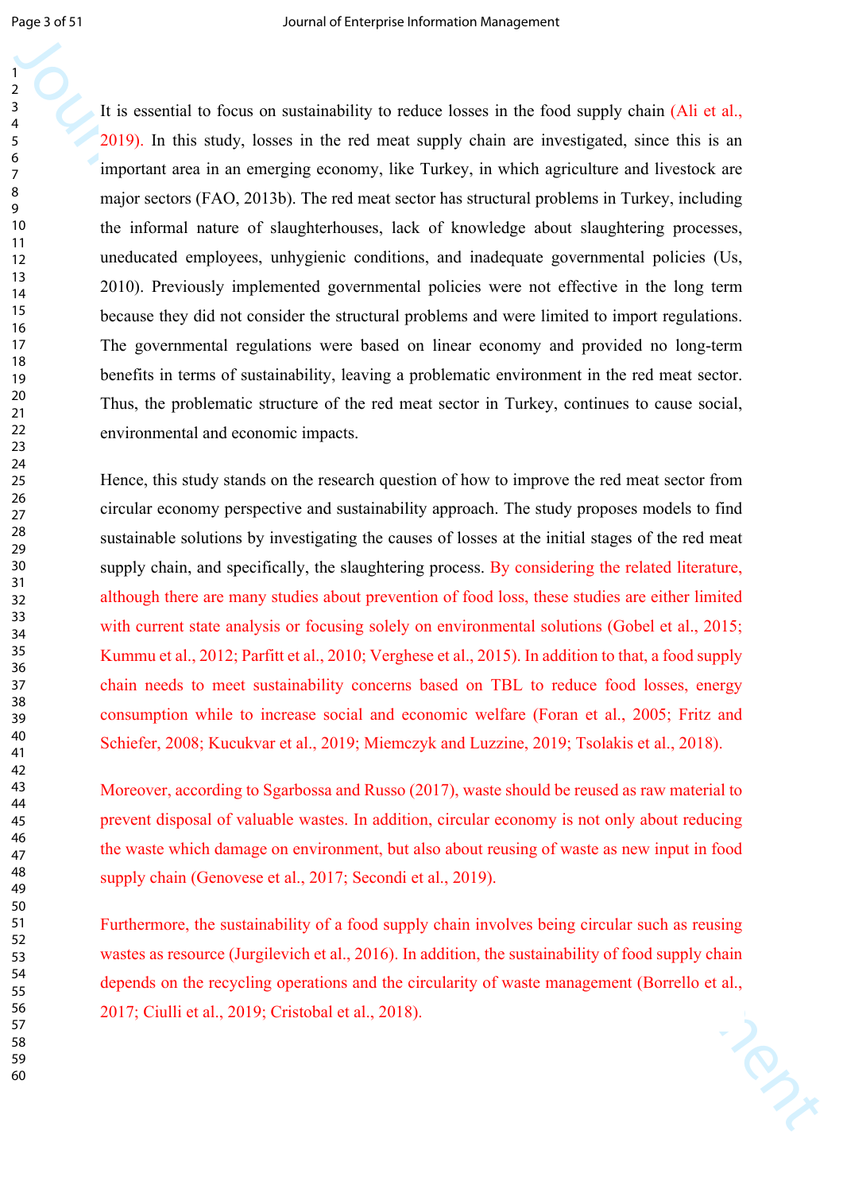It is essential to focus on sustainability to reduce losses in the food supply chain (Ali et al., 2019). In this study, losses in the red meat supply chain are investigated, since this is an important area in an emerging economy, like Turkey, in which agriculture and livestock are major sectors (FAO, 2013b). The red meat sector has structural problems in Turkey, including the informal nature of slaughterhouses, lack of knowledge about slaughtering processes, uneducated employees, unhygienic conditions, and inadequate governmental policies (Us, 2010). Previously implemented governmental policies were not effective in the long term because they did not consider the structural problems and were limited to import regulations. The governmental regulations were based on linear economy and provided no long-term benefits in terms of sustainability, leaving a problematic environment in the red meat sector. Thus, the problematic structure of the red meat sector in Turkey, continues to cause social, environmental and economic impacts.

Hence, this study stands on the research question of how to improve the red meat sector from circular economy perspective and sustainability approach. The study proposes models to find sustainable solutions by investigating the causes of losses at the initial stages of the red meat supply chain, and specifically, the slaughtering process. By considering the related literature, although there are many studies about prevention of food loss, these studies are either limited with current state analysis or focusing solely on environmental solutions (Gobel et al., 2015; Kummu et al., 2012; Parfitt et al., 2010; Verghese et al., 2015). In addition to that, a food supply chain needs to meet sustainability concerns based on TBL to reduce food losses, energy consumption while to increase social and economic welfare (Foran et al., 2005; Fritz and Schiefer, 2008; Kucukvar et al., 2019; Miemczyk and Luzzine, 2019; Tsolakis et al., 2018).

Moreover, according to Sgarbossa and Russo (2017), waste should be reused as raw material to prevent disposal of valuable wastes. In addition, circular economy is not only about reducing the waste which damage on environment, but also about reusing of waste as new input in food supply chain (Genovese et al., 2017; Secondi et al., 2019).

Furthermore, the sustainability of a food supply chain involves being circular such as reusing wastes as resource (Jurgilevich et al., 2016). In addition, the sustainability of food supply chain depends on the recycling operations and the circularity of waste management (Borrello et al., 2017; Ciulli et al., 2019; Cristobal et al., 2018).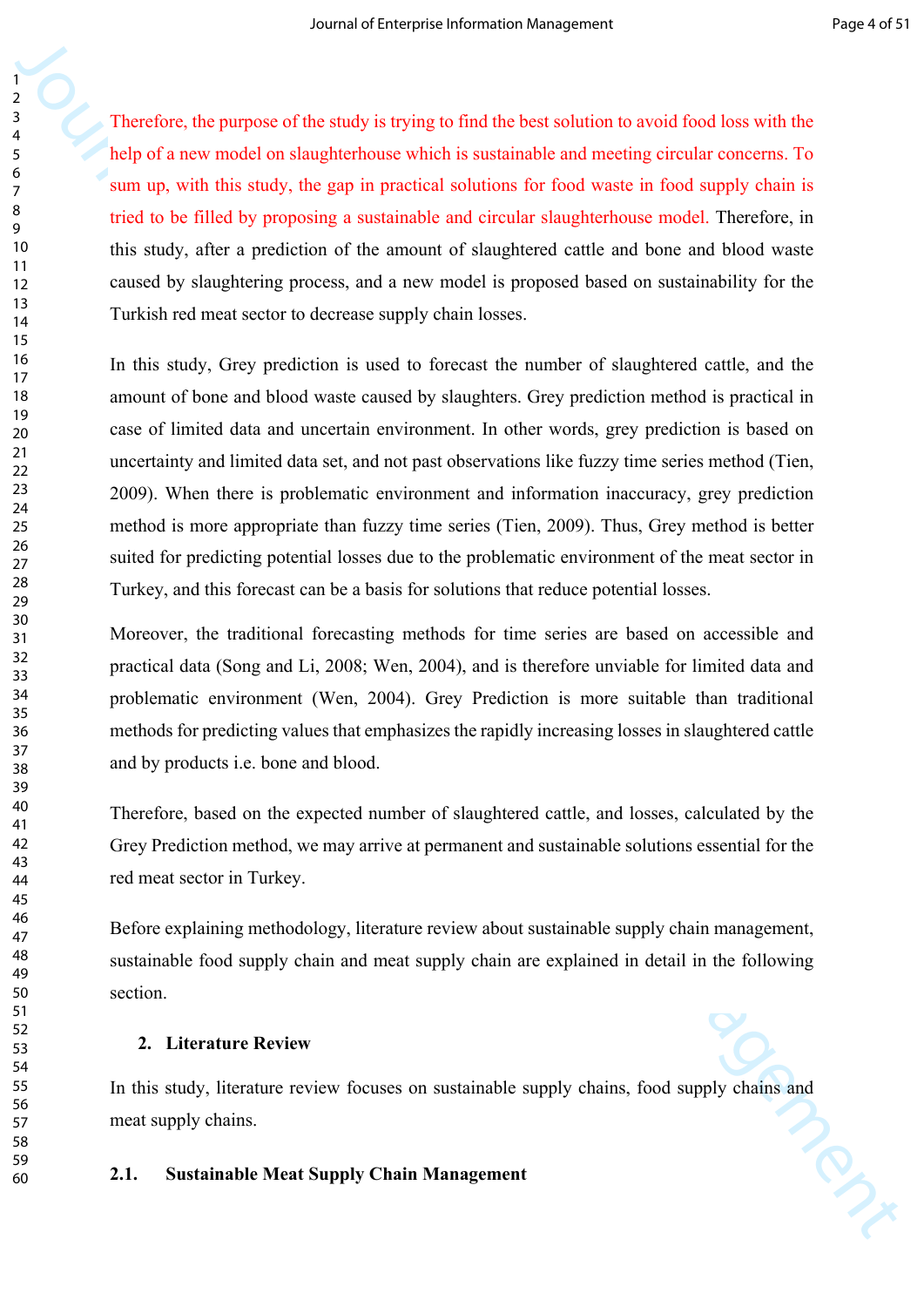Therefore, the purpose of the study is trying to find the best solution to avoid food loss with the help of a new model on slaughterhouse which is sustainable and meeting circular concerns. To sum up, with this study, the gap in practical solutions for food waste in food supply chain is tried to be filled by proposing a sustainable and circular slaughterhouse model. Therefore, in this study, after a prediction of the amount of slaughtered cattle and bone and blood waste caused by slaughtering process, and a new model is proposed based on sustainability for the Turkish red meat sector to decrease supply chain losses.

In this study, Grey prediction is used to forecast the number of slaughtered cattle, and the amount of bone and blood waste caused by slaughters. Grey prediction method is practical in case of limited data and uncertain environment. In other words, grey prediction is based on uncertainty and limited data set, and not past observations like fuzzy time series method (Tien, 2009). When there is problematic environment and information inaccuracy, grey prediction method is more appropriate than fuzzy time series (Tien, 2009). Thus, Grey method is better suited for predicting potential losses due to the problematic environment of the meat sector in Turkey, and this forecast can be a basis for solutions that reduce potential losses.

Moreover, the traditional forecasting methods for time series are based on accessible and practical data (Song and Li, 2008; Wen, 2004), and is therefore unviable for limited data and problematic environment (Wen, 2004). Grey Prediction is more suitable than traditional methods for predicting values that emphasizes the rapidly increasing losses in slaughtered cattle and by products i.e. bone and blood.

Therefore, based on the expected number of slaughtered cattle, and losses, calculated by the Grey Prediction method, we may arrive at permanent and sustainable solutions essential for the red meat sector in Turkey.

Before explaining methodology, literature review about sustainable supply chain management, sustainable food supply chain and meat supply chain are explained in detail in the following section.

## 2. Literature Review

In this study, literature review focuses on sustainable supply chains, food supply chains and meat supply chains.

### 2.1. Sustainable Meat Supply Chain Management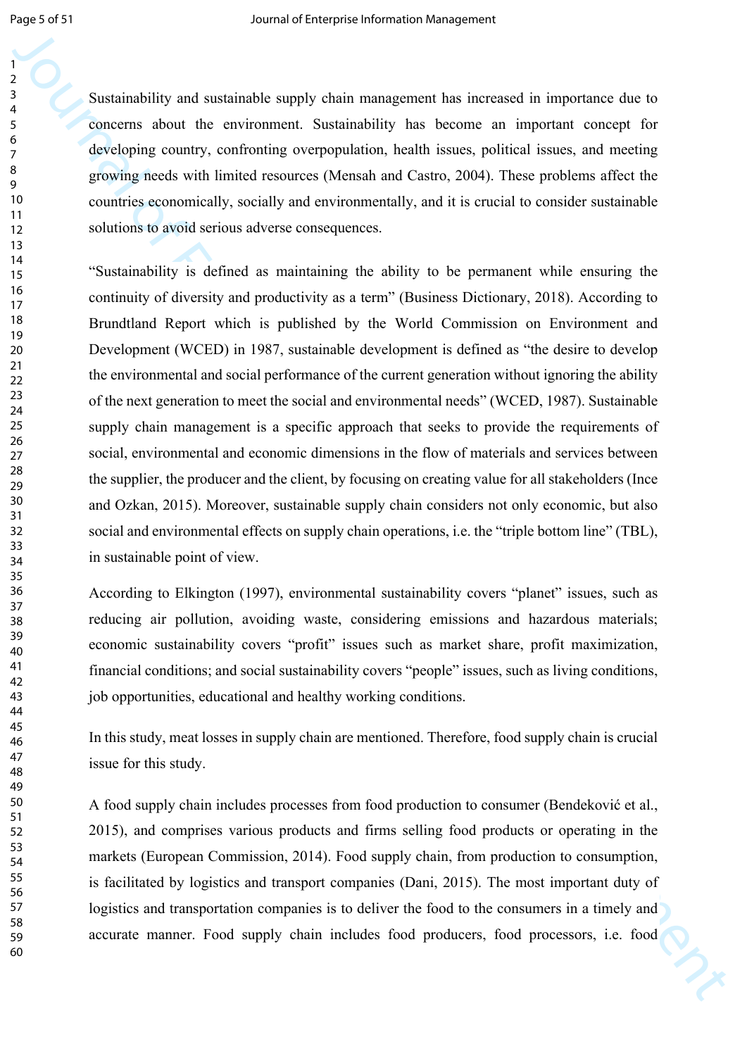Sustainability and sustainable supply chain management has increased in importance due to concerns about the environment. Sustainability has become an important concept for developing country, confronting overpopulation, health issues, political issues, and meeting growing needs with limited resources (Mensah and Castro, 2004). These problems affect the countries economically, socially and environmentally, and it is crucial to consider sustainable solutions to avoid serious adverse consequences.

"Sustainability is defined as maintaining the ability to be permanent while ensuring the continuity of diversity and productivity as a term" (Business Dictionary, 2018). According to Brundtland Report which is published by the World Commission on Environment and Development (WCED) in 1987, sustainable development is defined as "the desire to develop the environmental and social performance of the current generation without ignoring the ability of the next generation to meet the social and environmental needs" (WCED, 1987). Sustainable supply chain management is a specific approach that seeks to provide the requirements of social, environmental and economic dimensions in the flow of materials and services between the supplier, the producer and the client, by focusing on creating value for all stakeholders (Ince and Ozkan, 2015). Moreover, sustainable supply chain considers not only economic, but also social and environmental effects on supply chain operations, i.e. the "triple bottom line" (TBL), in sustainable point of view.

According to Elkington (1997), environmental sustainability covers "planet" issues, such as reducing air pollution, avoiding waste, considering emissions and hazardous materials; economic sustainability covers "profit" issues such as market share, profit maximization, financial conditions; and social sustainability covers "people" issues, such as living conditions, job opportunities, educational and healthy working conditions.

In this study, meat losses in supply chain are mentioned. Therefore, food supply chain is crucial issue for this study.

A food supply chain includes processes from food production to consumer (Bendeković et al., 2015), and comprises various products and firms selling food products or operating in the markets (European Commission, 2014). Food supply chain, from production to consumption, is facilitated by logistics and transport companies (Dani, 2015). The most important duty of logistics and transportation companies is to deliver the food to the consumers in a timely and accurate manner. Food supply chain includes food producers, food processors, i.e. food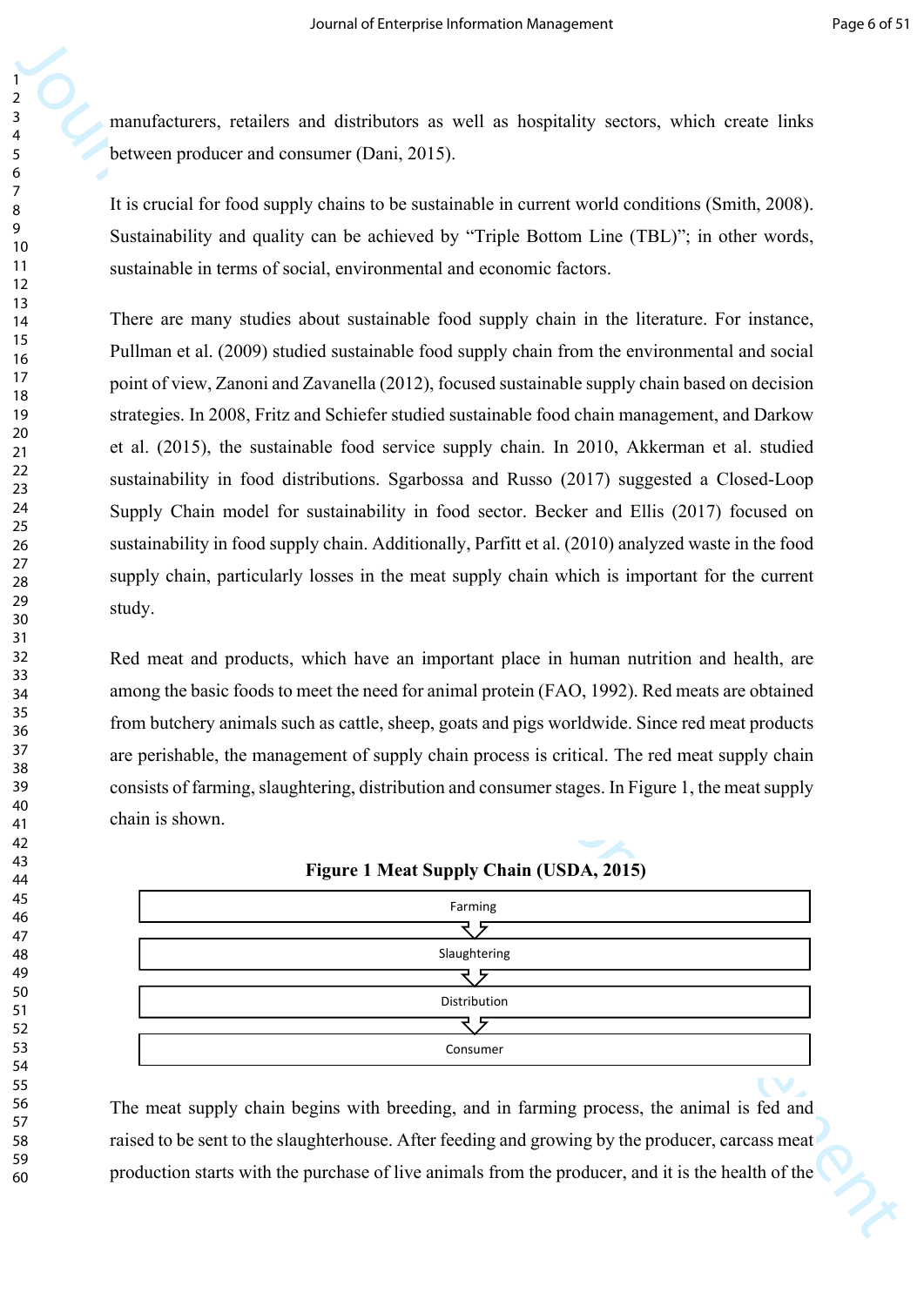manufacturers, retailers and distributors as well as hospitality sectors, which create links between producer and consumer (Dani, 2015).

It is crucial for food supply chains to be sustainable in current world conditions (Smith, 2008). Sustainability and quality can be achieved by "Triple Bottom Line (TBL)"; in other words, sustainable in terms of social, environmental and economic factors.

There are many studies about sustainable food supply chain in the literature. For instance, Pullman et al. (2009) studied sustainable food supply chain from the environmental and social point of view, Zanoni and Zavanella (2012), focused sustainable supply chain based on decision strategies. In 2008, Fritz and Schiefer studied sustainable food chain management, and Darkow et al. (2015), the sustainable food service supply chain. In 2010, Akkerman et al. studied sustainability in food distributions. Sgarbossa and Russo (2017) suggested a Closed-Loop Supply Chain model for sustainability in food sector. Becker and Ellis (2017) focused on sustainability in food supply chain. Additionally, Parfitt et al. (2010) analyzed waste in the food supply chain, particularly losses in the meat supply chain which is important for the current study.

Red meat and products, which have an important place in human nutrition and health, are among the basic foods to meet the need for animal protein (FAO, 1992). Red meats are obtained from butchery animals such as cattle, sheep, goats and pigs worldwide. Since red meat products are perishable, the management of supply chain process is critical. The red meat supply chain consists of farming, slaughtering, distribution and consumer stages. In Figure 1, the meat supply chain is shown.

**Figure 1 Meat Supply Chain (USDA, 2015)**

Farming → Slaughtering → Distribution → Consumer

The meat supply chain begins with breeding, and in farming process, the animal is fed and raised to be sent to the slaughterhouse. After feeding and growing by the producer, carcass meat production starts with the purchase of live animals from the producer, and it is the health of the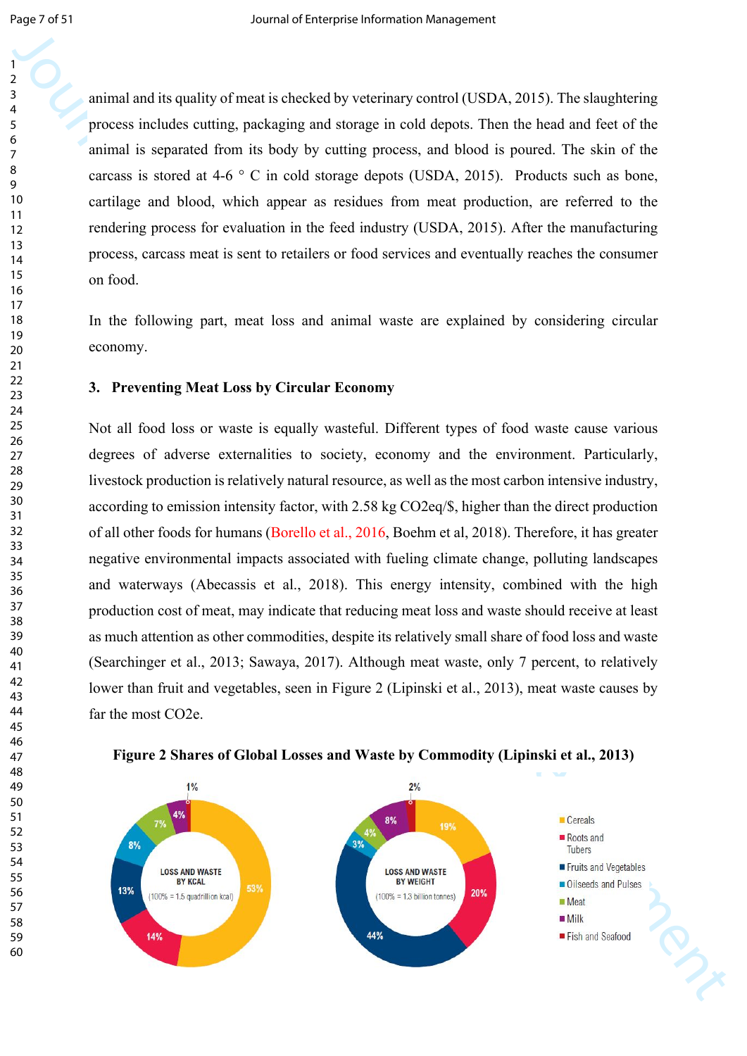animal and its quality of meat is checked by veterinary control (USDA, 2015). The slaughtering process includes cutting, packaging and storage in cold depots. Then the head and feet of the animal is separated from its body by cutting process, and blood is poured. The skin of the carcass is stored at 4-6 ° C in cold storage depots (USDA, 2015). Products such as bone, cartilage and blood, which appear as residues from meat production, are referred to the rendering process for evaluation in the feed industry (USDA, 2015). After the manufacturing process, carcass meat is sent to retailers or food services and eventually reaches the consumer on food.

In the following part, meat loss and animal waste are explained by considering circular economy.

## 3. Preventing Meat Loss by Circular Economy

Not all food loss or waste is equally wasteful. Different types of food waste cause various degrees of adverse externalities to society, economy and the environment. Particularly, livestock production is relatively natural resource, as well as the most carbon intensive industry, according to emission intensity factor, with 2.58 kg $CO_2$eq/$, higher than the direct production of all other foods for humans (Borello et al., 2016, Boehm et al, 2018). Therefore, it has greater negative environmental impacts associated with fueling climate change, polluting landscapes and waterways (Abecassis et al., 2018). This energy intensity, combined with the high production cost of meat, may indicate that reducing meat loss and waste should receive at least as much attention as other commodities, despite its relatively small share of food loss and waste (Searchinger et al., 2013; Sawaya, 2017). Although meat waste, only 7 percent, to relatively lower than fruit and vegetables, seen in Figure 2 (Lipinski et al., 2013), meat waste causes by far the most CO2e.

**Figure 2 Shares of Global Losses and Waste by Commodity (Lipinski et al., 2013)**

| Commodity | Loss and waste by kcal (100% = 1.5 quadrillion kcal) | Loss and waste by weight (100% = 1.3 billion tonnes) |
|---|---|---|
| Cereals | 53% | 19% |
| Roots and Tubers | 14% | 20% |
| Fruits and Vegetables | 13% | 44% |
| Oilseeds and Pulses | 8% | 3% |
| Meat | 7% | 4% |
| Milk | 4% | 8% |
| Fish and Seafood | 1% | 2% |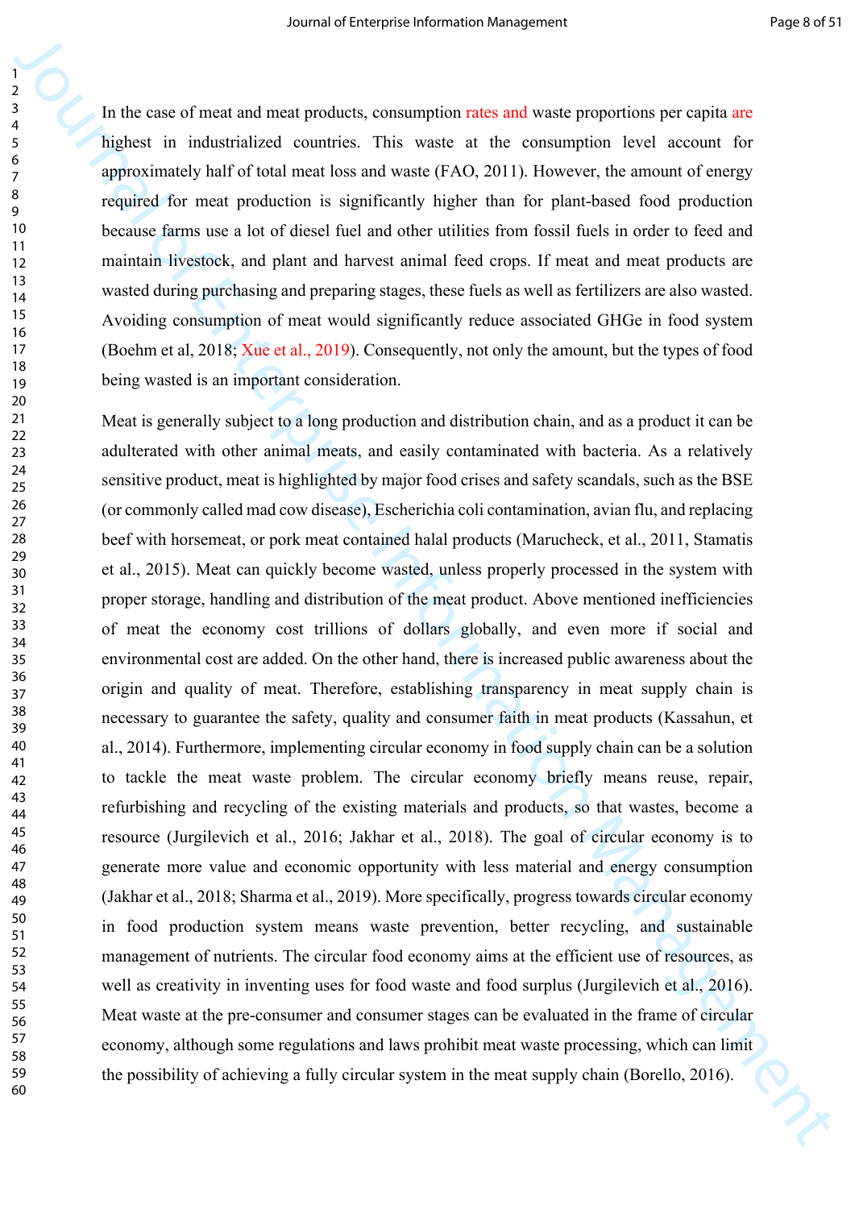In the case of meat and meat products, consumption rates and waste proportions per capita are highest in industrialized countries. This waste at the consumption level account for approximately half of total meat loss and waste (FAO, 2011). However, the amount of energy required for meat production is significantly higher than for plant-based food production because farms use a lot of diesel fuel and other utilities from fossil fuels in order to feed and maintain livestock, and plant and harvest animal feed crops. If meat and meat products are wasted during purchasing and preparing stages, these fuels as well as fertilizers are also wasted. Avoiding consumption of meat would significantly reduce associated GHGe in food system (Boehm et al, 2018; Xue et al., 2019). Consequently, not only the amount, but the types of food being wasted is an important consideration.

Meat is generally subject to a long production and distribution chain, and as a product it can be adulterated with other animal meats, and easily contaminated with bacteria. As a relatively sensitive product, meat is highlighted by major food crises and safety scandals, such as the BSE (or commonly called mad cow disease), Escherichia coli contamination, avian flu, and replacing beef with horsemeat, or pork meat contained halal products (Marucheck, et al., 2011, Stamatis et al., 2015). Meat can quickly become wasted, unless properly processed in the system with proper storage, handling and distribution of the meat product. Above mentioned inefficiencies of meat the economy cost trillions of dollars globally, and even more if social and environmental cost are added. On the other hand, there is increased public awareness about the origin and quality of meat. Therefore, establishing transparency in meat supply chain is necessary to guarantee the safety, quality and consumer faith in meat products (Kassahun, et al., 2014). Furthermore, implementing circular economy in food supply chain can be a solution to tackle the meat waste problem. The circular economy briefly means reuse, repair, refurbishing and recycling of the existing materials and products, so that wastes, become a resource (Jurgilevich et al., 2016; Jakhar et al., 2018). The goal of circular economy is to generate more value and economic opportunity with less material and energy consumption (Jakhar et al., 2018; Sharma et al., 2019). More specifically, progress towards circular economy in food production system means waste prevention, better recycling, and sustainable management of nutrients. The circular food economy aims at the efficient use of resources, as well as creativity in inventing uses for food waste and food surplus (Jurgilevich et al., 2016). Meat waste at the pre-consumer and consumer stages can be evaluated in the frame of circular economy, although some regulations and laws prohibit meat waste processing, which can limit the possibility of achieving a fully circular system in the meat supply chain (Borello, 2016).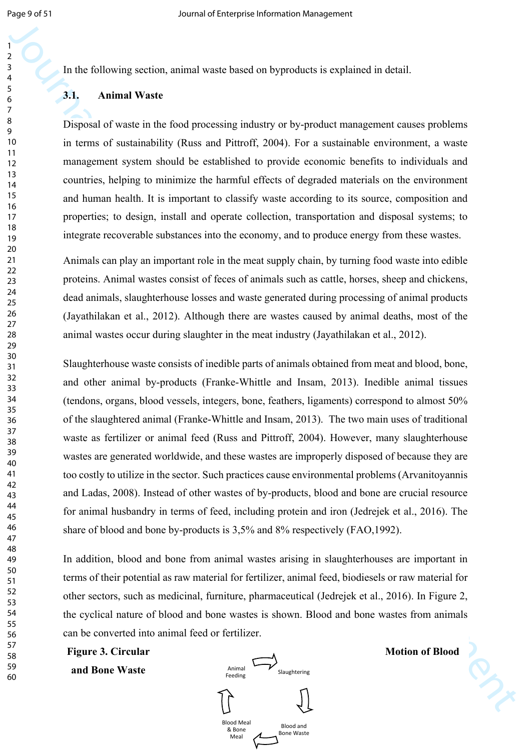In the following section, animal waste based on byproducts is explained in detail.

### 3.1. Animal Waste

Disposal of waste in the food processing industry or by-product management causes problems in terms of sustainability (Russ and Pittroff, 2004). For a sustainable environment, a waste management system should be established to provide economic benefits to individuals and countries, helping to minimize the harmful effects of degraded materials on the environment and human health. It is important to classify waste according to its source, composition and properties; to design, install and operate collection, transportation and disposal systems; to integrate recoverable substances into the economy, and to produce energy from these wastes.

Animals can play an important role in the meat supply chain, by turning food waste into edible proteins. Animal wastes consist of feces of animals such as cattle, horses, sheep and chickens, dead animals, slaughterhouse losses and waste generated during processing of animal products (Jayathilakan et al., 2012). Although there are wastes caused by animal deaths, most of the animal wastes occur during slaughter in the meat industry (Jayathilakan et al., 2012).

Slaughterhouse waste consists of inedible parts of animals obtained from meat and blood, bone, and other animal by-products (Franke-Whittle and Insam, 2013). Inedible animal tissues (tendons, organs, blood vessels, integers, bone, feathers, ligaments) correspond to almost 50% of the slaughtered animal (Franke-Whittle and Insam, 2013). The two main uses of traditional waste as fertilizer or animal feed (Russ and Pittroff, 2004). However, many slaughterhouse wastes are generated worldwide, and these wastes are improperly disposed of because they are too costly to utilize in the sector. Such practices cause environmental problems (Arvanitoyannis and Ladas, 2008). Instead of other wastes of by-products, blood and bone are crucial resource for animal husbandry in terms of feed, including protein and iron (Jedrejek et al., 2016). The share of blood and bone by-products is 3,5% and 8% respectively (FAO,1992).

In addition, blood and bone from animal wastes arising in slaughterhouses are important in terms of their potential as raw material for fertilizer, animal feed, biodiesels or raw material for other sectors, such as medicinal, furniture, pharmaceutical (Jedrejek et al., 2016). In Figure 2, the cyclical nature of blood and bone wastes is shown. Blood and bone wastes from animals can be converted into animal feed or fertilizer.

**Figure 3. Circular Motion of Blood and Bone Waste**

Animal Feeding → Slaughtering → Blood and Bone Waste → Blood Meal & Bone Meal → Animal Feeding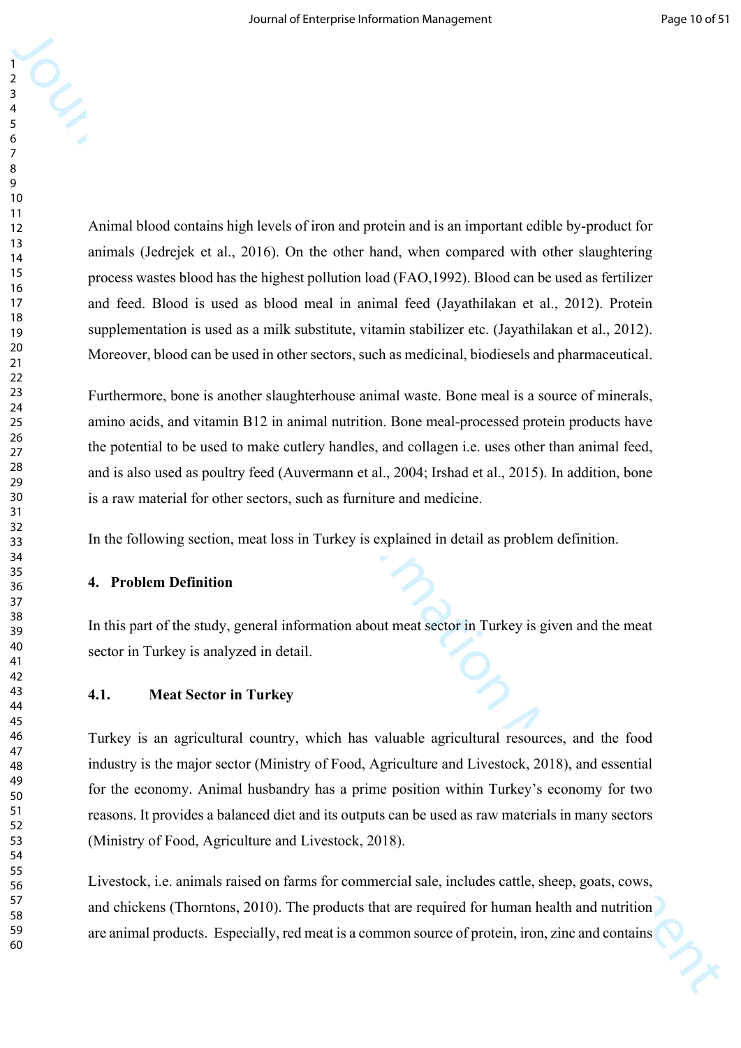Animal blood contains high levels of iron and protein and is an important edible by-product for animals (Jedrejek et al., 2016). On the other hand, when compared with other slaughtering process wastes blood has the highest pollution load (FAO,1992). Blood can be used as fertilizer and feed. Blood is used as blood meal in animal feed (Jayathilakan et al., 2012). Protein supplementation is used as a milk substitute, vitamin stabilizer etc. (Jayathilakan et al., 2012). Moreover, blood can be used in other sectors, such as medicinal, biodiesels and pharmaceutical.

Furthermore, bone is another slaughterhouse animal waste. Bone meal is a source of minerals, amino acids, and vitamin B12 in animal nutrition. Bone meal-processed protein products have the potential to be used to make cutlery handles, and collagen i.e. uses other than animal feed, and is also used as poultry feed (Auvermann et al., 2004; Irshad et al., 2015). In addition, bone is a raw material for other sectors, such as furniture and medicine.

In the following section, meat loss in Turkey is explained in detail as problem definition.

## 4. Problem Definition

In this part of the study, general information about meat sector in Turkey is given and the meat sector in Turkey is analyzed in detail.

### 4.1. Meat Sector in Turkey

Turkey is an agricultural country, which has valuable agricultural resources, and the food industry is the major sector (Ministry of Food, Agriculture and Livestock, 2018), and essential for the economy. Animal husbandry has a prime position within Turkey's economy for two reasons. It provides a balanced diet and its outputs can be used as raw materials in many sectors (Ministry of Food, Agriculture and Livestock, 2018).

Livestock, i.e. animals raised on farms for commercial sale, includes cattle, sheep, goats, cows, and chickens (Thorntons, 2010). The products that are required for human health and nutrition are animal products. Especially, red meat is a common source of protein, iron, zinc and contains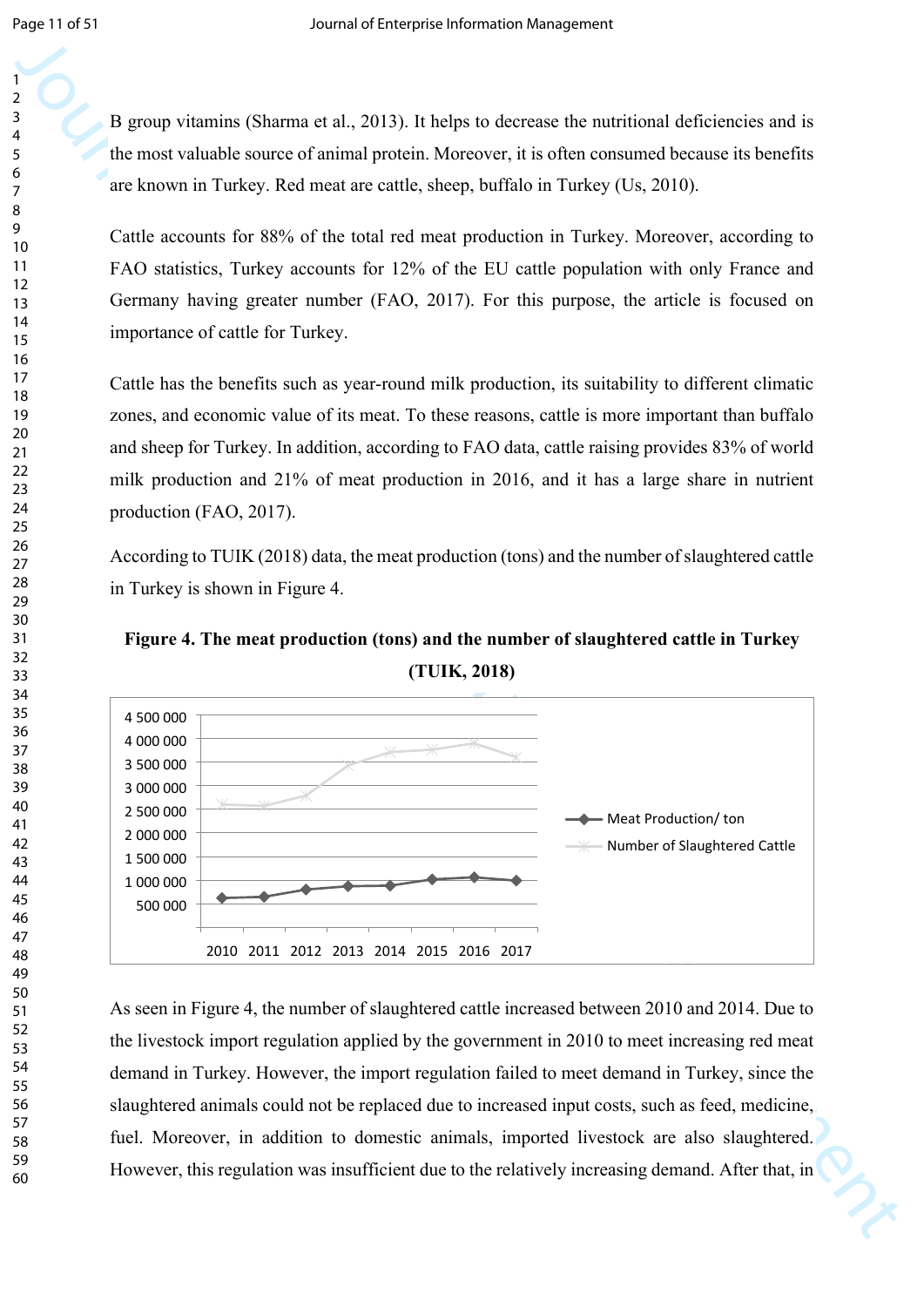B group vitamins (Sharma et al., 2013). It helps to decrease the nutritional deficiencies and is the most valuable source of animal protein. Moreover, it is often consumed because its benefits are known in Turkey. Red meat are cattle, sheep, buffalo in Turkey (Us, 2010).

Cattle accounts for 88% of the total red meat production in Turkey. Moreover, according to FAO statistics, Turkey accounts for 12% of the EU cattle population with only France and Germany having greater number (FAO, 2017). For this purpose, the article is focused on importance of cattle for Turkey.

Cattle has the benefits such as year-round milk production, its suitability to different climatic zones, and economic value of its meat. To these reasons, cattle is more important than buffalo and sheep for Turkey. In addition, according to FAO data, cattle raising provides 83% of world milk production and 21% of meat production in 2016, and it has a large share in nutrient production (FAO, 2017).

According to TUIK (2018) data, the meat production (tons) and the number of slaughtered cattle in Turkey is shown in Figure 4.

**Figure 4. The meat production (tons) and the number of slaughtered cattle in Turkey (TUIK, 2018)**

As seen in Figure 4, the number of slaughtered cattle increased between 2010 and 2014. Due to the livestock import regulation applied by the government in 2010 to meet increasing red meat demand in Turkey. However, the import regulation failed to meet demand in Turkey, since the slaughtered animals could not be replaced due to increased input costs, such as feed, medicine, fuel. Moreover, in addition to domestic animals, imported livestock are also slaughtered. However, this regulation was insufficient due to the relatively increasing demand. After that, in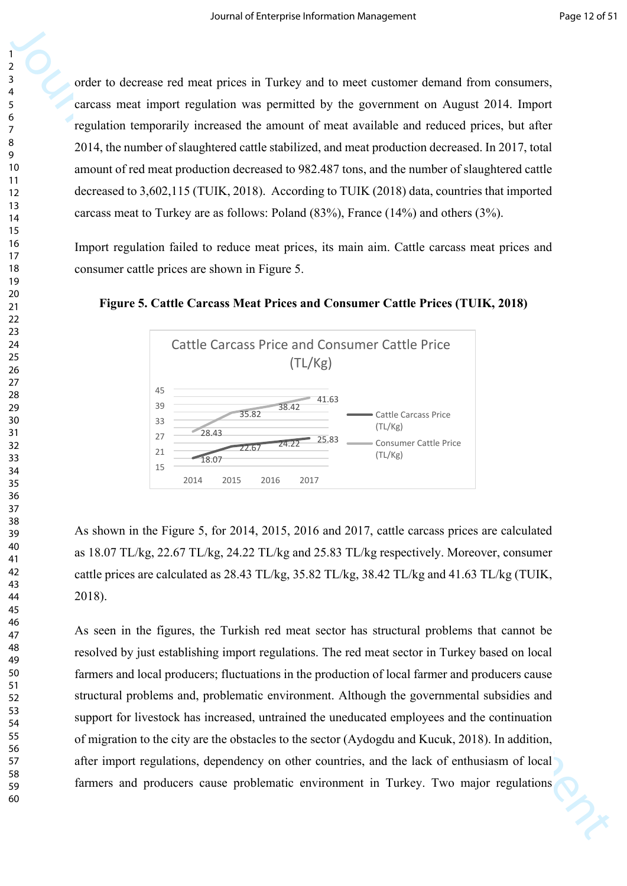order to decrease red meat prices in Turkey and to meet customer demand from consumers, carcass meat import regulation was permitted by the government on August 2014. Import regulation temporarily increased the amount of meat available and reduced prices, but after 2014, the number of slaughtered cattle stabilized, and meat production decreased. In 2017, total amount of red meat production decreased to 982.487 tons, and the number of slaughtered cattle decreased to 3,602,115 (TUIK, 2018). According to TUIK (2018) data, countries that imported carcass meat to Turkey are as follows: Poland (83%), France (14%) and others (3%).

Import regulation failed to reduce meat prices, its main aim. Cattle carcass meat prices and consumer cattle prices are shown in Figure 5.

**Figure 5. Cattle Carcass Meat Prices and Consumer Cattle Prices (TUIK, 2018)**

As shown in the Figure 5, for 2014, 2015, 2016 and 2017, cattle carcass prices are calculated as 18.07 TL/kg, 22.67 TL/kg, 24.22 TL/kg and 25.83 TL/kg respectively. Moreover, consumer cattle prices are calculated as 28.43 TL/kg, 35.82 TL/kg, 38.42 TL/kg and 41.63 TL/kg (TUIK, 2018).

As seen in the figures, the Turkish red meat sector has structural problems that cannot be resolved by just establishing import regulations. The red meat sector in Turkey based on local farmers and local producers; fluctuations in the production of local farmer and producers cause structural problems and, problematic environment. Although the governmental subsidies and support for livestock has increased, untrained the uneducated employees and the continuation of migration to the city are the obstacles to the sector (Aydogdu and Kucuk, 2018). In addition, after import regulations, dependency on other countries, and the lack of enthusiasm of local farmers and producers cause problematic environment in Turkey. Two major regulations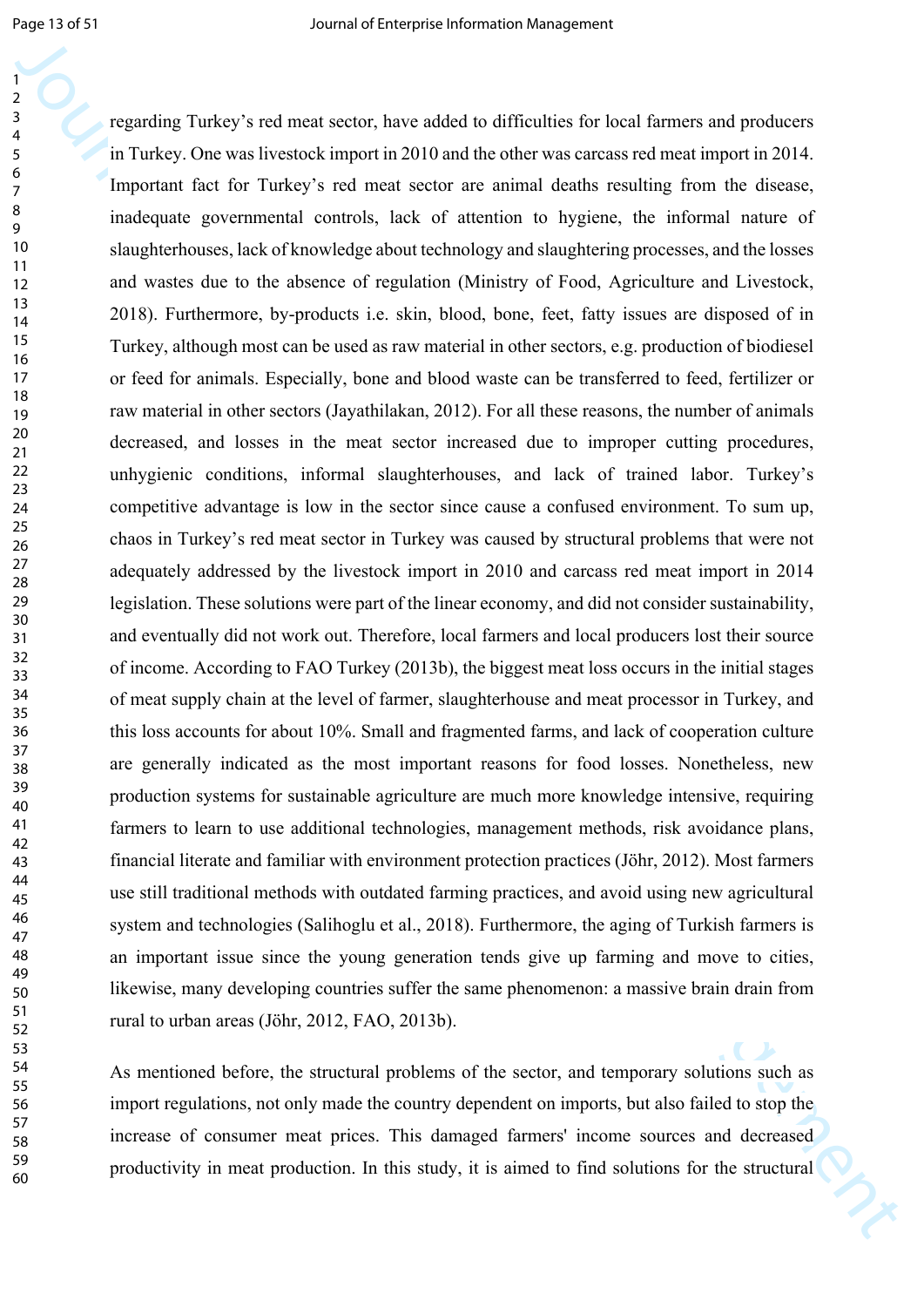regarding Turkey's red meat sector, have added to difficulties for local farmers and producers in Turkey. One was livestock import in 2010 and the other was carcass red meat import in 2014. Important fact for Turkey's red meat sector are animal deaths resulting from the disease, inadequate governmental controls, lack of attention to hygiene, the informal nature of slaughterhouses, lack of knowledge about technology and slaughtering processes, and the losses and wastes due to the absence of regulation (Ministry of Food, Agriculture and Livestock, 2018). Furthermore, by-products i.e. skin, blood, bone, feet, fatty issues are disposed of in Turkey, although most can be used as raw material in other sectors, e.g. production of biodiesel or feed for animals. Especially, bone and blood waste can be transferred to feed, fertilizer or raw material in other sectors (Jayathilakan, 2012). For all these reasons, the number of animals decreased, and losses in the meat sector increased due to improper cutting procedures, unhygienic conditions, informal slaughterhouses, and lack of trained labor. Turkey's competitive advantage is low in the sector since cause a confused environment. To sum up, chaos in Turkey's red meat sector in Turkey was caused by structural problems that were not adequately addressed by the livestock import in 2010 and carcass red meat import in 2014 legislation. These solutions were part of the linear economy, and did not consider sustainability, and eventually did not work out. Therefore, local farmers and local producers lost their source of income. According to FAO Turkey (2013b), the biggest meat loss occurs in the initial stages of meat supply chain at the level of farmer, slaughterhouse and meat processor in Turkey, and this loss accounts for about 10%. Small and fragmented farms, and lack of cooperation culture are generally indicated as the most important reasons for food losses. Nonetheless, new production systems for sustainable agriculture are much more knowledge intensive, requiring farmers to learn to use additional technologies, management methods, risk avoidance plans, financial literate and familiar with environment protection practices (Jöhr, 2012). Most farmers use still traditional methods with outdated farming practices, and avoid using new agricultural system and technologies (Salihoglu et al., 2018). Furthermore, the aging of Turkish farmers is an important issue since the young generation tends give up farming and move to cities, likewise, many developing countries suffer the same phenomenon: a massive brain drain from rural to urban areas (Jöhr, 2012, FAO, 2013b).

As mentioned before, the structural problems of the sector, and temporary solutions such as import regulations, not only made the country dependent on imports, but also failed to stop the increase of consumer meat prices. This damaged farmers' income sources and decreased productivity in meat production. In this study, it is aimed to find solutions for the structural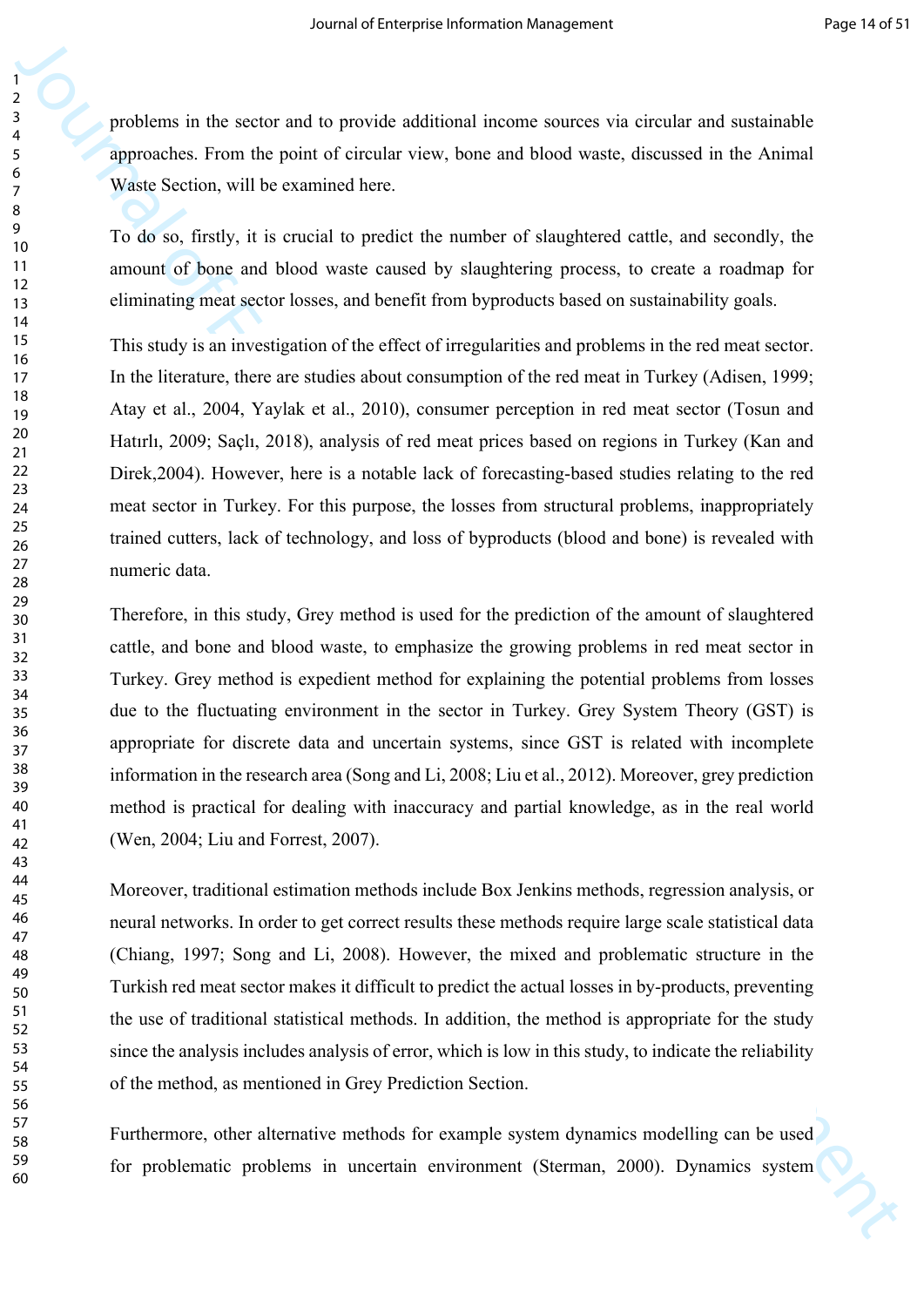problems in the sector and to provide additional income sources via circular and sustainable approaches. From the point of circular view, bone and blood waste, discussed in the Animal Waste Section, will be examined here.

To do so, firstly, it is crucial to predict the number of slaughtered cattle, and secondly, the amount of bone and blood waste caused by slaughtering process, to create a roadmap for eliminating meat sector losses, and benefit from byproducts based on sustainability goals.

This study is an investigation of the effect of irregularities and problems in the red meat sector. In the literature, there are studies about consumption of the red meat in Turkey (Adisen, 1999; Atay et al., 2004, Yaylak et al., 2010), consumer perception in red meat sector (Tosun and Hatırlı, 2009; Saçlı, 2018), analysis of red meat prices based on regions in Turkey (Kan and Direk,2004). However, here is a notable lack of forecasting-based studies relating to the red meat sector in Turkey. For this purpose, the losses from structural problems, inappropriately trained cutters, lack of technology, and loss of byproducts (blood and bone) is revealed with numeric data.

Therefore, in this study, Grey method is used for the prediction of the amount of slaughtered cattle, and bone and blood waste, to emphasize the growing problems in red meat sector in Turkey. Grey method is expedient method for explaining the potential problems from losses due to the fluctuating environment in the sector in Turkey. Grey System Theory (GST) is appropriate for discrete data and uncertain systems, since GST is related with incomplete information in the research area (Song and Li, 2008; Liu et al., 2012). Moreover, grey prediction method is practical for dealing with inaccuracy and partial knowledge, as in the real world (Wen, 2004; Liu and Forrest, 2007).

Moreover, traditional estimation methods include Box Jenkins methods, regression analysis, or neural networks. In order to get correct results these methods require large scale statistical data (Chiang, 1997; Song and Li, 2008). However, the mixed and problematic structure in the Turkish red meat sector makes it difficult to predict the actual losses in by-products, preventing the use of traditional statistical methods. In addition, the method is appropriate for the study since the analysis includes analysis of error, which is low in this study, to indicate the reliability of the method, as mentioned in Grey Prediction Section.

Furthermore, other alternative methods for example system dynamics modelling can be used for problematic problems in uncertain environment (Sterman, 2000). Dynamics system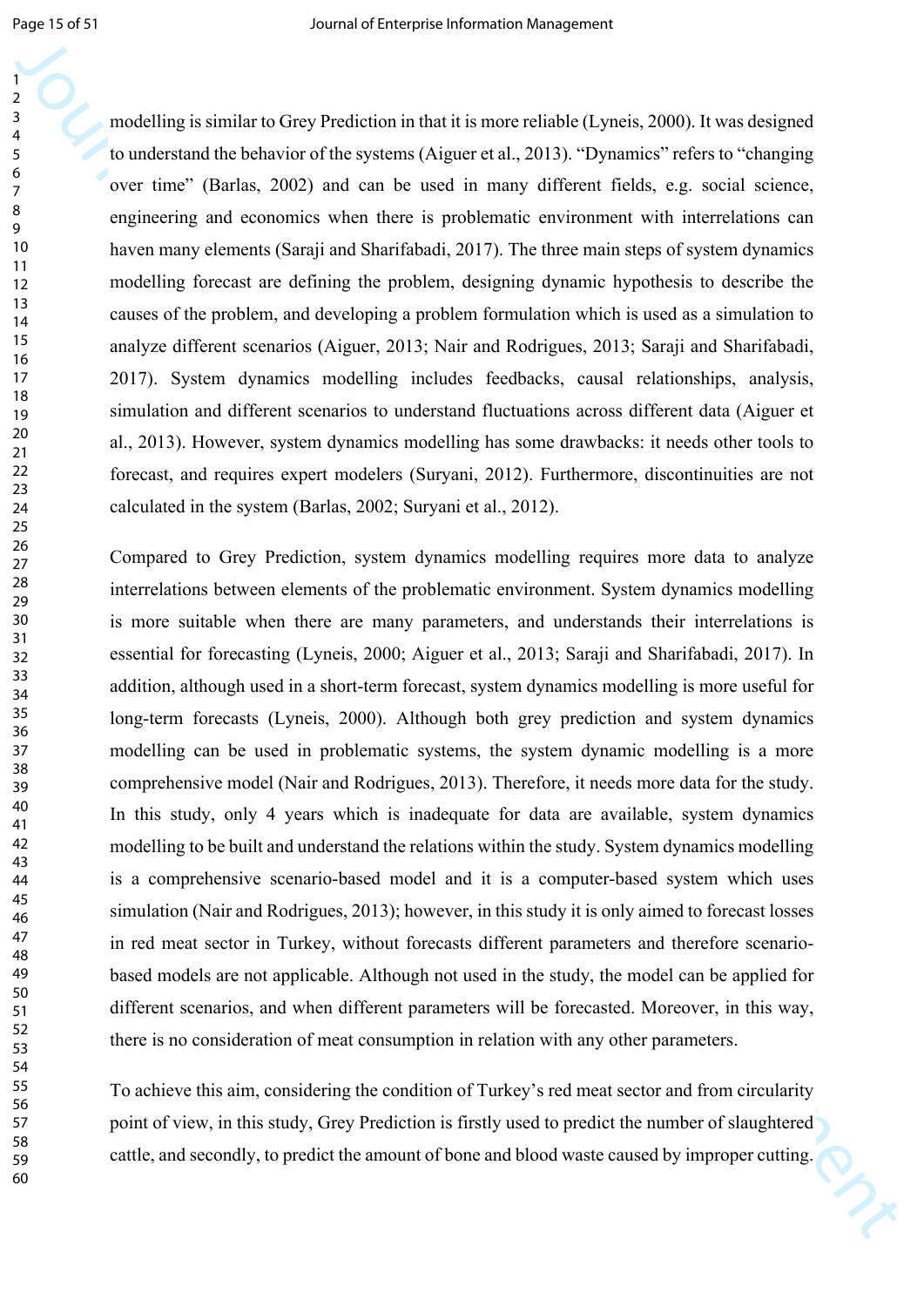modelling is similar to Grey Prediction in that it is more reliable (Lyneis, 2000). It was designed to understand the behavior of the systems (Aiguer et al., 2013). “Dynamics” refers to “changing over time” (Barlas, 2002) and can be used in many different fields, e.g. social science, engineering and economics when there is problematic environment with interrelations can haven many elements (Saraji and Sharifabadi, 2017). The three main steps of system dynamics modelling forecast are defining the problem, designing dynamic hypothesis to describe the causes of the problem, and developing a problem formulation which is used as a simulation to analyze different scenarios (Aiguer, 2013; Nair and Rodrigues, 2013; Saraji and Sharifabadi, 2017). System dynamics modelling includes feedbacks, causal relationships, analysis, simulation and different scenarios to understand fluctuations across different data (Aiguer et al., 2013). However, system dynamics modelling has some drawbacks: it needs other tools to forecast, and requires expert modelers (Suryani, 2012). Furthermore, discontinuities are not calculated in the system (Barlas, 2002; Suryani et al., 2012).

Compared to Grey Prediction, system dynamics modelling requires more data to analyze interrelations between elements of the problematic environment. System dynamics modelling is more suitable when there are many parameters, and understands their interrelations is essential for forecasting (Lyneis, 2000; Aiguer et al., 2013; Saraji and Sharifabadi, 2017). In addition, although used in a short-term forecast, system dynamics modelling is more useful for long-term forecasts (Lyneis, 2000). Although both grey prediction and system dynamics modelling can be used in problematic systems, the system dynamic modelling is a more comprehensive model (Nair and Rodrigues, 2013). Therefore, it needs more data for the study. In this study, only 4 years which is inadequate for data are available, system dynamics modelling to be built and understand the relations within the study. System dynamics modelling is a comprehensive scenario-based model and it is a computer-based system which uses simulation (Nair and Rodrigues, 2013); however, in this study it is only aimed to forecast losses in red meat sector in Turkey, without forecasts different parameters and therefore scenario-based models are not applicable. Although not used in the study, the model can be applied for different scenarios, and when different parameters will be forecasted. Moreover, in this way, there is no consideration of meat consumption in relation with any other parameters.

To achieve this aim, considering the condition of Turkey’s red meat sector and from circularity point of view, in this study, Grey Prediction is firstly used to predict the number of slaughtered cattle, and secondly, to predict the amount of bone and blood waste caused by improper cutting.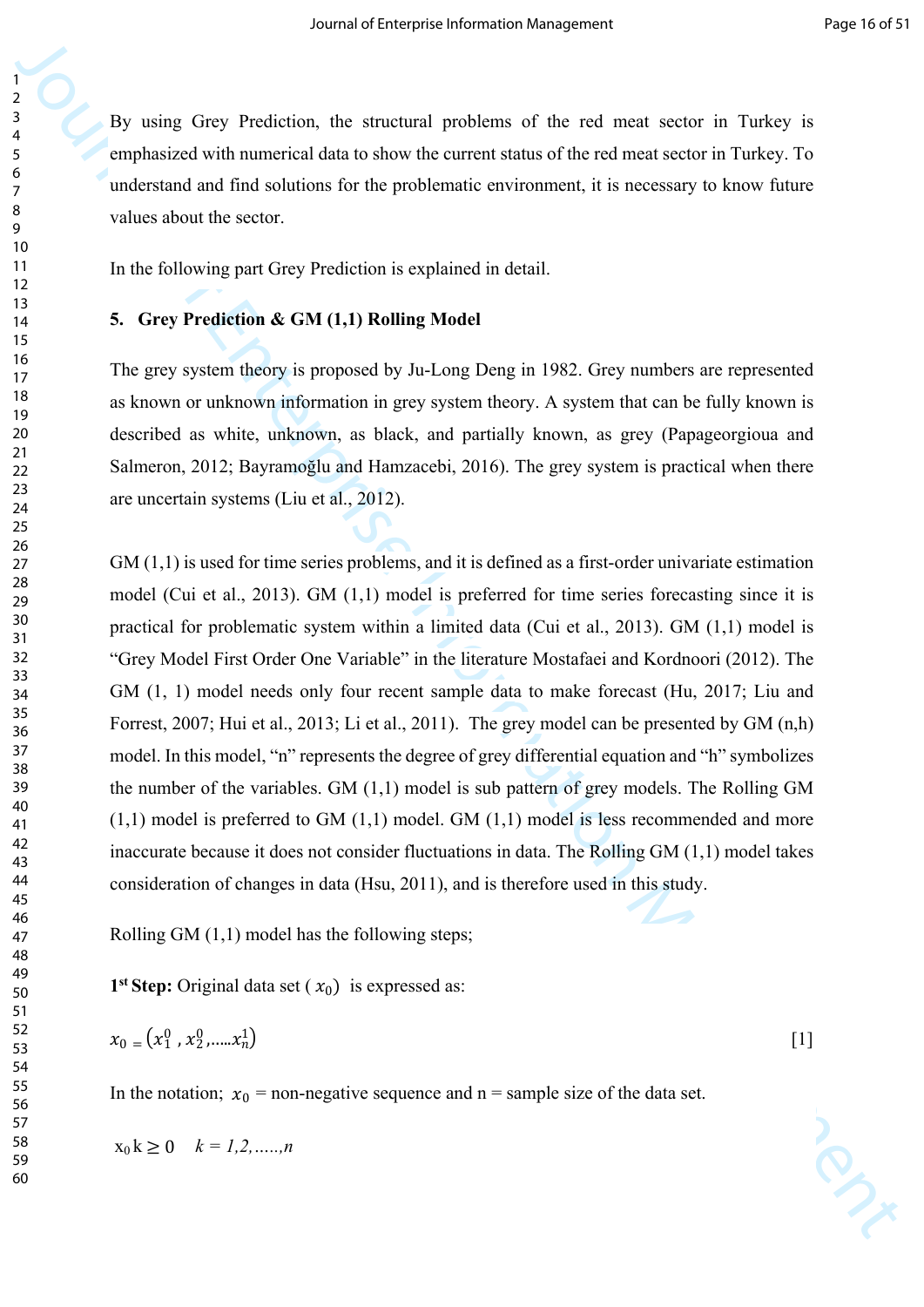By using Grey Prediction, the structural problems of the red meat sector in Turkey is emphasized with numerical data to show the current status of the red meat sector in Turkey. To understand and find solutions for the problematic environment, it is necessary to know future values about the sector.

In the following part Grey Prediction is explained in detail.

## 5. Grey Prediction & GM (1,1) Rolling Model

The grey system theory is proposed by Ju-Long Deng in 1982. Grey numbers are represented as known or unknown information in grey system theory. A system that can be fully known is described as white, unknown, as black, and partially known, as grey (Papageorgioua and Salmeron, 2012; Bayramoğlu and Hamzacebi, 2016). The grey system is practical when there are uncertain systems (Liu et al., 2012).

GM (1,1) is used for time series problems, and it is defined as a first-order univariate estimation model (Cui et al., 2013). GM (1,1) model is preferred for time series forecasting since it is practical for problematic system within a limited data (Cui et al., 2013). GM (1,1) model is "Grey Model First Order One Variable" in the literature Mostafaei and Kordnoori (2012). The GM (1, 1) model needs only four recent sample data to make forecast (Hu, 2017; Liu and Forrest, 2007; Hui et al., 2013; Li et al., 2011). The grey model can be presented by GM (n,h) model. In this model, "n" represents the degree of grey differential equation and "h" symbolizes the number of the variables. GM (1,1) model is sub pattern of grey models. The Rolling GM (1,1) model is preferred to GM (1,1) model. GM (1,1) model is less recommended and more inaccurate because it does not consider fluctuations in data. The Rolling GM (1,1) model takes consideration of changes in data (Hsu, 2011), and is therefore used in this study.

Rolling GM (1,1) model has the following steps;

**1st Step:** Original data set ( $x_0$ ) is expressed as:

$$x_0 = \left(x_1^0 \; , x_2^0 , \ldots\ldots x_n^1\right) \qquad [1]$$

In the notation; $x_0$ = non-negative sequence and n = sample size of the data set.

$x_0 k \geq 0 \quad k = 1,2,\ldots\ldots,n$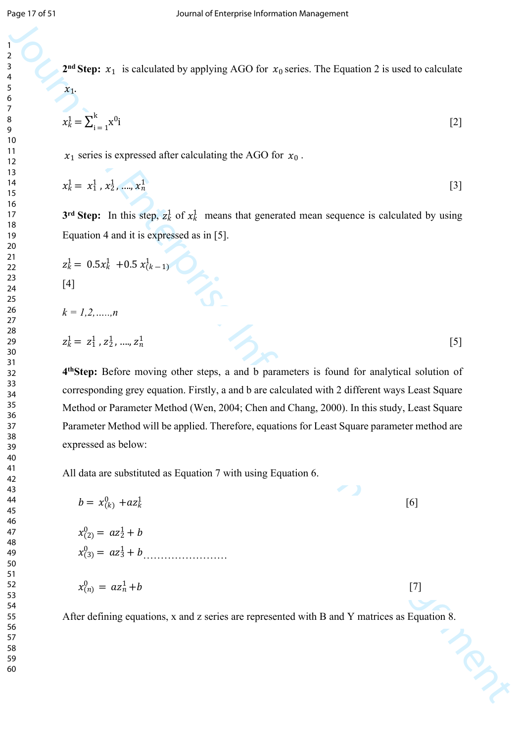**2nd Step:** $x_1$ is calculated by applying AGO for $x_0$ series. The Equation 2 is used to calculate $x_1$.

$$x_k^1 = \sum_{i=1}^{k} x^0 i \qquad [2]$$

$x_1$ series is expressed after calculating the AGO for $x_0$ .

$$x_k^1 = x_1^1 , x_2^1 , ...., x_n^1 \qquad [3]$$

**3rd Step:** In this step, $z_k^1$ of $x_k^1$ means that generated mean sequence is calculated by using Equation 4 and it is expressed as in [5].

$$z_k^1 = 0.5x_k^1 + 0.5 x_{(k-1)}^1$$

[4]

*k = 1,2,.....,n*

$$z_k^1 = z_1^1 , z_2^1 , ...., z_n^1 \qquad [5]$$

**4thStep:** Before moving other steps, a and b parameters is found for analytical solution of corresponding grey equation. Firstly, a and b are calculated with 2 different ways Least Square Method or Parameter Method (Wen, 2004; Chen and Chang, 2000). In this study, Least Square Parameter Method will be applied. Therefore, equations for Least Square parameter method are expressed as below:

All data are substituted as Equation 7 with using Equation 6.

$$b = x_{(k)}^0 + az_k^1 \qquad [6]$$

$$x_{(2)}^0 = az_2^1 + b$$
$$x_{(3)}^0 = az_3^1 + b \ldots\ldots\ldots\ldots\ldots\ldots\ldots\ldots$$

$$x_{(n)}^0 = az_n^1 + b \qquad [7]$$

After defining equations, x and z series are represented with B and Y matrices as Equation 8.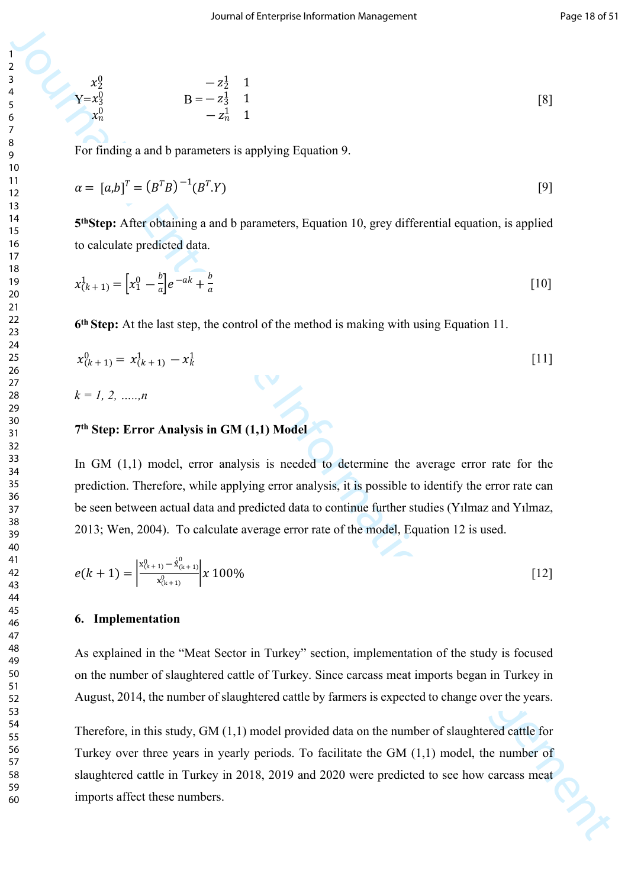$$Y = \begin{matrix} x_2^0 \\ x_3^0 \\ x_n^0 \end{matrix} \qquad B = \begin{matrix} -z_2^1 & 1 \\ -z_3^1 & 1 \\ -z_n^1 & 1 \end{matrix} \tag{8}$$

For finding a and b parameters is applying Equation 9.

$$\alpha = [a,b]^T = (B^T B)^{-1}(B^T.Y) \tag{9}$$

**5th Step:** After obtaining a and b parameters, Equation 10, grey differential equation, is applied to calculate predicted data.

$$x_{(k+1)}^1 = \left[x_1^0 - \frac{b}{a}\right]e^{-ak} + \frac{b}{a} \tag{10}$$

**6th Step:** At the last step, the control of the method is making with using Equation 11.

$$x_{(k+1)}^0 = x_{(k+1)}^1 - x_k^1 \tag{11}$$

*k = 1, 2, .....,n*

**7th Step: Error Analysis in GM (1,1) Model**

In GM (1,1) model, error analysis is needed to determine the average error rate for the prediction. Therefore, while applying error analysis, it is possible to identify the error rate can be seen between actual data and predicted data to continue further studies (Yılmaz and Yılmaz, 2013; Wen, 2004). To calculate average error rate of the model, Equation 12 is used.

$$e(k+1) = \left|\frac{x_{(k+1)}^0 - \hat{x}_{(k+1)}^0}{x_{(k+1)}^0}\right| x\ 100\% \tag{12}$$

## 6. Implementation

As explained in the "Meat Sector in Turkey" section, implementation of the study is focused on the number of slaughtered cattle of Turkey. Since carcass meat imports began in Turkey in August, 2014, the number of slaughtered cattle by farmers is expected to change over the years.

Therefore, in this study, GM (1,1) model provided data on the number of slaughtered cattle for Turkey over three years in yearly periods. To facilitate the GM (1,1) model, the number of slaughtered cattle in Turkey in 2018, 2019 and 2020 were predicted to see how carcass meat imports affect these numbers.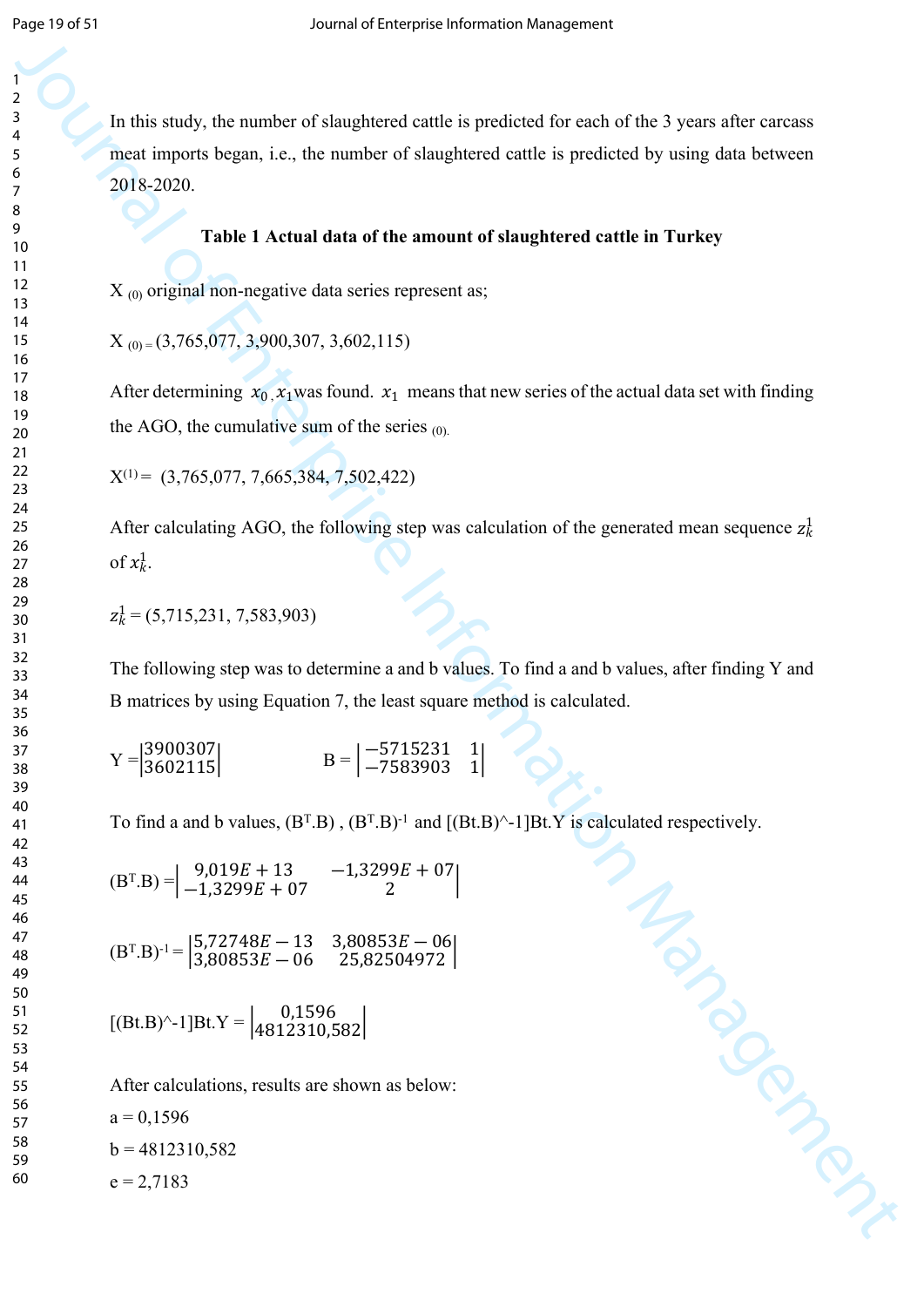In this study, the number of slaughtered cattle is predicted for each of the 3 years after carcass meat imports began, i.e., the number of slaughtered cattle is predicted by using data between 2018-2020.

**Table 1 Actual data of the amount of slaughtered cattle in Turkey**

$X_{(0)}$ original non-negative data series represent as;

$X_{(0)}$ = (3,765,077, 3,900,307, 3,602,115)

After determining $x_0$, $x_1$ was found. $x_1$ means that new series of the actual data set with finding the AGO, the cumulative sum of the series $_{(0)}$.

$X^{(1)}$ = (3,765,077, 7,665,384, 7,502,422)

After calculating AGO, the following step was calculation of the generated mean sequence $z_k^1$ of $x_k^1$.

$z_k^1$ = (5,715,231, 7,583,903)

The following step was to determine a and b values. To find a and b values, after finding Y and B matrices by using Equation 7, the least square method is calculated.

$$Y = \begin{vmatrix} 3900307 \\ 3602115 \end{vmatrix} \qquad B = \begin{vmatrix} -5715231 & 1 \\ -7583903 & 1 \end{vmatrix}$$

To find a and b values, $(B^T.B)$ , $(B^T.B)^{-1}$ and [(Bt.B)^-1]Bt.Y is calculated respectively.

$$(B^T.B) = \begin{vmatrix} 9{,}019E+13 & -1{,}3299E+07 \\ -1{,}3299E+07 & 2 \end{vmatrix}$$

$$(B^T.B)^{-1} = \begin{vmatrix} 5{,}72748E-13 & 3{,}80853E-06 \\ 3{,}80853E-06 & 25{,}82504972 \end{vmatrix}$$

$$[(Bt.B)^{\wedge}-1]Bt.Y = \begin{vmatrix} 0{,}1596 \\ 4812310{,}582 \end{vmatrix}$$

After calculations, results are shown as below:

a = 0,1596

b = 4812310,582

e = 2,7183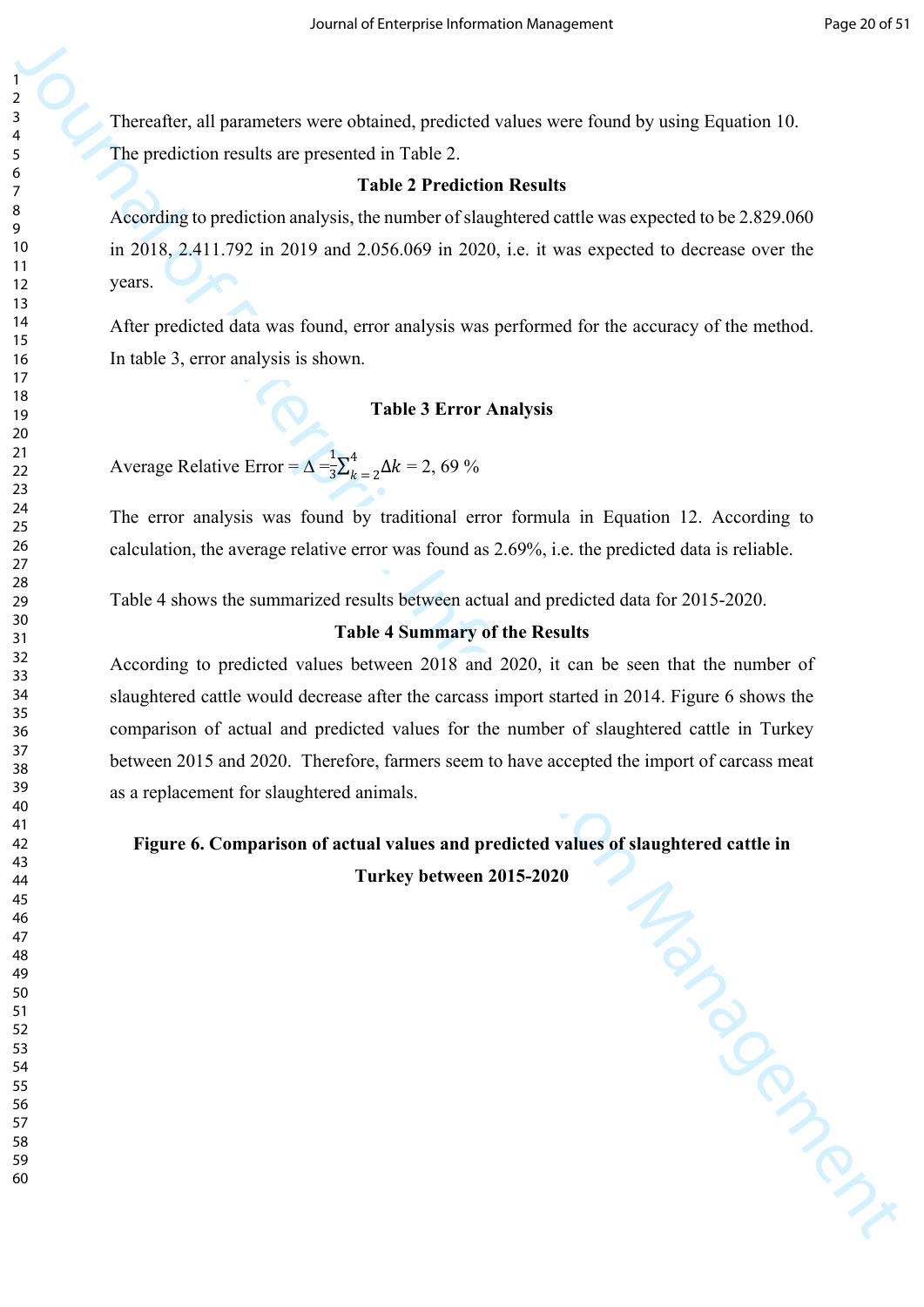Thereafter, all parameters were obtained, predicted values were found by using Equation 10. The prediction results are presented in Table 2.

**Table 2 Prediction Results**

According to prediction analysis, the number of slaughtered cattle was expected to be 2.829.060 in 2018, 2.411.792 in 2019 and 2.056.069 in 2020, i.e. it was expected to decrease over the years.

After predicted data was found, error analysis was performed for the accuracy of the method. In table 3, error analysis is shown.

**Table 3 Error Analysis**

Average Relative Error = $\Delta = \frac{1}{3}\sum_{k=2}^{4}\Delta k$ = 2, 69 %

The error analysis was found by traditional error formula in Equation 12. According to calculation, the average relative error was found as 2.69%, i.e. the predicted data is reliable.

Table 4 shows the summarized results between actual and predicted data for 2015-2020.

**Table 4 Summary of the Results**

According to predicted values between 2018 and 2020, it can be seen that the number of slaughtered cattle would decrease after the carcass import started in 2014. Figure 6 shows the comparison of actual and predicted values for the number of slaughtered cattle in Turkey between 2015 and 2020. Therefore, farmers seem to have accepted the import of carcass meat as a replacement for slaughtered animals.

**Figure 6. Comparison of actual values and predicted values of slaughtered cattle in Turkey between 2015-2020**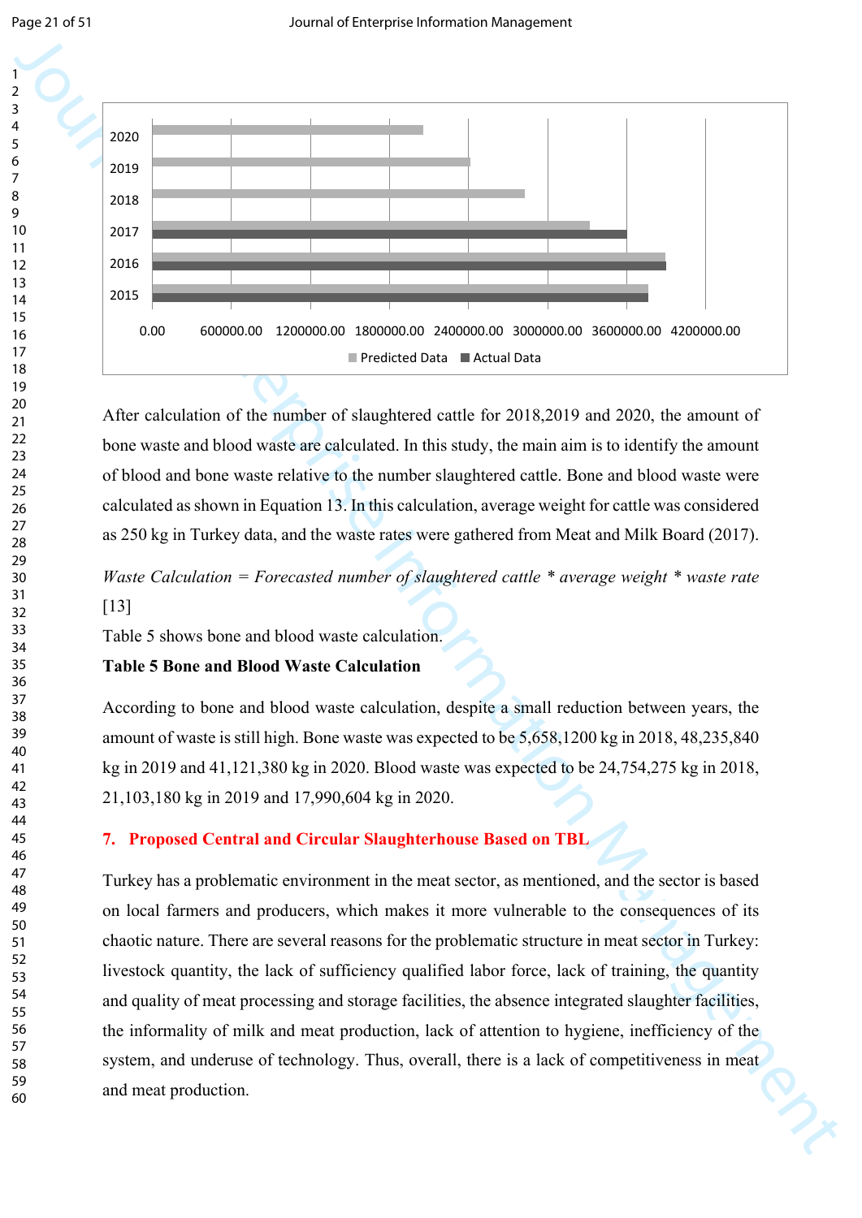After calculation of the number of slaughtered cattle for 2018,2019 and 2020, the amount of bone waste and blood waste are calculated. In this study, the main aim is to identify the amount of blood and bone waste relative to the number slaughtered cattle. Bone and blood waste were calculated as shown in Equation 13. In this calculation, average weight for cattle was considered as 250 kg in Turkey data, and the waste rates were gathered from Meat and Milk Board (2017).

*Waste Calculation = Forecasted number of slaughtered cattle \* average weight \* waste rate* [13]

Table 5 shows bone and blood waste calculation.

**Table 5 Bone and Blood Waste Calculation**

According to bone and blood waste calculation, despite a small reduction between years, the amount of waste is still high. Bone waste was expected to be 5,658,1200 kg in 2018, 48,235,840 kg in 2019 and 41,121,380 kg in 2020. Blood waste was expected to be 24,754,275 kg in 2018, 21,103,180 kg in 2019 and 17,990,604 kg in 2020.

## 7. Proposed Central and Circular Slaughterhouse Based on TBL

Turkey has a problematic environment in the meat sector, as mentioned, and the sector is based on local farmers and producers, which makes it more vulnerable to the consequences of its chaotic nature. There are several reasons for the problematic structure in meat sector in Turkey: livestock quantity, the lack of sufficiency qualified labor force, lack of training, the quantity and quality of meat processing and storage facilities, the absence integrated slaughter facilities, the informality of milk and meat production, lack of attention to hygiene, inefficiency of the system, and underuse of technology. Thus, overall, there is a lack of competitiveness in meat and meat production.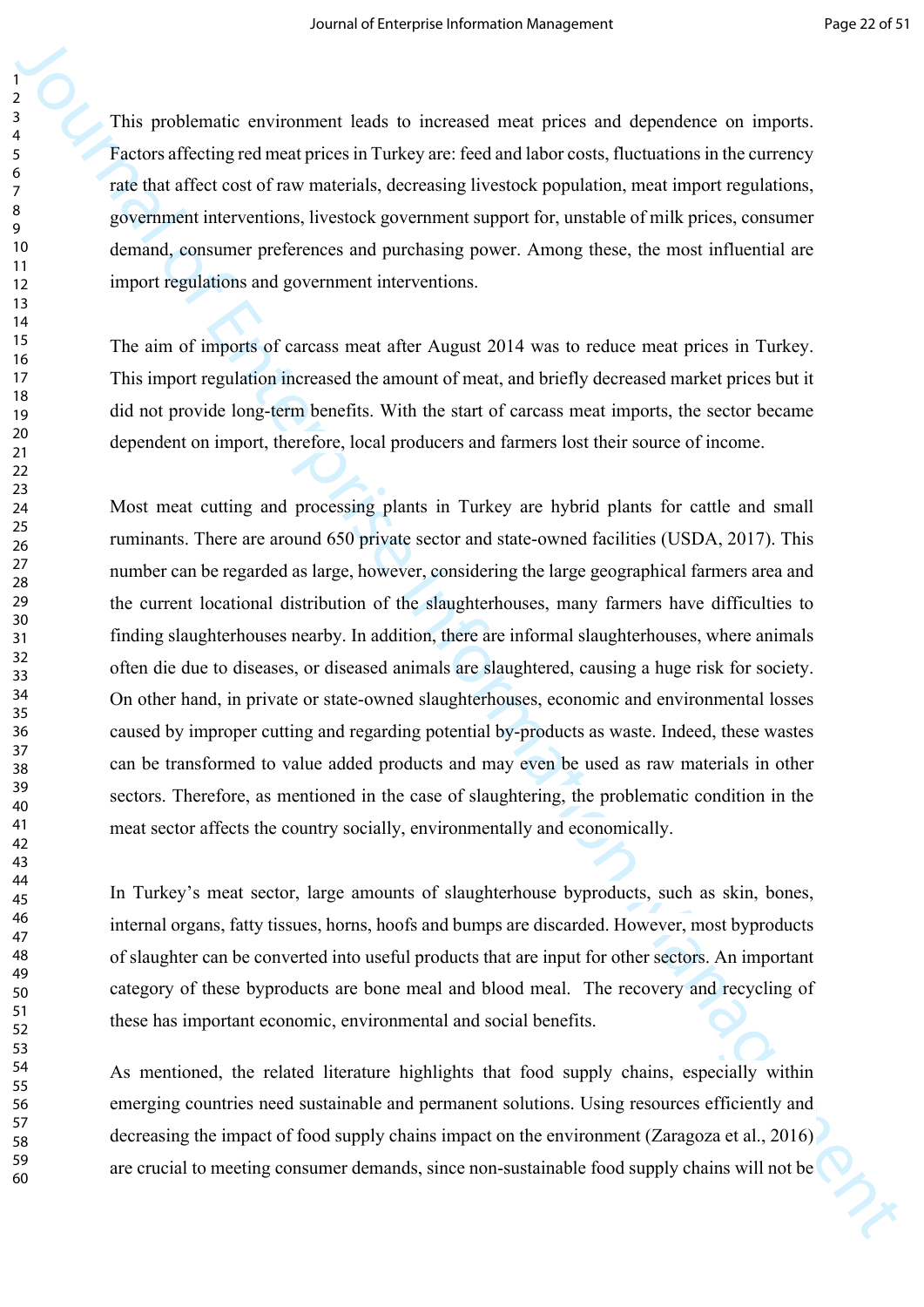This problematic environment leads to increased meat prices and dependence on imports. Factors affecting red meat prices in Turkey are: feed and labor costs, fluctuations in the currency rate that affect cost of raw materials, decreasing livestock population, meat import regulations, government interventions, livestock government support for, unstable of milk prices, consumer demand, consumer preferences and purchasing power. Among these, the most influential are import regulations and government interventions.

The aim of imports of carcass meat after August 2014 was to reduce meat prices in Turkey. This import regulation increased the amount of meat, and briefly decreased market prices but it did not provide long-term benefits. With the start of carcass meat imports, the sector became dependent on import, therefore, local producers and farmers lost their source of income.

Most meat cutting and processing plants in Turkey are hybrid plants for cattle and small ruminants. There are around 650 private sector and state-owned facilities (USDA, 2017). This number can be regarded as large, however, considering the large geographical farmers area and the current locational distribution of the slaughterhouses, many farmers have difficulties to finding slaughterhouses nearby. In addition, there are informal slaughterhouses, where animals often die due to diseases, or diseased animals are slaughtered, causing a huge risk for society. On other hand, in private or state-owned slaughterhouses, economic and environmental losses caused by improper cutting and regarding potential by-products as waste. Indeed, these wastes can be transformed to value added products and may even be used as raw materials in other sectors. Therefore, as mentioned in the case of slaughtering, the problematic condition in the meat sector affects the country socially, environmentally and economically.

In Turkey's meat sector, large amounts of slaughterhouse byproducts, such as skin, bones, internal organs, fatty tissues, horns, hoofs and bumps are discarded. However, most byproducts of slaughter can be converted into useful products that are input for other sectors. An important category of these byproducts are bone meal and blood meal. The recovery and recycling of these has important economic, environmental and social benefits.

As mentioned, the related literature highlights that food supply chains, especially within emerging countries need sustainable and permanent solutions. Using resources efficiently and decreasing the impact of food supply chains impact on the environment (Zaragoza et al., 2016) are crucial to meeting consumer demands, since non-sustainable food supply chains will not be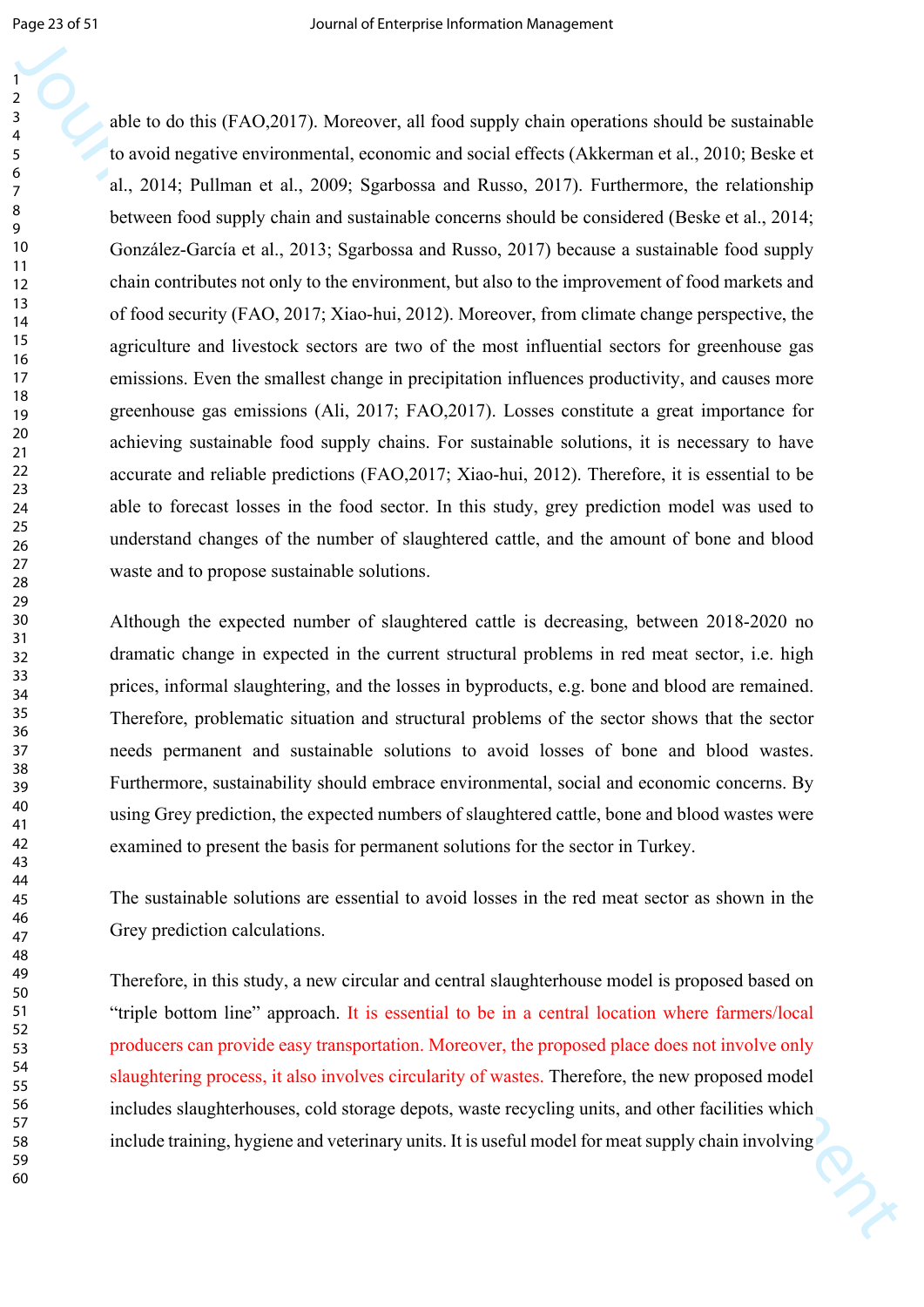able to do this (FAO,2017). Moreover, all food supply chain operations should be sustainable to avoid negative environmental, economic and social effects (Akkerman et al., 2010; Beske et al., 2014; Pullman et al., 2009; Sgarbossa and Russo, 2017). Furthermore, the relationship between food supply chain and sustainable concerns should be considered (Beske et al., 2014; González-García et al., 2013; Sgarbossa and Russo, 2017) because a sustainable food supply chain contributes not only to the environment, but also to the improvement of food markets and of food security (FAO, 2017; Xiao-hui, 2012). Moreover, from climate change perspective, the agriculture and livestock sectors are two of the most influential sectors for greenhouse gas emissions. Even the smallest change in precipitation influences productivity, and causes more greenhouse gas emissions (Ali, 2017; FAO,2017). Losses constitute a great importance for achieving sustainable food supply chains. For sustainable solutions, it is necessary to have accurate and reliable predictions (FAO,2017; Xiao-hui, 2012). Therefore, it is essential to be able to forecast losses in the food sector. In this study, grey prediction model was used to understand changes of the number of slaughtered cattle, and the amount of bone and blood waste and to propose sustainable solutions.

Although the expected number of slaughtered cattle is decreasing, between 2018-2020 no dramatic change in expected in the current structural problems in red meat sector, i.e. high prices, informal slaughtering, and the losses in byproducts, e.g. bone and blood are remained. Therefore, problematic situation and structural problems of the sector shows that the sector needs permanent and sustainable solutions to avoid losses of bone and blood wastes. Furthermore, sustainability should embrace environmental, social and economic concerns. By using Grey prediction, the expected numbers of slaughtered cattle, bone and blood wastes were examined to present the basis for permanent solutions for the sector in Turkey.

The sustainable solutions are essential to avoid losses in the red meat sector as shown in the Grey prediction calculations.

Therefore, in this study, a new circular and central slaughterhouse model is proposed based on "triple bottom line" approach. It is essential to be in a central location where farmers/local producers can provide easy transportation. Moreover, the proposed place does not involve only slaughtering process, it also involves circularity of wastes. Therefore, the new proposed model includes slaughterhouses, cold storage depots, waste recycling units, and other facilities which include training, hygiene and veterinary units. It is useful model for meat supply chain involving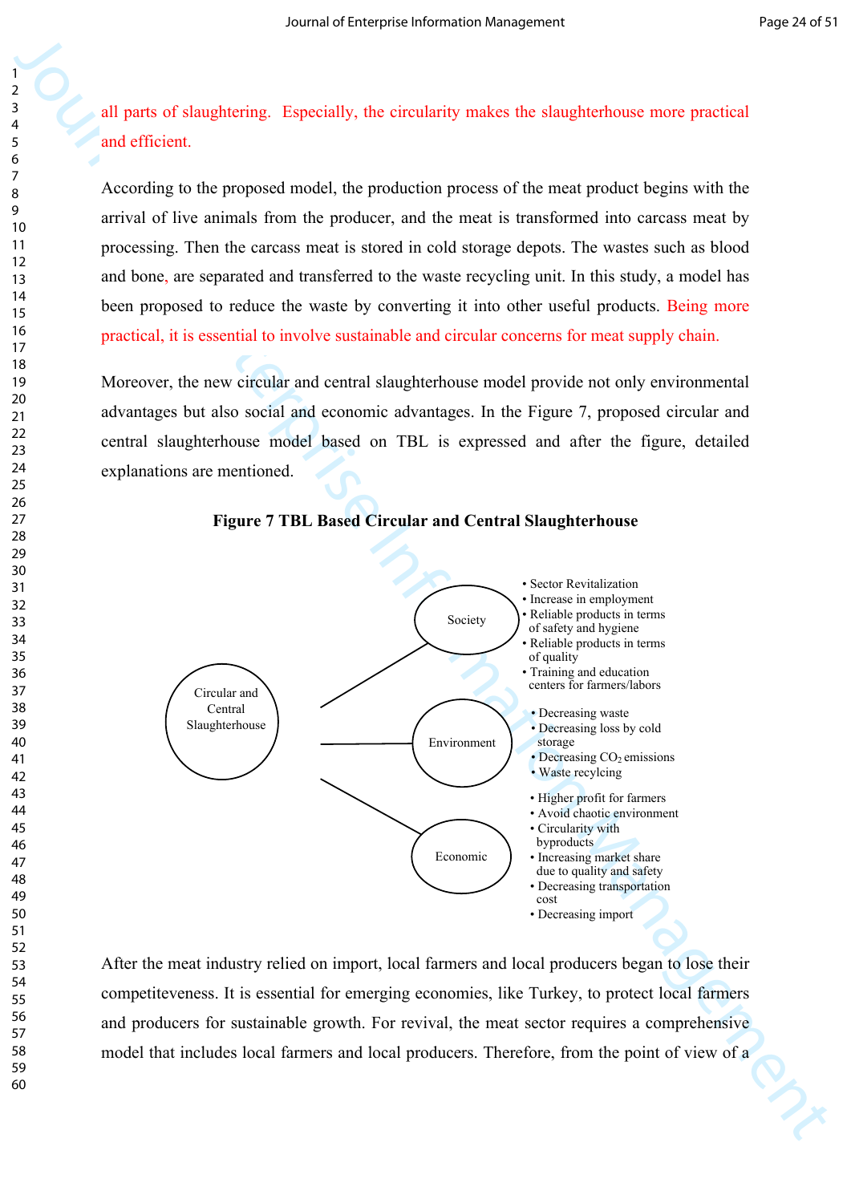all parts of slaughtering. Especially, the circularity makes the slaughterhouse more practical and efficient.

According to the proposed model, the production process of the meat product begins with the arrival of live animals from the producer, and the meat is transformed into carcass meat by processing. Then the carcass meat is stored in cold storage depots. The wastes such as blood and bone, are separated and transferred to the waste recycling unit. In this study, a model has been proposed to reduce the waste by converting it into other useful products. Being more practical, it is essential to involve sustainable and circular concerns for meat supply chain.

Moreover, the new circular and central slaughterhouse model provide not only environmental advantages but also social and economic advantages. In the Figure 7, proposed circular and central slaughterhouse model based on TBL is expressed and after the figure, detailed explanations are mentioned.

**Figure 7 TBL Based Circular and Central Slaughterhouse**

Circular and Central Slaughterhouse

Society
- Sector Revitalization
- Increase in employment
- Reliable products in terms of safety and hygiene
- Reliable products in terms of quality
- Training and education centers for farmers/labors

Environment
- Decreasing waste
- Decreasing loss by cold storage
- Decreasing $CO_2$ emissions
- Waste recylcing

Economic
- Higher profit for farmers
- Avoid chaotic environment
- Circularity with byproducts
- Increasing market share due to quality and safety
- Decreasing transportation cost
- Decreasing import

After the meat industry relied on import, local farmers and local producers began to lose their competiteveness. It is essential for emerging economies, like Turkey, to protect local farmers and producers for sustainable growth. For revival, the meat sector requires a comprehensive model that includes local farmers and local producers. Therefore, from the point of view of a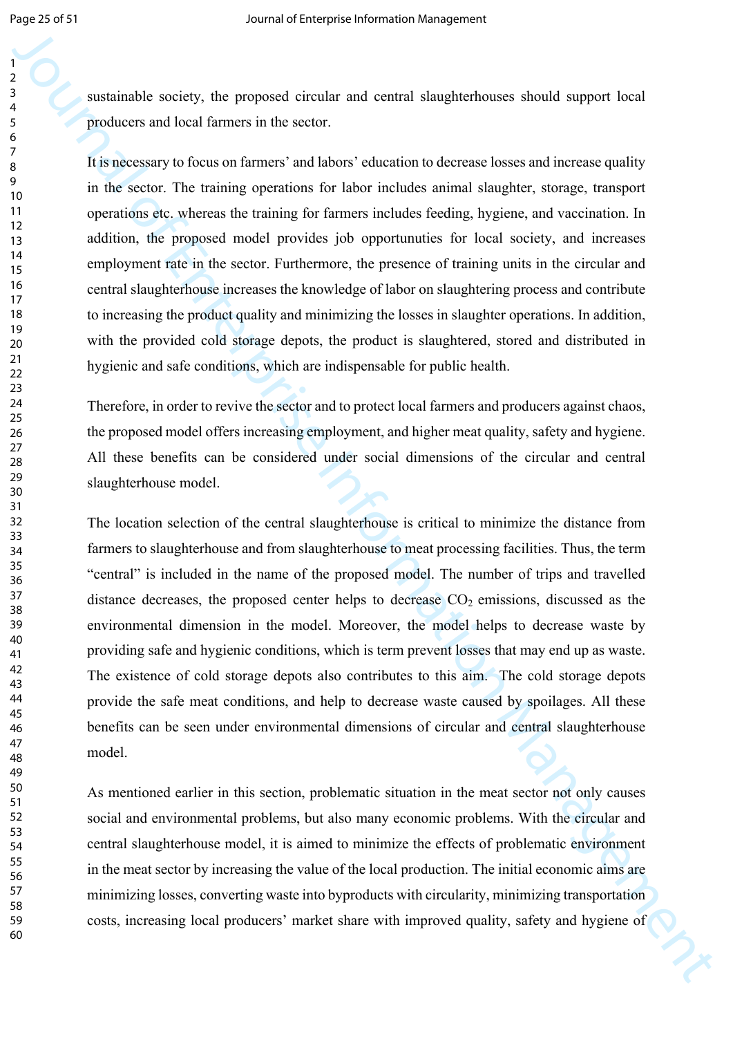sustainable society, the proposed circular and central slaughterhouses should support local producers and local farmers in the sector.

It is necessary to focus on farmers' and labors' education to decrease losses and increase quality in the sector. The training operations for labor includes animal slaughter, storage, transport operations etc. whereas the training for farmers includes feeding, hygiene, and vaccination. In addition, the proposed model provides job opportunuties for local society, and increases employment rate in the sector. Furthermore, the presence of training units in the circular and central slaughterhouse increases the knowledge of labor on slaughtering process and contribute to increasing the product quality and minimizing the losses in slaughter operations. In addition, with the provided cold storage depots, the product is slaughtered, stored and distributed in hygienic and safe conditions, which are indispensable for public health.

Therefore, in order to revive the sector and to protect local farmers and producers against chaos, the proposed model offers increasing employment, and higher meat quality, safety and hygiene. All these benefits can be considered under social dimensions of the circular and central slaughterhouse model.

The location selection of the central slaughterhouse is critical to minimize the distance from farmers to slaughterhouse and from slaughterhouse to meat processing facilities. Thus, the term "central" is included in the name of the proposed model. The number of trips and travelled distance decreases, the proposed center helps to decrease $CO_2$ emissions, discussed as the environmental dimension in the model. Moreover, the model helps to decrease waste by providing safe and hygienic conditions, which is term prevent losses that may end up as waste. The existence of cold storage depots also contributes to this aim. The cold storage depots provide the safe meat conditions, and help to decrease waste caused by spoilages. All these benefits can be seen under environmental dimensions of circular and central slaughterhouse model.

As mentioned earlier in this section, problematic situation in the meat sector not only causes social and environmental problems, but also many economic problems. With the circular and central slaughterhouse model, it is aimed to minimize the effects of problematic environment in the meat sector by increasing the value of the local production. The initial economic aims are minimizing losses, converting waste into byproducts with circularity, minimizing transportation costs, increasing local producers' market share with improved quality, safety and hygiene of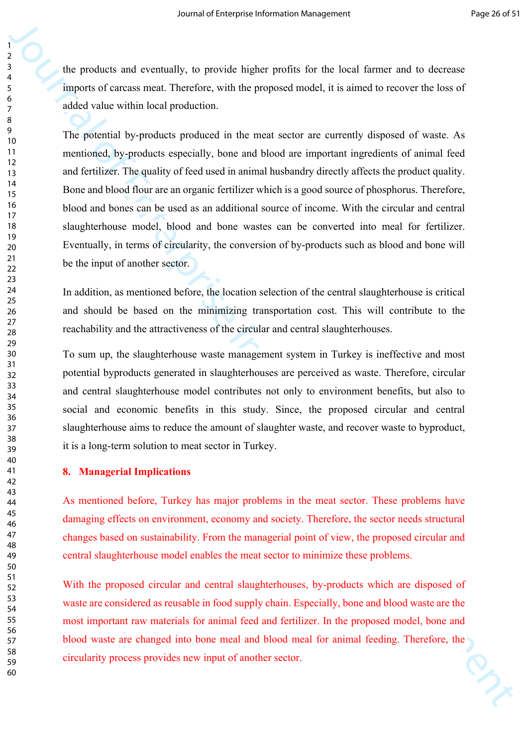the products and eventually, to provide higher profits for the local farmer and to decrease imports of carcass meat. Therefore, with the proposed model, it is aimed to recover the loss of added value within local production.

The potential by-products produced in the meat sector are currently disposed of waste. As mentioned, by-products especially, bone and blood are important ingredients of animal feed and fertilizer. The quality of feed used in animal husbandry directly affects the product quality. Bone and blood flour are an organic fertilizer which is a good source of phosphorus. Therefore, blood and bones can be used as an additional source of income. With the circular and central slaughterhouse model, blood and bone wastes can be converted into meal for fertilizer. Eventually, in terms of circularity, the conversion of by-products such as blood and bone will be the input of another sector.

In addition, as mentioned before, the location selection of the central slaughterhouse is critical and should be based on the minimizing transportation cost. This will contribute to the reachability and the attractiveness of the circular and central slaughterhouses.

To sum up, the slaughterhouse waste management system in Turkey is ineffective and most potential byproducts generated in slaughterhouses are perceived as waste. Therefore, circular and central slaughterhouse model contributes not only to environment benefits, but also to social and economic benefits in this study. Since, the proposed circular and central slaughterhouse aims to reduce the amount of slaughter waste, and recover waste to byproduct, it is a long-term solution to meat sector in Turkey.

## 8. Managerial Implications

As mentioned before, Turkey has major problems in the meat sector. These problems have damaging effects on environment, economy and society. Therefore, the sector needs structural changes based on sustainability. From the managerial point of view, the proposed circular and central slaughterhouse model enables the meat sector to minimize these problems.

With the proposed circular and central slaughterhouses, by-products which are disposed of waste are considered as reusable in food supply chain. Especially, bone and blood waste are the most important raw materials for animal feed and fertilizer. In the proposed model, bone and blood waste are changed into bone meal and blood meal for animal feeding. Therefore, the circularity process provides new input of another sector.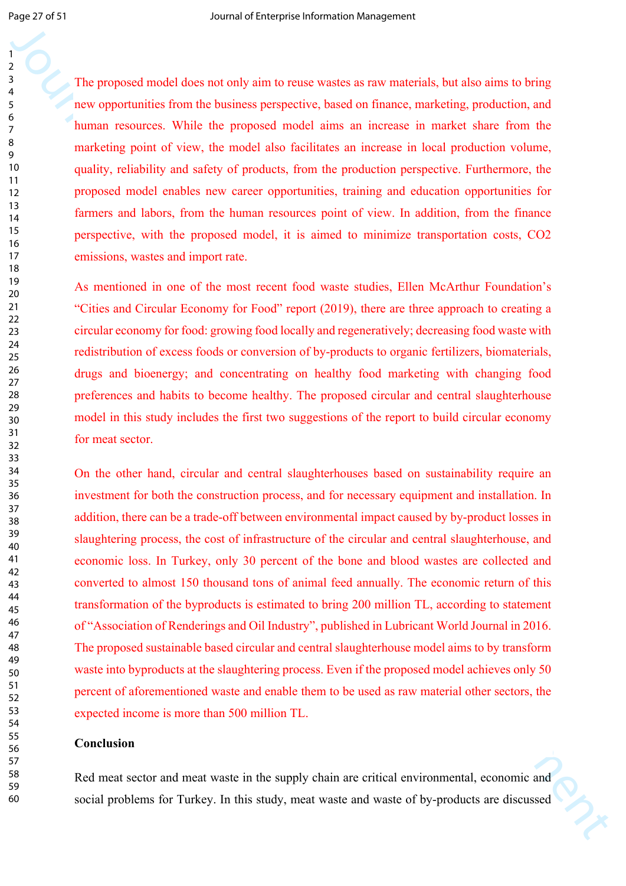The proposed model does not only aim to reuse wastes as raw materials, but also aims to bring new opportunities from the business perspective, based on finance, marketing, production, and human resources. While the proposed model aims an increase in market share from the marketing point of view, the model also facilitates an increase in local production volume, quality, reliability and safety of products, from the production perspective. Furthermore, the proposed model enables new career opportunities, training and education opportunities for farmers and labors, from the human resources point of view. In addition, from the finance perspective, with the proposed model, it is aimed to minimize transportation costs, $CO_2$ emissions, wastes and import rate.

As mentioned in one of the most recent food waste studies, Ellen McArthur Foundation's "Cities and Circular Economy for Food" report (2019), there are three approach to creating a circular economy for food: growing food locally and regeneratively; decreasing food waste with redistribution of excess foods or conversion of by-products to organic fertilizers, biomaterials, drugs and bioenergy; and concentrating on healthy food marketing with changing food preferences and habits to become healthy. The proposed circular and central slaughterhouse model in this study includes the first two suggestions of the report to build circular economy for meat sector.

On the other hand, circular and central slaughterhouses based on sustainability require an investment for both the construction process, and for necessary equipment and installation. In addition, there can be a trade-off between environmental impact caused by by-product losses in slaughtering process, the cost of infrastructure of the circular and central slaughterhouse, and economic loss. In Turkey, only 30 percent of the bone and blood wastes are collected and converted to almost 150 thousand tons of animal feed annually. The economic return of this transformation of the byproducts is estimated to bring 200 million TL, according to statement of "Association of Renderings and Oil Industry", published in Lubricant World Journal in 2016. The proposed sustainable based circular and central slaughterhouse model aims to by transform waste into byproducts at the slaughtering process. Even if the proposed model achieves only 50 percent of aforementioned waste and enable them to be used as raw material other sectors, the expected income is more than 500 million TL.

## Conclusion

Red meat sector and meat waste in the supply chain are critical environmental, economic and social problems for Turkey. In this study, meat waste and waste of by-products are discussed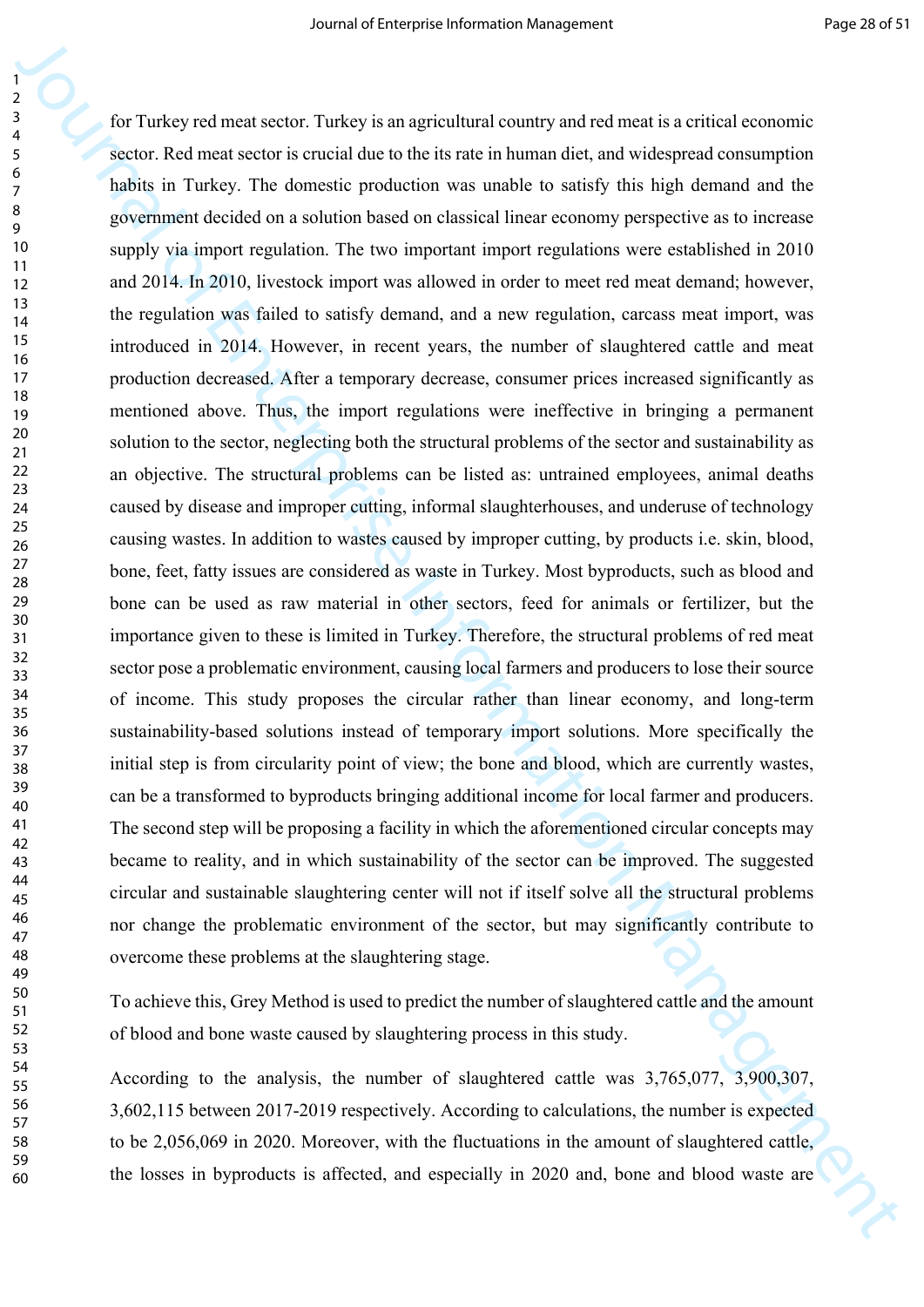for Turkey red meat sector. Turkey is an agricultural country and red meat is a critical economic sector. Red meat sector is crucial due to the its rate in human diet, and widespread consumption habits in Turkey. The domestic production was unable to satisfy this high demand and the government decided on a solution based on classical linear economy perspective as to increase supply via import regulation. The two important import regulations were established in 2010 and 2014. In 2010, livestock import was allowed in order to meet red meat demand; however, the regulation was failed to satisfy demand, and a new regulation, carcass meat import, was introduced in 2014. However, in recent years, the number of slaughtered cattle and meat production decreased. After a temporary decrease, consumer prices increased significantly as mentioned above. Thus, the import regulations were ineffective in bringing a permanent solution to the sector, neglecting both the structural problems of the sector and sustainability as an objective. The structural problems can be listed as: untrained employees, animal deaths caused by disease and improper cutting, informal slaughterhouses, and underuse of technology causing wastes. In addition to wastes caused by improper cutting, by products i.e. skin, blood, bone, feet, fatty issues are considered as waste in Turkey. Most byproducts, such as blood and bone can be used as raw material in other sectors, feed for animals or fertilizer, but the importance given to these is limited in Turkey. Therefore, the structural problems of red meat sector pose a problematic environment, causing local farmers and producers to lose their source of income. This study proposes the circular rather than linear economy, and long-term sustainability-based solutions instead of temporary import solutions. More specifically the initial step is from circularity point of view; the bone and blood, which are currently wastes, can be a transformed to byproducts bringing additional income for local farmer and producers. The second step will be proposing a facility in which the aforementioned circular concepts may became to reality, and in which sustainability of the sector can be improved. The suggested circular and sustainable slaughtering center will not if itself solve all the structural problems nor change the problematic environment of the sector, but may significantly contribute to overcome these problems at the slaughtering stage.

To achieve this, Grey Method is used to predict the number of slaughtered cattle and the amount of blood and bone waste caused by slaughtering process in this study.

According to the analysis, the number of slaughtered cattle was 3,765,077, 3,900,307, 3,602,115 between 2017-2019 respectively. According to calculations, the number is expected to be 2,056,069 in 2020. Moreover, with the fluctuations in the amount of slaughtered cattle, the losses in byproducts is affected, and especially in 2020 and, bone and blood waste are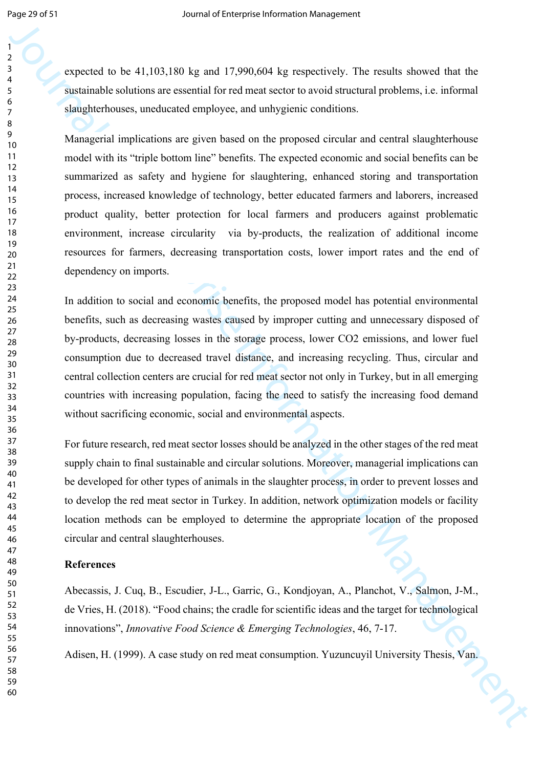expected to be 41,103,180 kg and 17,990,604 kg respectively. The results showed that the sustainable solutions are essential for red meat sector to avoid structural problems, i.e. informal slaughterhouses, uneducated employee, and unhygienic conditions.

Managerial implications are given based on the proposed circular and central slaughterhouse model with its "triple bottom line" benefits. The expected economic and social benefits can be summarized as safety and hygiene for slaughtering, enhanced storing and transportation process, increased knowledge of technology, better educated farmers and laborers, increased product quality, better protection for local farmers and producers against problematic environment, increase circularity via by-products, the realization of additional income resources for farmers, decreasing transportation costs, lower import rates and the end of dependency on imports.

In addition to social and economic benefits, the proposed model has potential environmental benefits, such as decreasing wastes caused by improper cutting and unnecessary disposed of by-products, decreasing losses in the storage process, lower $CO_2$ emissions, and lower fuel consumption due to decreased travel distance, and increasing recycling. Thus, circular and central collection centers are crucial for red meat sector not only in Turkey, but in all emerging countries with increasing population, facing the need to satisfy the increasing food demand without sacrificing economic, social and environmental aspects.

For future research, red meat sector losses should be analyzed in the other stages of the red meat supply chain to final sustainable and circular solutions. Moreover, managerial implications can be developed for other types of animals in the slaughter process, in order to prevent losses and to develop the red meat sector in Turkey. In addition, network optimization models or facility location methods can be employed to determine the appropriate location of the proposed circular and central slaughterhouses.

**References**

Abecassis, J. Cuq, B., Escudier, J-L., Garric, G., Kondjoyan, A., Planchot, V., Salmon, J-M., de Vries, H. (2018). "Food chains; the cradle for scientific ideas and the target for technological innovations", *Innovative Food Science & Emerging Technologies*, 46, 7-17.

Adisen, H. (1999). A case study on red meat consumption. Yuzuncuyil University Thesis, Van.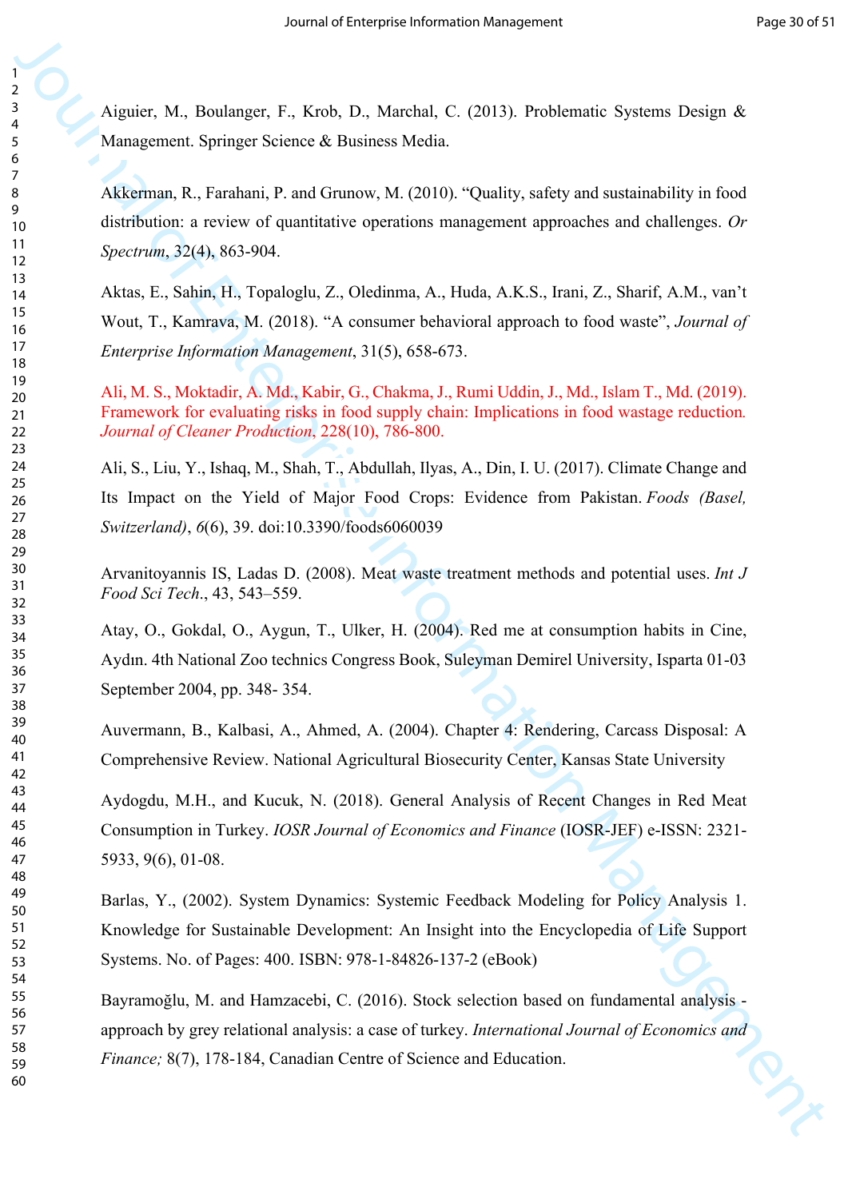Aiguier, M., Boulanger, F., Krob, D., Marchal, C. (2013). Problematic Systems Design & Management. Springer Science & Business Media.

Akkerman, R., Farahani, P. and Grunow, M. (2010). "Quality, safety and sustainability in food distribution: a review of quantitative operations management approaches and challenges. *Or Spectrum*, 32(4), 863-904.

Aktas, E., Sahin, H., Topaloglu, Z., Oledinma, A., Huda, A.K.S., Irani, Z., Sharif, A.M., van't Wout, T., Kamrava, M. (2018). "A consumer behavioral approach to food waste", *Journal of Enterprise Information Management*, 31(5), 658-673.

Ali, M. S., Moktadir, A. Md., Kabir, G., Chakma, J., Rumi Uddin, J., Md., Islam T., Md. (2019). Framework for evaluating risks in food supply chain: Implications in food wastage reduction. *Journal of Cleaner Production*, 228(10), 786-800.

Ali, S., Liu, Y., Ishaq, M., Shah, T., Abdullah, Ilyas, A., Din, I. U. (2017). Climate Change and Its Impact on the Yield of Major Food Crops: Evidence from Pakistan. *Foods (Basel, Switzerland)*, *6*(6), 39. doi:10.3390/foods6060039

Arvanitoyannis IS, Ladas D. (2008). Meat waste treatment methods and potential uses. *Int J Food Sci Tech*., 43, 543–559.

Atay, O., Gokdal, O., Aygun, T., Ulker, H. (2004). Red me at consumption habits in Cine, Aydın. 4th National Zoo technics Congress Book, Suleyman Demirel University, Isparta 01-03 September 2004, pp. 348- 354.

Auvermann, B., Kalbasi, A., Ahmed, A. (2004). Chapter 4: Rendering, Carcass Disposal: A Comprehensive Review. National Agricultural Biosecurity Center, Kansas State University

Aydogdu, M.H., and Kucuk, N. (2018). General Analysis of Recent Changes in Red Meat Consumption in Turkey. *IOSR Journal of Economics and Finance* (IOSR-JEF) e-ISSN: 2321-5933, 9(6), 01-08.

Barlas, Y., (2002). System Dynamics: Systemic Feedback Modeling for Policy Analysis 1. Knowledge for Sustainable Development: An Insight into the Encyclopedia of Life Support Systems. No. of Pages: 400. ISBN: 978-1-84826-137-2 (eBook)

Bayramoğlu, M. and Hamzacebi, C. (2016). Stock selection based on fundamental analysis - approach by grey relational analysis: a case of turkey. *International Journal of Economics and Finance;* 8(7), 178-184, Canadian Centre of Science and Education.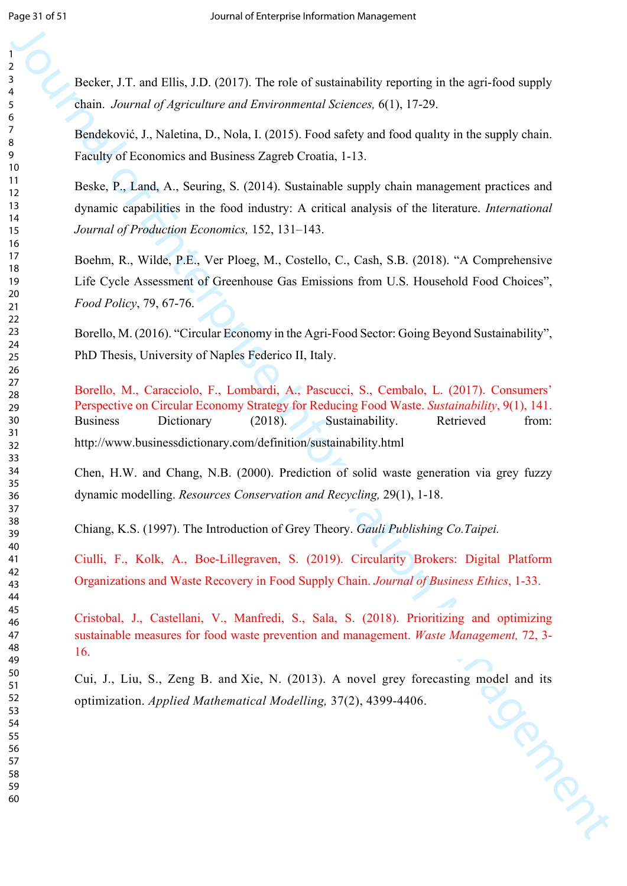Becker, J.T. and Ellis, J.D. (2017). The role of sustainability reporting in the agri-food supply chain. *Journal of Agriculture and Environmental Sciences,* 6(1), 17-29.

Bendeković, J., Naletina, D., Nola, I. (2015). Food safety and food qualıty in the supply chain. Faculty of Economics and Business Zagreb Croatia, 1-13.

Beske, P., Land, A., Seuring, S. (2014). Sustainable supply chain management practices and dynamic capabilities in the food industry: A critical analysis of the literature. *International Journal of Production Economics,* 152, 131–143.

Boehm, R., Wilde, P.E., Ver Ploeg, M., Costello, C., Cash, S.B. (2018). "A Comprehensive Life Cycle Assessment of Greenhouse Gas Emissions from U.S. Household Food Choices", *Food Policy*, 79, 67-76.

Borello, M. (2016). "Circular Economy in the Agri-Food Sector: Going Beyond Sustainability", PhD Thesis, University of Naples Federico II, Italy.

Borello, M., Caracciolo, F., Lombardi, A., Pascucci, S., Cembalo, L. (2017). Consumers' Perspective on Circular Economy Strategy for Reducing Food Waste. *Sustainability*, 9(1), 141.

Business Dictionary (2018). Sustainability. Retrieved from: http://www.businessdictionary.com/definition/sustainability.html

Chen, H.W. and Chang, N.B. (2000). Prediction of solid waste generation via grey fuzzy dynamic modelling. *Resources Conservation and Recycling,* 29(1), 1-18.

Chiang, K.S. (1997). The Introduction of Grey Theory. *Gauli Publishing Co.Taipei.*

Ciulli, F., Kolk, A., Boe-Lillegraven, S. (2019). Circularity Brokers: Digital Platform Organizations and Waste Recovery in Food Supply Chain. *Journal of Business Ethics*, 1-33.

Cristobal, J., Castellani, V., Manfredi, S., Sala, S. (2018). Prioritizing and optimizing sustainable measures for food waste prevention and management. *Waste Management,* 72, 3-16.

Cui, J., Liu, S., Zeng B. and Xie, N. (2013). A novel grey forecasting model and its optimization. *Applied Mathematical Modelling,* 37(2), 4399-4406.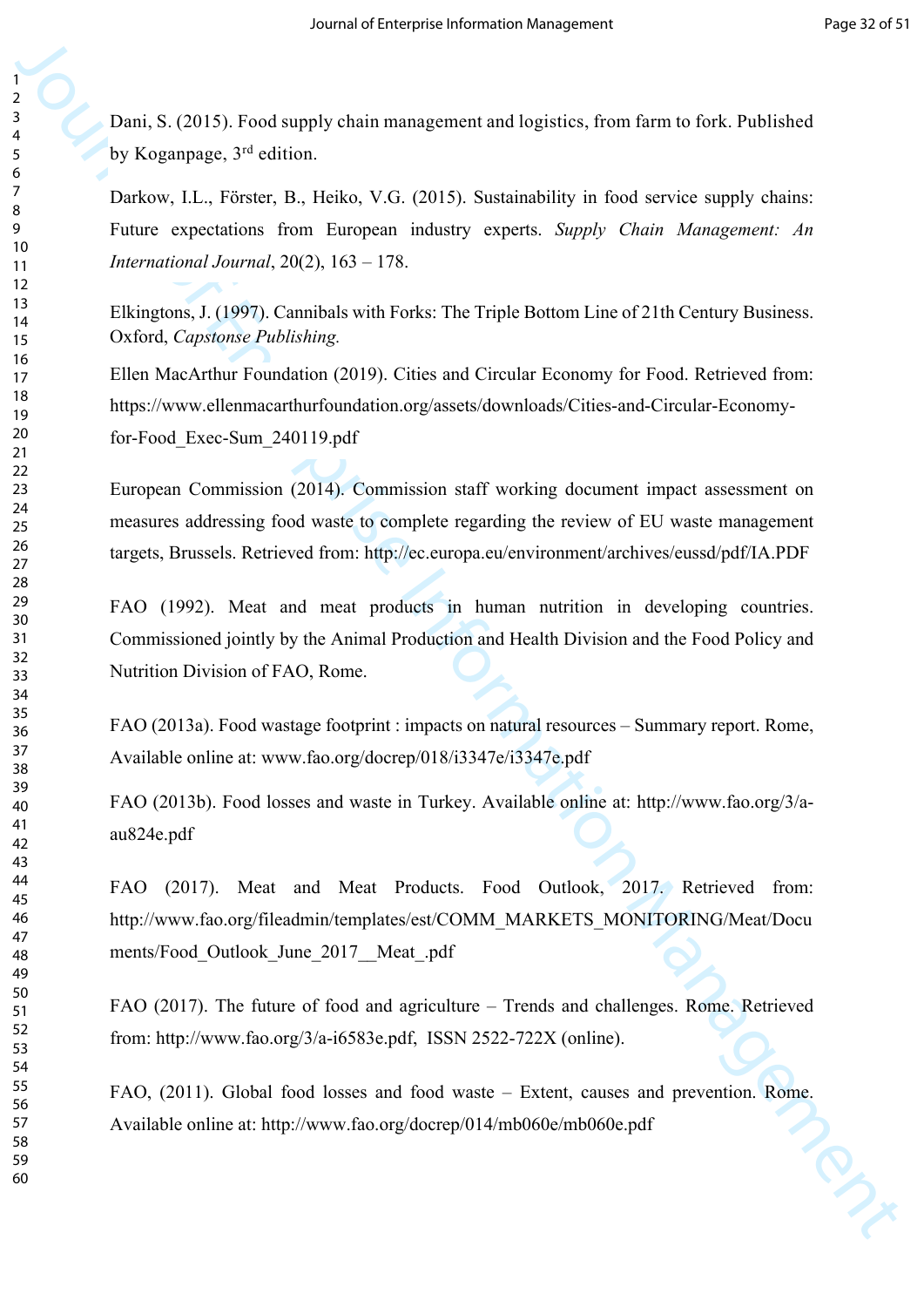Dani, S. (2015). Food supply chain management and logistics, from farm to fork. Published by Koganpage, 3rd edition.

Darkow, I.L., Förster, B., Heiko, V.G. (2015). Sustainability in food service supply chains: Future expectations from European industry experts. *Supply Chain Management: An International Journal*, 20(2), 163 – 178.

Elkingtons, J. (1997). Cannibals with Forks: The Triple Bottom Line of 21th Century Business. Oxford, *Capstonse Publishing.*

Ellen MacArthur Foundation (2019). Cities and Circular Economy for Food. Retrieved from: https://www.ellenmacarthurfoundation.org/assets/downloads/Cities-and-Circular-Economy-for-Food_Exec-Sum_240119.pdf

European Commission (2014). Commission staff working document impact assessment on measures addressing food waste to complete regarding the review of EU waste management targets, Brussels. Retrieved from: http://ec.europa.eu/environment/archives/eussd/pdf/IA.PDF

FAO (1992). Meat and meat products in human nutrition in developing countries. Commissioned jointly by the Animal Production and Health Division and the Food Policy and Nutrition Division of FAO, Rome.

FAO (2013a). Food wastage footprint : impacts on natural resources – Summary report. Rome, Available online at: www.fao.org/docrep/018/i3347e/i3347e.pdf

FAO (2013b). Food losses and waste in Turkey. Available online at: http://www.fao.org/3/a-au824e.pdf

FAO (2017). Meat and Meat Products. Food Outlook, 2017. Retrieved from: http://www.fao.org/fileadmin/templates/est/COMM_MARKETS_MONITORING/Meat/Documents/Food_Outlook_June_2017__Meat_.pdf

FAO (2017). The future of food and agriculture – Trends and challenges. Rome. Retrieved from: http://www.fao.org/3/a-i6583e.pdf, ISSN 2522-722X (online).

FAO, (2011). Global food losses and food waste – Extent, causes and prevention. Rome. Available online at: http://www.fao.org/docrep/014/mb060e/mb060e.pdf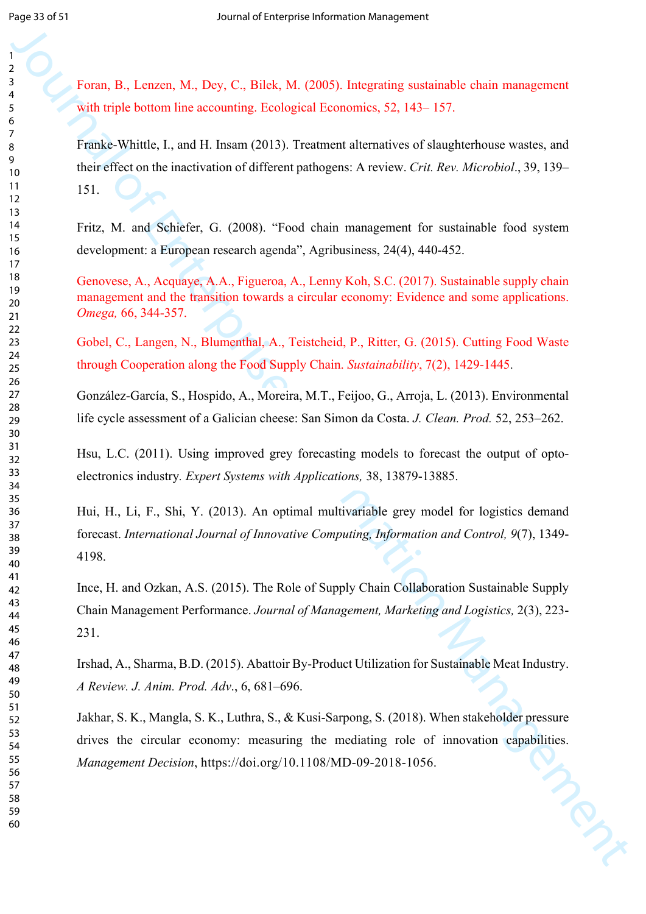Foran, B., Lenzen, M., Dey, C., Bilek, M. (2005). Integrating sustainable chain management with triple bottom line accounting. Ecological Economics, 52, 143– 157.

Franke-Whittle, I., and H. Insam (2013). Treatment alternatives of slaughterhouse wastes, and their effect on the inactivation of different pathogens: A review. *Crit. Rev. Microbiol*., 39, 139–151.

Fritz, M. and Schiefer, G. (2008). "Food chain management for sustainable food system development: a European research agenda", Agribusiness, 24(4), 440-452.

Genovese, A., Acquaye, A.A., Figueroa, A., Lenny Koh, S.C. (2017). Sustainable supply chain management and the transition towards a circular economy: Evidence and some applications. *Omega,* 66, 344-357.

Gobel, C., Langen, N., Blumenthal, A., Teistcheid, P., Ritter, G. (2015). Cutting Food Waste through Cooperation along the Food Supply Chain. *Sustainability*, 7(2), 1429-1445.

González-García, S., Hospido, A., Moreira, M.T., Feijoo, G., Arroja, L. (2013). Environmental life cycle assessment of a Galician cheese: San Simon da Costa. *J. Clean. Prod.* 52, 253–262.

Hsu, L.C. (2011). Using improved grey forecasting models to forecast the output of opto-electronics industry. *Expert Systems with Applications,* 38, 13879-13885.

Hui, H., Li, F., Shi, Y. (2013). An optimal multivariable grey model for logistics demand forecast. *International Journal of Innovative Computing, Information and Control, 9*(7), 1349-4198.

Ince, H. and Ozkan, A.S. (2015). The Role of Supply Chain Collaboration Sustainable Supply Chain Management Performance. *Journal of Management, Marketing and Logistics,* 2(3), 223-231.

Irshad, A., Sharma, B.D. (2015). Abattoir By-Product Utilization for Sustainable Meat Industry. *A Review. J. Anim. Prod. Adv*., 6, 681–696.

Jakhar, S. K., Mangla, S. K., Luthra, S., & Kusi-Sarpong, S. (2018). When stakeholder pressure drives the circular economy: measuring the mediating role of innovation capabilities. *Management Decision*, https://doi.org/10.1108/MD-09-2018-1056.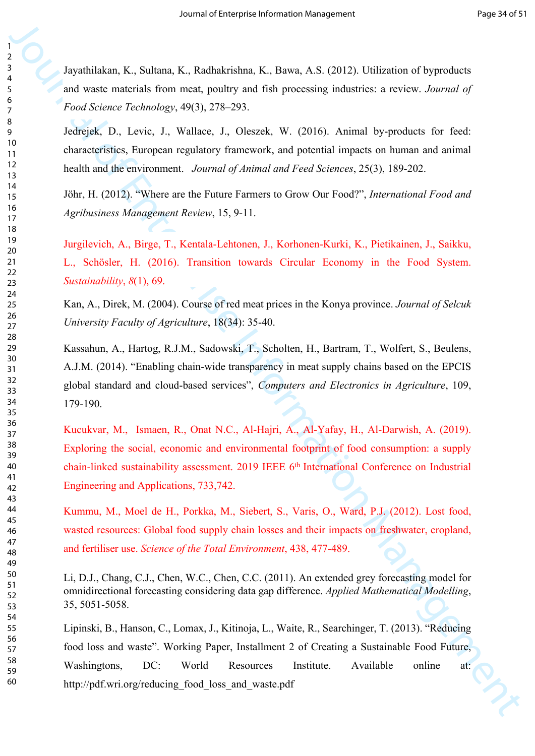Jayathilakan, K., Sultana, K., Radhakrishna, K., Bawa, A.S. (2012). Utilization of byproducts and waste materials from meat, poultry and fish processing industries: a review. *Journal of Food Science Technology*, 49(3), 278–293.

Jedrejek, D., Levic, J., Wallace, J., Oleszek, W. (2016). Animal by-products for feed: characteristics, European regulatory framework, and potential impacts on human and animal health and the environment. *Journal of Animal and Feed Sciences*, 25(3), 189-202.

Jöhr, H. (2012). "Where are the Future Farmers to Grow Our Food?", *International Food and Agribusiness Management Review*, 15, 9-11.

Jurgilevich, A., Birge, T., Kentala-Lehtonen, J., Korhonen-Kurki, K., Pietikainen, J., Saikku, L., Schösler, H. (2016). Transition towards Circular Economy in the Food System. *Sustainability*, *8*(1), 69.

Kan, A., Direk, M. (2004). Course of red meat prices in the Konya province. *Journal of Selcuk University Faculty of Agriculture*, 18(34): 35-40.

Kassahun, A., Hartog, R.J.M., Sadowski, T., Scholten, H., Bartram, T., Wolfert, S., Beulens, A.J.M. (2014). "Enabling chain-wide transparency in meat supply chains based on the EPCIS global standard and cloud-based services", *Computers and Electronics in Agriculture*, 109, 179-190.

Kucukvar, M., Ismaen, R., Onat N.C., Al-Hajri, A., Al-Yafay, H., Al-Darwish, A. (2019). Exploring the social, economic and environmental footprint of food consumption: a supply chain-linked sustainability assessment. 2019 IEEE 6th International Conference on Industrial Engineering and Applications, 733,742.

Kummu, M., Moel de H., Porkka, M., Siebert, S., Varis, O., Ward, P.J. (2012). Lost food, wasted resources: Global food supply chain losses and their impacts on freshwater, cropland, and fertiliser use. *Science of the Total Environment*, 438, 477-489.

Li, D.J., Chang, C.J., Chen, W.C., Chen, C.C. (2011). An extended grey forecasting model for omnidirectional forecasting considering data gap difference. *Applied Mathematical Modelling*, 35, 5051-5058.

Lipinski, B., Hanson, C., Lomax, J., Kitinoja, L., Waite, R., Searchinger, T. (2013). "Reducing food loss and waste". Working Paper, Installment 2 of Creating a Sustainable Food Future, Washingtons, DC: World Resources Institute. Available online at: http://pdf.wri.org/reducing_food_loss_and_waste.pdf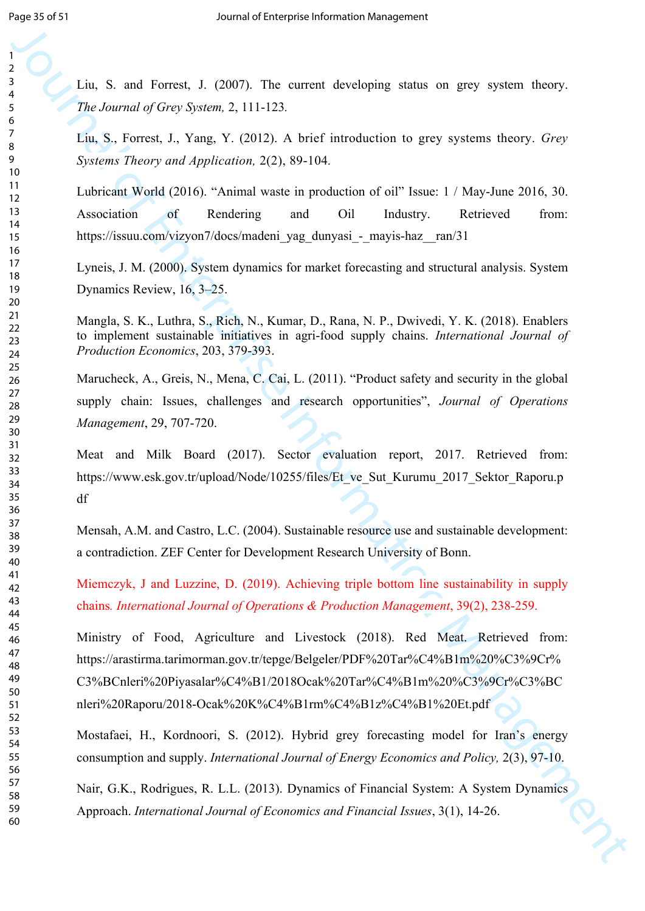Liu, S. and Forrest, J. (2007). The current developing status on grey system theory. *The Journal of Grey System,* 2, 111-123.

Liu, S., Forrest, J., Yang, Y. (2012). A brief introduction to grey systems theory. *Grey Systems Theory and Application,* 2(2), 89-104.

Lubricant World (2016). "Animal waste in production of oil" Issue: 1 / May-June 2016, 30. Association of Rendering and Oil Industry. Retrieved from: https://issuu.com/vizyon7/docs/madeni_yag_dunyasi_-_mayis-haz__ran/31

Lyneis, J. M. (2000). System dynamics for market forecasting and structural analysis. System Dynamics Review, 16, 3–25.

Mangla, S. K., Luthra, S., Rich, N., Kumar, D., Rana, N. P., Dwivedi, Y. K. (2018). Enablers to implement sustainable initiatives in agri-food supply chains. *International Journal of Production Economics*, 203, 379-393.

Marucheck, A., Greis, N., Mena, C. Cai, L. (2011). "Product safety and security in the global supply chain: Issues, challenges and research opportunities", *Journal of Operations Management*, 29, 707-720.

Meat and Milk Board (2017). Sector evaluation report, 2017. Retrieved from: https://www.esk.gov.tr/upload/Node/10255/files/Et_ve_Sut_Kurumu_2017_Sektor_Raporu.pdf

Mensah, A.M. and Castro, L.C. (2004). Sustainable resource use and sustainable development: a contradiction. ZEF Center for Development Research University of Bonn.

Miemczyk, J and Luzzine, D. (2019). Achieving triple bottom line sustainability in supply chains. *International Journal of Operations & Production Management*, 39(2), 238-259.

Ministry of Food, Agriculture and Livestock (2018). Red Meat. Retrieved from: https://arastirma.tarimorman.gov.tr/tepge/Belgeler/PDF%20Tar%C4%B1m%20%C3%9Cr%C3%BCnleri%20Piyasalar%C4%B1/2018Ocak%20Tar%C4%B1m%20%C3%9Cr%C3%BCnleri%20Raporu/2018-Ocak%20K%C4%B1rm%C4%B1z%C4%B1%20Et.pdf

Mostafaei, H., Kordnoori, S. (2012). Hybrid grey forecasting model for Iran's energy consumption and supply. *International Journal of Energy Economics and Policy,* 2(3), 97-10.

Nair, G.K., Rodrigues, R. L.L. (2013). Dynamics of Financial System: A System Dynamics Approach. *International Journal of Economics and Financial Issues*, 3(1), 14-26.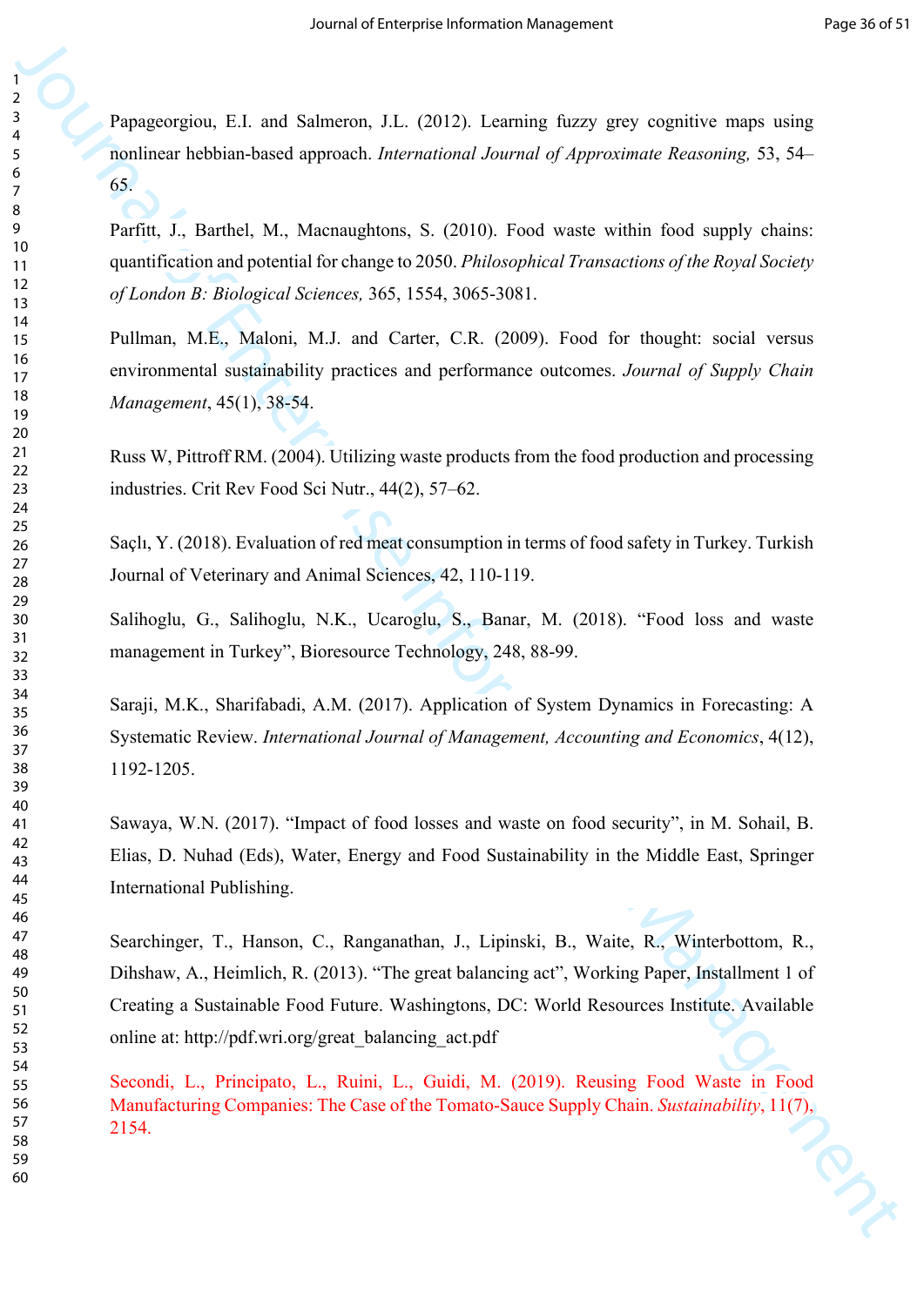Papageorgiou, E.I. and Salmeron, J.L. (2012). Learning fuzzy grey cognitive maps using nonlinear hebbian-based approach. *International Journal of Approximate Reasoning,* 53, 54–65.

Parfitt, J., Barthel, M., Macnaughtons, S. (2010). Food waste within food supply chains: quantification and potential for change to 2050. *Philosophical Transactions of the Royal Society of London B: Biological Sciences,* 365, 1554, 3065-3081.

Pullman, M.E., Maloni, M.J. and Carter, C.R. (2009). Food for thought: social versus environmental sustainability practices and performance outcomes. *Journal of Supply Chain Management*, 45(1), 38-54.

Russ W, Pittroff RM. (2004). Utilizing waste products from the food production and processing industries. Crit Rev Food Sci Nutr., 44(2), 57–62.

Saçlı, Y. (2018). Evaluation of red meat consumption in terms of food safety in Turkey. Turkish Journal of Veterinary and Animal Sciences, 42, 110-119.

Salihoglu, G., Salihoglu, N.K., Ucaroglu, S., Banar, M. (2018). "Food loss and waste management in Turkey", Bioresource Technology, 248, 88-99.

Saraji, M.K., Sharifabadi, A.M. (2017). Application of System Dynamics in Forecasting: A Systematic Review. *International Journal of Management, Accounting and Economics*, 4(12), 1192-1205.

Sawaya, W.N. (2017). "Impact of food losses and waste on food security", in M. Sohail, B. Elias, D. Nuhad (Eds), Water, Energy and Food Sustainability in the Middle East, Springer International Publishing.

Searchinger, T., Hanson, C., Ranganathan, J., Lipinski, B., Waite, R., Winterbottom, R., Dihshaw, A., Heimlich, R. (2013). "The great balancing act", Working Paper, Installment 1 of Creating a Sustainable Food Future. Washingtons, DC: World Resources Institute. Available online at: http://pdf.wri.org/great_balancing_act.pdf

Secondi, L., Principato, L., Ruini, L., Guidi, M. (2019). Reusing Food Waste in Food Manufacturing Companies: The Case of the Tomato-Sauce Supply Chain. *Sustainability*, 11(7), 2154.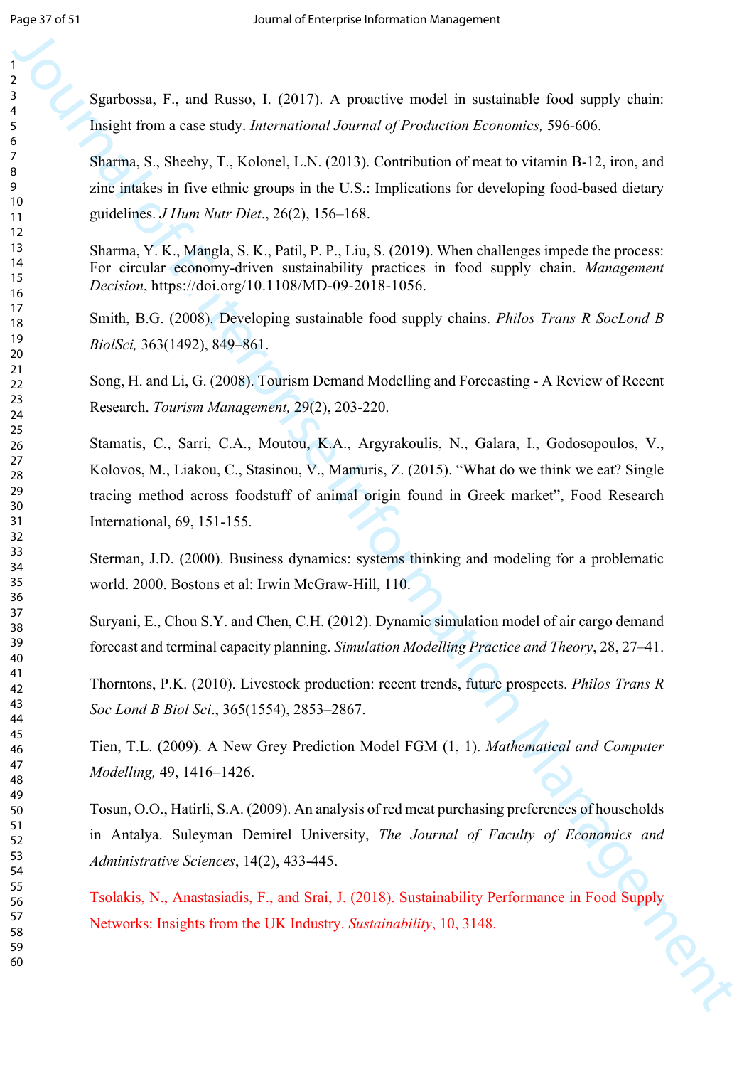Sgarbossa, F., and Russo, I. (2017). A proactive model in sustainable food supply chain: Insight from a case study. *International Journal of Production Economics,* 596-606.

Sharma, S., Sheehy, T., Kolonel, L.N. (2013). Contribution of meat to vitamin B-12, iron, and zinc intakes in five ethnic groups in the U.S.: Implications for developing food-based dietary guidelines. *J Hum Nutr Diet*., 26(2), 156–168.

Sharma, Y. K., Mangla, S. K., Patil, P. P., Liu, S. (2019). When challenges impede the process: For circular economy-driven sustainability practices in food supply chain. *Management Decision*, https://doi.org/10.1108/MD-09-2018-1056.

Smith, B.G. (2008). Developing sustainable food supply chains. *Philos Trans R SocLond B BiolSci,* 363(1492), 849–861.

Song, H. and Li, G. (2008). Tourism Demand Modelling and Forecasting - A Review of Recent Research. *Tourism Management,* 29(2), 203-220.

Stamatis, C., Sarri, C.A., Moutou, K.A., Argyrakoulis, N., Galara, I., Godosopoulos, V., Kolovos, M., Liakou, C., Stasinou, V., Mamuris, Z. (2015). "What do we think we eat? Single tracing method across foodstuff of animal origin found in Greek market", Food Research International, 69, 151-155.

Sterman, J.D. (2000). Business dynamics: systems thinking and modeling for a problematic world. 2000. Bostons et al: Irwin McGraw-Hill, 110.

Suryani, E., Chou S.Y. and Chen, C.H. (2012). Dynamic simulation model of air cargo demand forecast and terminal capacity planning. *Simulation Modelling Practice and Theory*, 28, 27–41.

Thorntons, P.K. (2010). Livestock production: recent trends, future prospects. *Philos Trans R Soc Lond B Biol Sci*., 365(1554), 2853–2867.

Tien, T.L. (2009). A New Grey Prediction Model FGM (1, 1). *Mathematical and Computer Modelling,* 49, 1416–1426.

Tosun, O.O., Hatirli, S.A. (2009). An analysis of red meat purchasing preferences of households in Antalya. Suleyman Demirel University, *The Journal of Faculty of Economics and Administrative Sciences*, 14(2), 433-445.

Tsolakis, N., Anastasiadis, F., and Srai, J. (2018). Sustainability Performance in Food Supply Networks: Insights from the UK Industry. *Sustainability*, 10, 3148.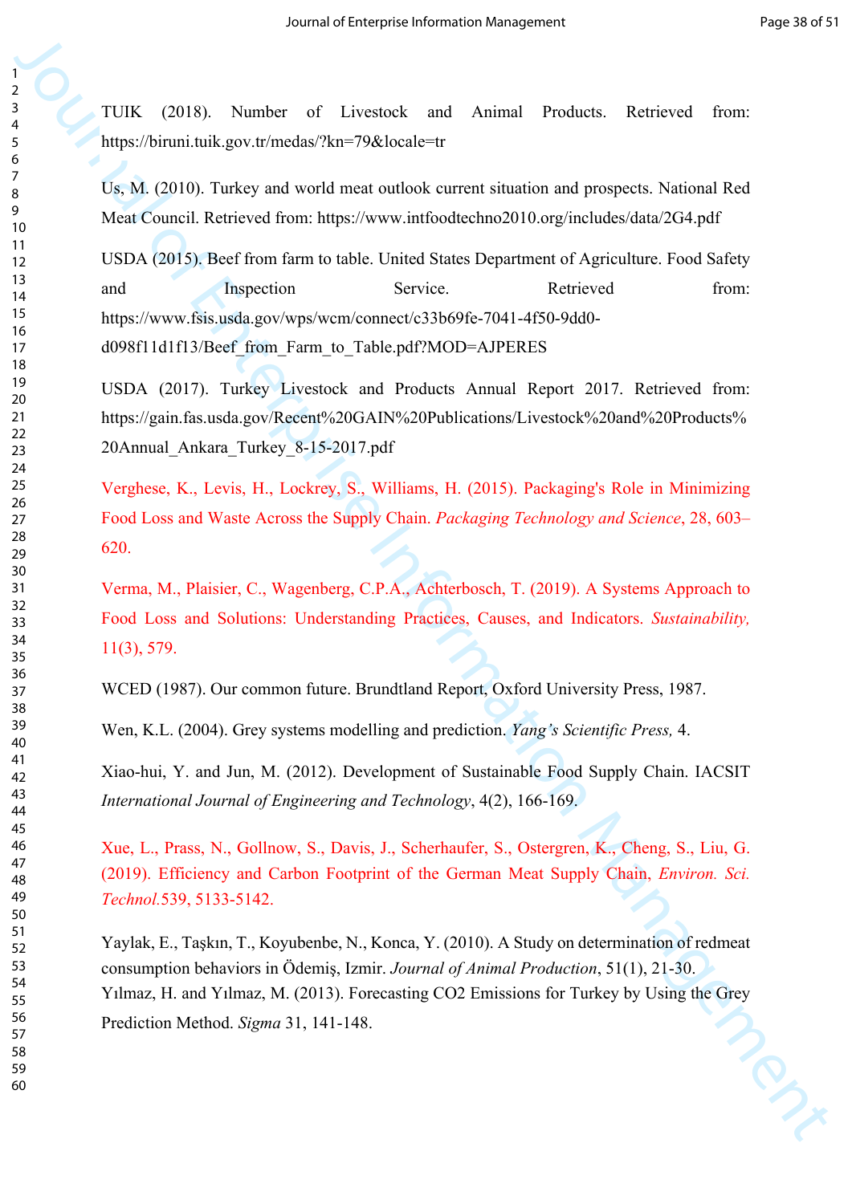TUIK (2018). Number of Livestock and Animal Products. Retrieved from: https://biruni.tuik.gov.tr/medas/?kn=79&locale=tr

Us, M. (2010). Turkey and world meat outlook current situation and prospects. National Red Meat Council. Retrieved from: https://www.intfoodtechno2010.org/includes/data/2G4.pdf

USDA (2015). Beef from farm to table. United States Department of Agriculture. Food Safety and Inspection Service. Retrieved from: https://www.fsis.usda.gov/wps/wcm/connect/c33b69fe-7041-4f50-9dd0-d098f11d1f13/Beef_from_Farm_to_Table.pdf?MOD=AJPERES

USDA (2017). Turkey Livestock and Products Annual Report 2017. Retrieved from: https://gain.fas.usda.gov/Recent%20GAIN%20Publications/Livestock%20and%20Products%20Annual_Ankara_Turkey_8-15-2017.pdf

Verghese, K., Levis, H., Lockrey, S., Williams, H. (2015). Packaging's Role in Minimizing Food Loss and Waste Across the Supply Chain. *Packaging Technology and Science*, 28, 603–620.

Verma, M., Plaisier, C., Wagenberg, C.P.A., Achterbosch, T. (2019). A Systems Approach to Food Loss and Solutions: Understanding Practices, Causes, and Indicators. *Sustainability,* 11(3), 579.

WCED (1987). Our common future. Brundtland Report, Oxford University Press, 1987.

Wen, K.L. (2004). Grey systems modelling and prediction. *Yang's Scientific Press,* 4.

Xiao-hui, Y. and Jun, M. (2012). Development of Sustainable Food Supply Chain. IACSIT *International Journal of Engineering and Technology*, 4(2), 166-169.

Xue, L., Prass, N., Gollnow, S., Davis, J., Scherhaufer, S., Ostergren, K., Cheng, S., Liu, G. (2019). Efficiency and Carbon Footprint of the German Meat Supply Chain, *Environ. Sci. Technol.*539, 5133-5142.

Yaylak, E., Taşkın, T., Koyubenbe, N., Konca, Y. (2010). A Study on determination of redmeat consumption behaviors in Ödemiş, Izmir. *Journal of Animal Production*, 51(1), 21-30.

Yılmaz, H. and Yılmaz, M. (2013). Forecasting CO2 Emissions for Turkey by Using the Grey Prediction Method. *Sigma* 31, 141-148.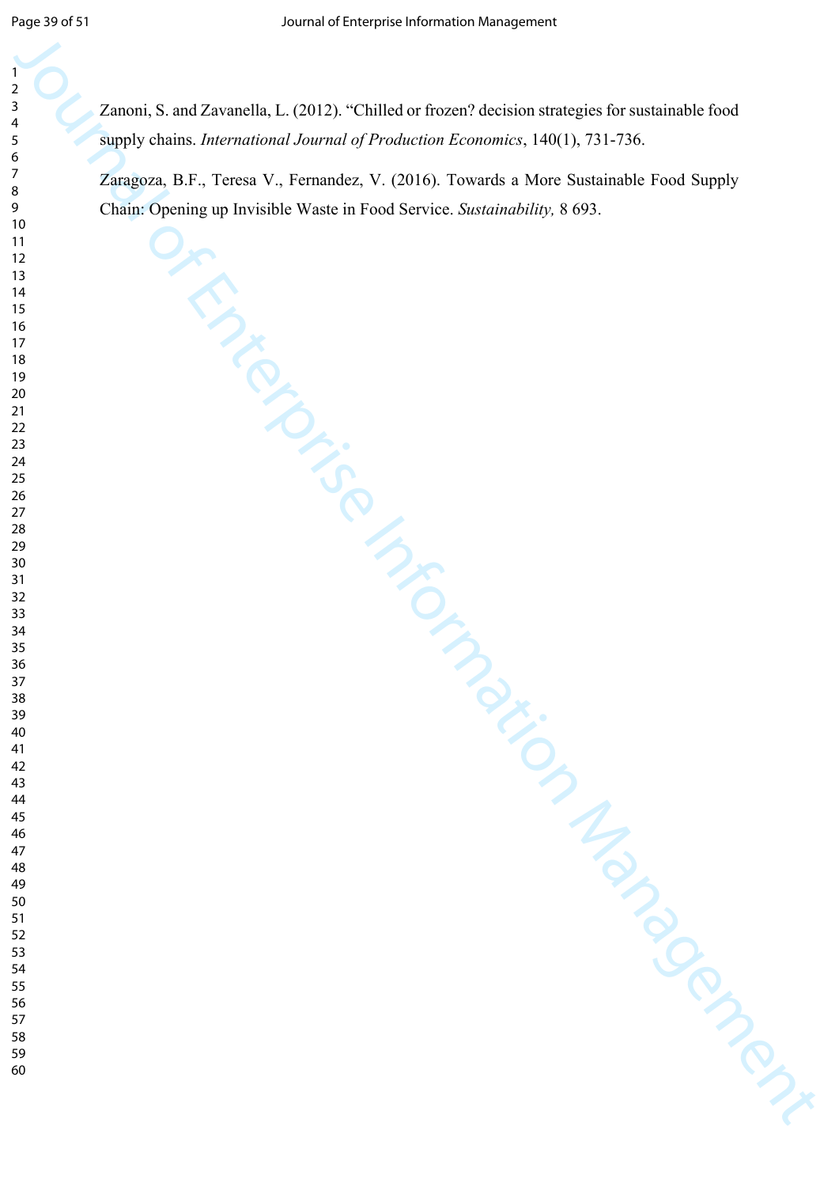Zanoni, S. and Zavanella, L. (2012). “Chilled or frozen? decision strategies for sustainable food supply chains. *International Journal of Production Economics*, 140(1), 731-736.

Zaragoza, B.F., Teresa V., Fernandez, V. (2016). Towards a More Sustainable Food Supply Chain: Opening up Invisible Waste in Food Service. *Sustainability,* 8 693.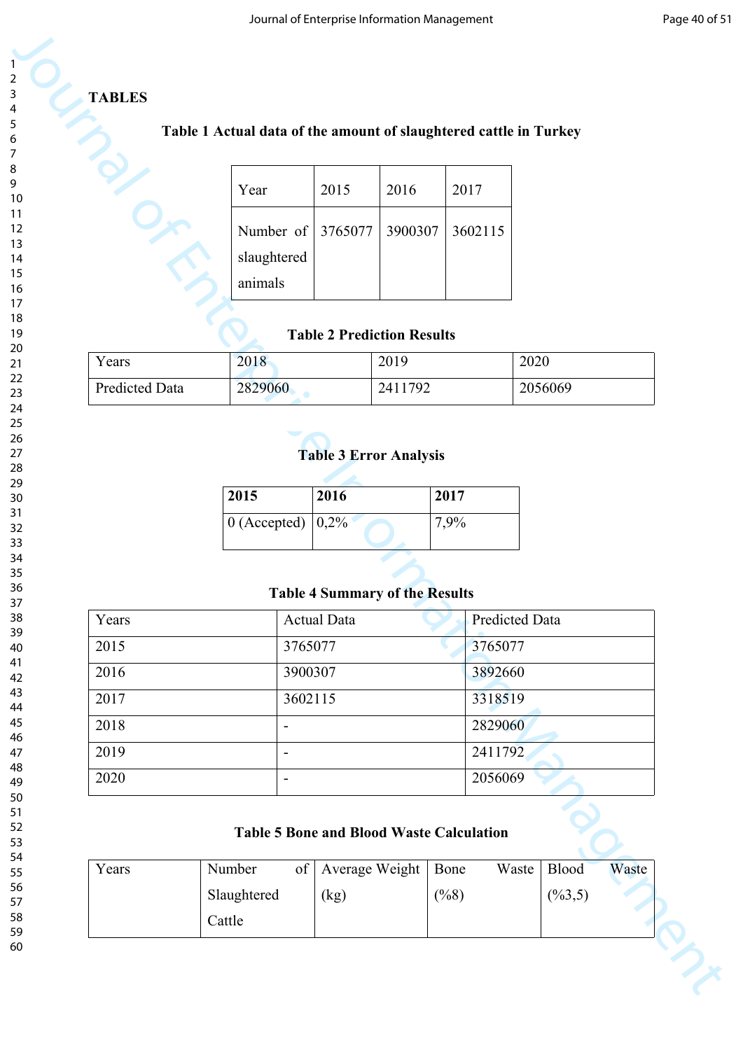**TABLES**

**Table 1 Actual data of the amount of slaughtered cattle in Turkey**

| Year | 2015 | 2016 | 2017 |
|---|---|---|---|
| Number of slaughtered animals | 3765077 | 3900307 | 3602115 |

**Table 2 Prediction Results**

| Years | 2018 | 2019 | 2020 |
|---|---|---|---|
| Predicted Data | 2829060 | 2411792 | 2056069 |

**Table 3 Error Analysis**

| **2015** | **2016** | **2017** |
|---|---|---|
| 0 (Accepted) | 0,2% | 7,9% |

**Table 4 Summary of the Results**

| Years | Actual Data | Predicted Data |
|---|---|---|
| 2015 | 3765077 | 3765077 |
| 2016 | 3900307 | 3892660 |
| 2017 | 3602115 | 3318519 |
| 2018 | - | 2829060 |
| 2019 | - | 2411792 |
| 2020 | - | 2056069 |

**Table 5 Bone and Blood Waste Calculation**

| Years | Number of Slaughtered Cattle | Average Weight (kg) | Bone Waste (%8) | Blood Waste (%3,5) |
|---|---|---|---|---|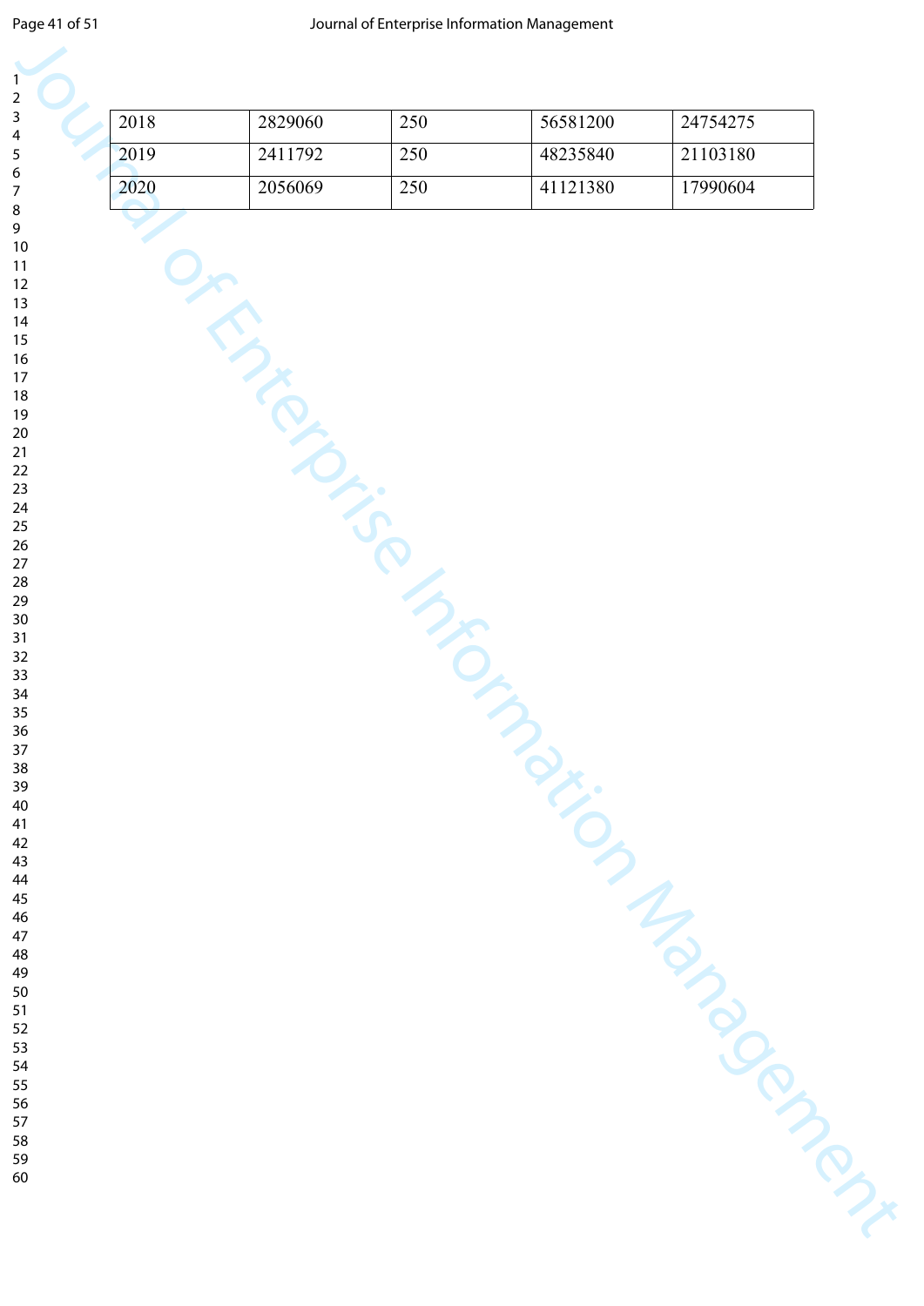| 2018 | 2829060 | 250 | 56581200 | 24754275 |
|---|---|---|---|---|
| 2019 | 2411792 | 250 | 48235840 | 21103180 |
| 2020 | 2056069 | 250 | 41121380 | 17990604 |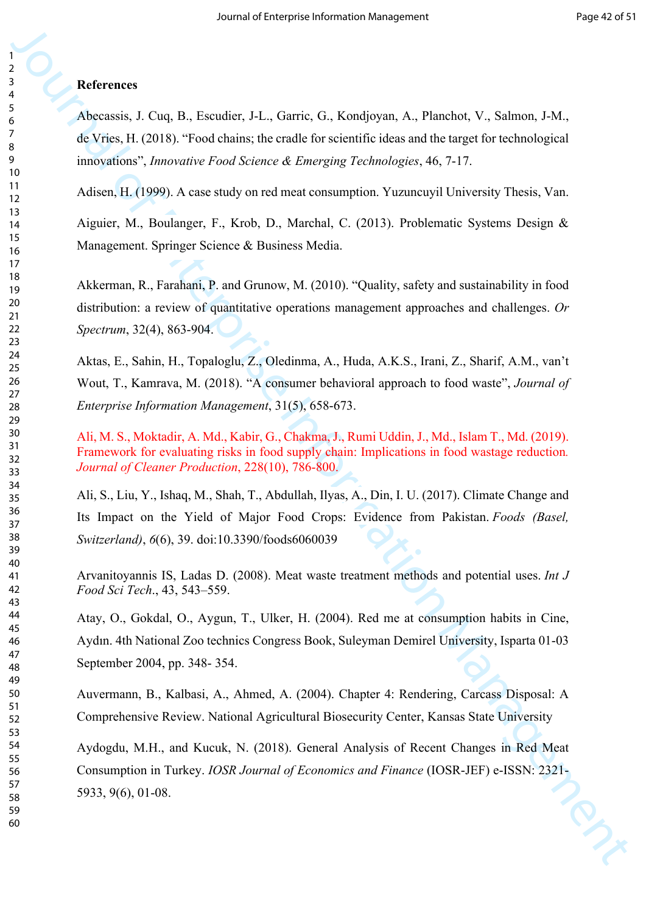## References

Abecassis, J. Cuq, B., Escudier, J-L., Garric, G., Kondjoyan, A., Planchot, V., Salmon, J-M., de Vries, H. (2018). "Food chains; the cradle for scientific ideas and the target for technological innovations", *Innovative Food Science & Emerging Technologies*, 46, 7-17.

Adisen, H. (1999). A case study on red meat consumption. Yuzuncuyil University Thesis, Van.

Aiguier, M., Boulanger, F., Krob, D., Marchal, C. (2013). Problematic Systems Design & Management. Springer Science & Business Media.

Akkerman, R., Farahani, P. and Grunow, M. (2010). "Quality, safety and sustainability in food distribution: a review of quantitative operations management approaches and challenges. *Or Spectrum*, 32(4), 863-904.

Aktas, E., Sahin, H., Topaloglu, Z., Oledinma, A., Huda, A.K.S., Irani, Z., Sharif, A.M., van't Wout, T., Kamrava, M. (2018). "A consumer behavioral approach to food waste", *Journal of Enterprise Information Management*, 31(5), 658-673.

Ali, M. S., Moktadir, A. Md., Kabir, G., Chakma, J., Rumi Uddin, J., Md., Islam T., Md. (2019). Framework for evaluating risks in food supply chain: Implications in food wastage reduction. *Journal of Cleaner Production*, 228(10), 786-800.

Ali, S., Liu, Y., Ishaq, M., Shah, T., Abdullah, Ilyas, A., Din, I. U. (2017). Climate Change and Its Impact on the Yield of Major Food Crops: Evidence from Pakistan. *Foods (Basel, Switzerland)*, *6*(6), 39. doi:10.3390/foods6060039

Arvanitoyannis IS, Ladas D. (2008). Meat waste treatment methods and potential uses. *Int J Food Sci Tech*., 43, 543–559.

Atay, O., Gokdal, O., Aygun, T., Ulker, H. (2004). Red me at consumption habits in Cine, Aydın. 4th National Zoo technics Congress Book, Suleyman Demirel University, Isparta 01-03 September 2004, pp. 348- 354.

Auvermann, B., Kalbasi, A., Ahmed, A. (2004). Chapter 4: Rendering, Carcass Disposal: A Comprehensive Review. National Agricultural Biosecurity Center, Kansas State University

Aydogdu, M.H., and Kucuk, N. (2018). General Analysis of Recent Changes in Red Meat Consumption in Turkey. *IOSR Journal of Economics and Finance* (IOSR-JEF) e-ISSN: 2321-5933, 9(6), 01-08.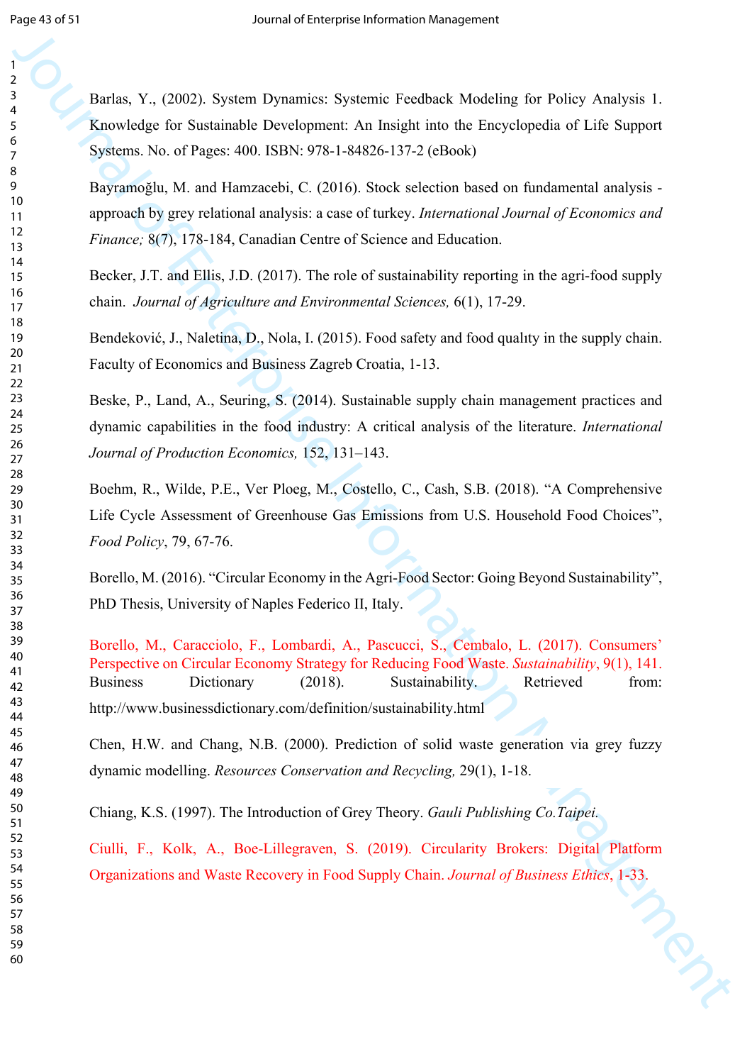Barlas, Y., (2002). System Dynamics: Systemic Feedback Modeling for Policy Analysis 1. Knowledge for Sustainable Development: An Insight into the Encyclopedia of Life Support Systems. No. of Pages: 400. ISBN: 978-1-84826-137-2 (eBook)

Bayramoğlu, M. and Hamzacebi, C. (2016). Stock selection based on fundamental analysis - approach by grey relational analysis: a case of turkey. *International Journal of Economics and Finance;* 8(7), 178-184, Canadian Centre of Science and Education.

Becker, J.T. and Ellis, J.D. (2017). The role of sustainability reporting in the agri-food supply chain. *Journal of Agriculture and Environmental Sciences,* 6(1), 17-29.

Bendeković, J., Naletina, D., Nola, I. (2015). Food safety and food qualıty in the supply chain. Faculty of Economics and Business Zagreb Croatia, 1-13.

Beske, P., Land, A., Seuring, S. (2014). Sustainable supply chain management practices and dynamic capabilities in the food industry: A critical analysis of the literature. *International Journal of Production Economics,* 152, 131–143.

Boehm, R., Wilde, P.E., Ver Ploeg, M., Costello, C., Cash, S.B. (2018). "A Comprehensive Life Cycle Assessment of Greenhouse Gas Emissions from U.S. Household Food Choices", *Food Policy*, 79, 67-76.

Borello, M. (2016). "Circular Economy in the Agri-Food Sector: Going Beyond Sustainability", PhD Thesis, University of Naples Federico II, Italy.

Borello, M., Caracciolo, F., Lombardi, A., Pascucci, S., Cembalo, L. (2017). Consumers' Perspective on Circular Economy Strategy for Reducing Food Waste. *Sustainability*, 9(1), 141.

Business Dictionary (2018). Sustainability. Retrieved from: http://www.businessdictionary.com/definition/sustainability.html

Chen, H.W. and Chang, N.B. (2000). Prediction of solid waste generation via grey fuzzy dynamic modelling. *Resources Conservation and Recycling,* 29(1), 1-18.

Chiang, K.S. (1997). The Introduction of Grey Theory. *Gauli Publishing Co.Taipei.*

Ciulli, F., Kolk, A., Boe-Lillegraven, S. (2019). Circularity Brokers: Digital Platform Organizations and Waste Recovery in Food Supply Chain. *Journal of Business Ethics*, 1-33.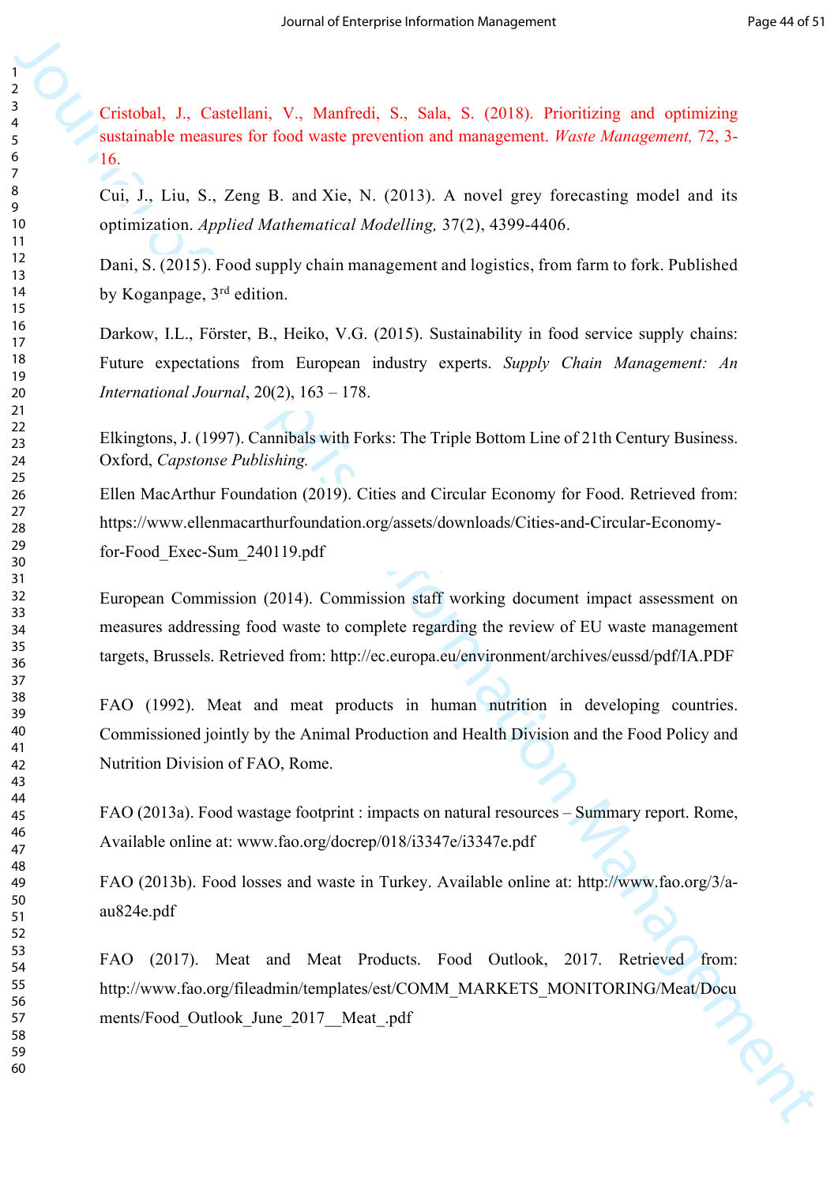Cristobal, J., Castellani, V., Manfredi, S., Sala, S. (2018). Prioritizing and optimizing sustainable measures for food waste prevention and management. *Waste Management,* 72, 3-16.

Cui, J., Liu, S., Zeng B. and Xie, N. (2013). A novel grey forecasting model and its optimization. *Applied Mathematical Modelling,* 37(2), 4399-4406.

Dani, S. (2015). Food supply chain management and logistics, from farm to fork. Published by Koganpage, 3rd edition.

Darkow, I.L., Förster, B., Heiko, V.G. (2015). Sustainability in food service supply chains: Future expectations from European industry experts. *Supply Chain Management: An International Journal*, 20(2), 163 – 178.

Elkingtons, J. (1997). Cannibals with Forks: The Triple Bottom Line of 21th Century Business. Oxford, *Capstonse Publishing.*

Ellen MacArthur Foundation (2019). Cities and Circular Economy for Food. Retrieved from: https://www.ellenmacarthurfoundation.org/assets/downloads/Cities-and-Circular-Economy-for-Food_Exec-Sum_240119.pdf

European Commission (2014). Commission staff working document impact assessment on measures addressing food waste to complete regarding the review of EU waste management targets, Brussels. Retrieved from: http://ec.europa.eu/environment/archives/eussd/pdf/IA.PDF

FAO (1992). Meat and meat products in human nutrition in developing countries. Commissioned jointly by the Animal Production and Health Division and the Food Policy and Nutrition Division of FAO, Rome.

FAO (2013a). Food wastage footprint : impacts on natural resources – Summary report. Rome, Available online at: www.fao.org/docrep/018/i3347e/i3347e.pdf

FAO (2013b). Food losses and waste in Turkey. Available online at: http://www.fao.org/3/a-au824e.pdf

FAO (2017). Meat and Meat Products. Food Outlook, 2017. Retrieved from: http://www.fao.org/fileadmin/templates/est/COMM_MARKETS_MONITORING/Meat/Documents/Food_Outlook_June_2017__Meat_.pdf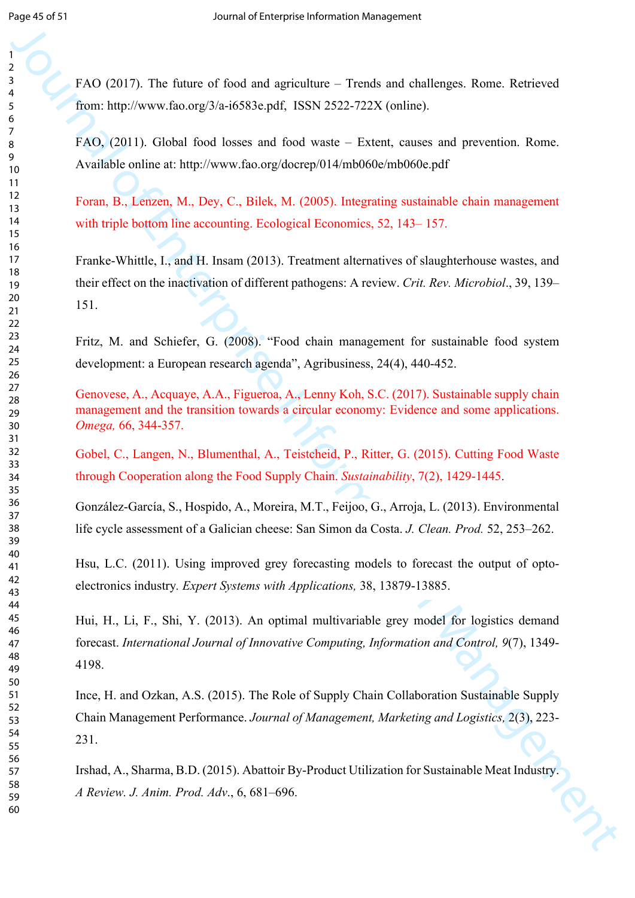FAO (2017). The future of food and agriculture – Trends and challenges. Rome. Retrieved from: http://www.fao.org/3/a-i6583e.pdf, ISSN 2522-722X (online).

FAO, (2011). Global food losses and food waste – Extent, causes and prevention. Rome. Available online at: http://www.fao.org/docrep/014/mb060e/mb060e.pdf

Foran, B., Lenzen, M., Dey, C., Bilek, M. (2005). Integrating sustainable chain management with triple bottom line accounting. Ecological Economics, 52, 143– 157.

Franke-Whittle, I., and H. Insam (2013). Treatment alternatives of slaughterhouse wastes, and their effect on the inactivation of different pathogens: A review. *Crit. Rev. Microbiol*., 39, 139–151.

Fritz, M. and Schiefer, G. (2008). "Food chain management for sustainable food system development: a European research agenda", Agribusiness, 24(4), 440-452.

Genovese, A., Acquaye, A.A., Figueroa, A., Lenny Koh, S.C. (2017). Sustainable supply chain management and the transition towards a circular economy: Evidence and some applications. *Omega,* 66, 344-357.

Gobel, C., Langen, N., Blumenthal, A., Teistcheid, P., Ritter, G. (2015). Cutting Food Waste through Cooperation along the Food Supply Chain. *Sustainability*, 7(2), 1429-1445.

González-García, S., Hospido, A., Moreira, M.T., Feijoo, G., Arroja, L. (2013). Environmental life cycle assessment of a Galician cheese: San Simon da Costa. *J. Clean. Prod.* 52, 253–262.

Hsu, L.C. (2011). Using improved grey forecasting models to forecast the output of opto-electronics industry. *Expert Systems with Applications,* 38, 13879-13885.

Hui, H., Li, F., Shi, Y. (2013). An optimal multivariable grey model for logistics demand forecast. *International Journal of Innovative Computing, Information and Control, 9*(7), 1349-4198.

Ince, H. and Ozkan, A.S. (2015). The Role of Supply Chain Collaboration Sustainable Supply Chain Management Performance. *Journal of Management, Marketing and Logistics,* 2(3), 223-231.

Irshad, A., Sharma, B.D. (2015). Abattoir By-Product Utilization for Sustainable Meat Industry. *A Review. J. Anim. Prod. Adv*., 6, 681–696.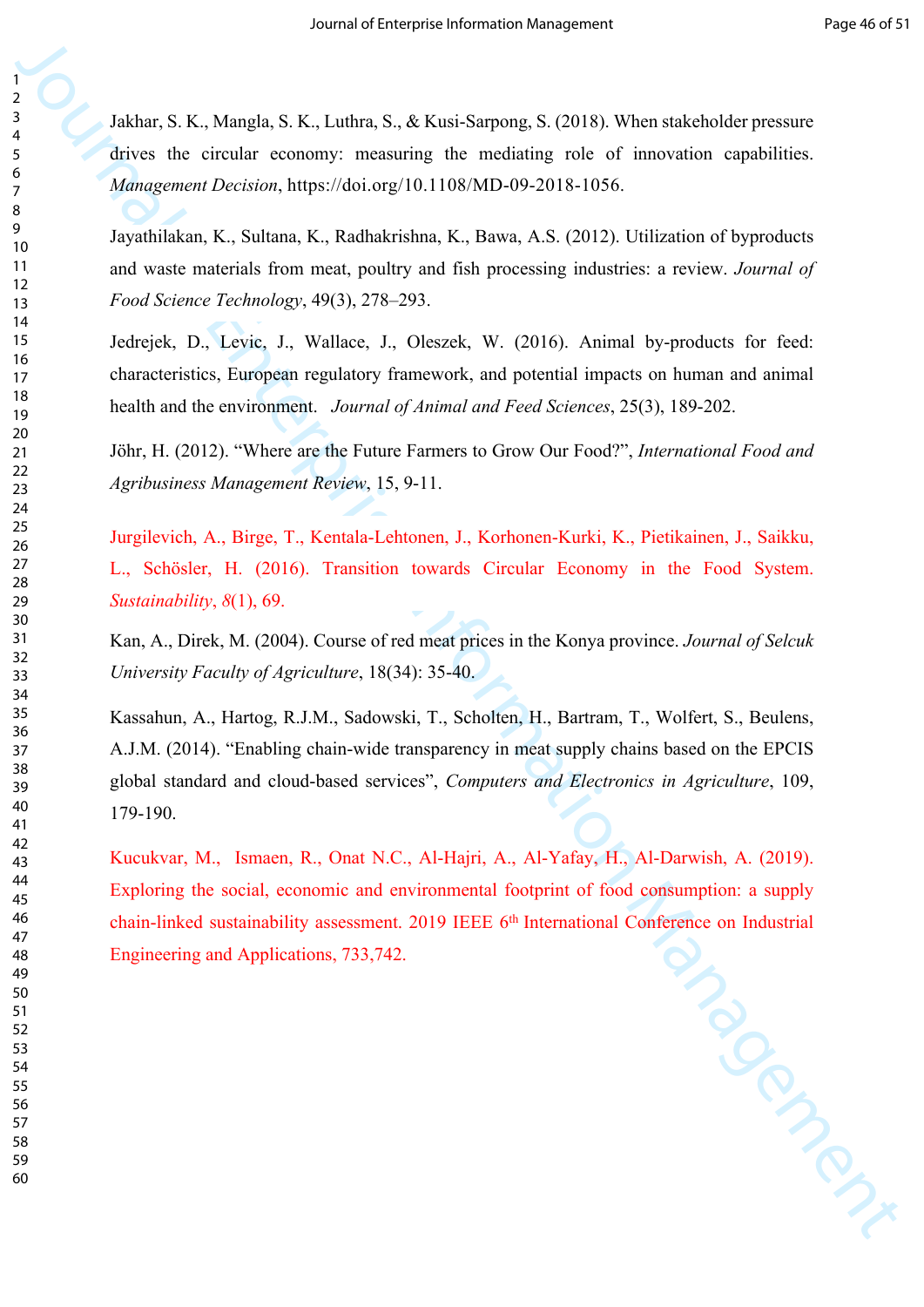Jakhar, S. K., Mangla, S. K., Luthra, S., & Kusi-Sarpong, S. (2018). When stakeholder pressure drives the circular economy: measuring the mediating role of innovation capabilities. *Management Decision*, https://doi.org/10.1108/MD-09-2018-1056.

Jayathilakan, K., Sultana, K., Radhakrishna, K., Bawa, A.S. (2012). Utilization of byproducts and waste materials from meat, poultry and fish processing industries: a review. *Journal of Food Science Technology*, 49(3), 278–293.

Jedrejek, D., Levic, J., Wallace, J., Oleszek, W. (2016). Animal by-products for feed: characteristics, European regulatory framework, and potential impacts on human and animal health and the environment. *Journal of Animal and Feed Sciences*, 25(3), 189-202.

Jöhr, H. (2012). "Where are the Future Farmers to Grow Our Food?", *International Food and Agribusiness Management Review*, 15, 9-11.

Jurgilevich, A., Birge, T., Kentala-Lehtonen, J., Korhonen-Kurki, K., Pietikainen, J., Saikku, L., Schösler, H. (2016). Transition towards Circular Economy in the Food System. *Sustainability*, *8*(1), 69.

Kan, A., Direk, M. (2004). Course of red meat prices in the Konya province. *Journal of Selcuk University Faculty of Agriculture*, 18(34): 35-40.

Kassahun, A., Hartog, R.J.M., Sadowski, T., Scholten, H., Bartram, T., Wolfert, S., Beulens, A.J.M. (2014). "Enabling chain-wide transparency in meat supply chains based on the EPCIS global standard and cloud-based services", *Computers and Electronics in Agriculture*, 109, 179-190.

Kucukvar, M., Ismaen, R., Onat N.C., Al-Hajri, A., Al-Yafay, H., Al-Darwish, A. (2019). Exploring the social, economic and environmental footprint of food consumption: a supply chain-linked sustainability assessment. 2019 IEEE 6th International Conference on Industrial Engineering and Applications, 733,742.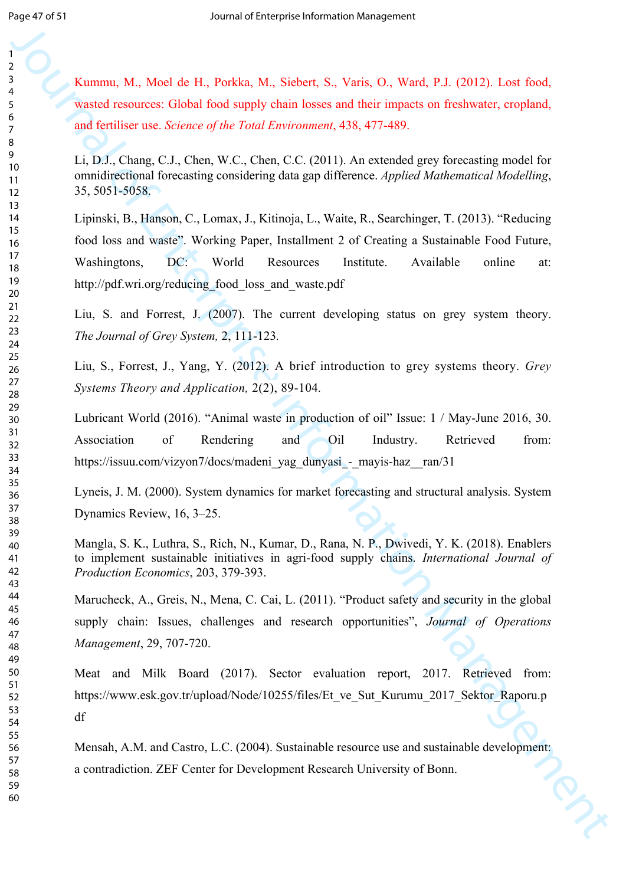Kummu, M., Moel de H., Porkka, M., Siebert, S., Varis, O., Ward, P.J. (2012). Lost food, wasted resources: Global food supply chain losses and their impacts on freshwater, cropland, and fertiliser use. *Science of the Total Environment*, 438, 477-489.

Li, D.J., Chang, C.J., Chen, W.C., Chen, C.C. (2011). An extended grey forecasting model for omnidirectional forecasting considering data gap difference. *Applied Mathematical Modelling*, 35, 5051-5058.

Lipinski, B., Hanson, C., Lomax, J., Kitinoja, L., Waite, R., Searchinger, T. (2013). "Reducing food loss and waste". Working Paper, Installment 2 of Creating a Sustainable Food Future, Washingtons, DC: World Resources Institute. Available online at: http://pdf.wri.org/reducing_food_loss_and_waste.pdf

Liu, S. and Forrest, J. (2007). The current developing status on grey system theory. *The Journal of Grey System,* 2, 111-123.

Liu, S., Forrest, J., Yang, Y. (2012). A brief introduction to grey systems theory. *Grey Systems Theory and Application,* 2(2), 89-104.

Lubricant World (2016). "Animal waste in production of oil" Issue: 1 / May-June 2016, 30. Association of Rendering and Oil Industry. Retrieved from: https://issuu.com/vizyon7/docs/madeni_yag_dunyasi_-_mayis-haz__ran/31

Lyneis, J. M. (2000). System dynamics for market forecasting and structural analysis. System Dynamics Review, 16, 3–25.

Mangla, S. K., Luthra, S., Rich, N., Kumar, D., Rana, N. P., Dwivedi, Y. K. (2018). Enablers to implement sustainable initiatives in agri-food supply chains. *International Journal of Production Economics*, 203, 379-393.

Marucheck, A., Greis, N., Mena, C. Cai, L. (2011). "Product safety and security in the global supply chain: Issues, challenges and research opportunities", *Journal of Operations Management*, 29, 707-720.

Meat and Milk Board (2017). Sector evaluation report, 2017. Retrieved from: https://www.esk.gov.tr/upload/Node/10255/files/Et_ve_Sut_Kurumu_2017_Sektor_Raporu.pdf

Mensah, A.M. and Castro, L.C. (2004). Sustainable resource use and sustainable development: a contradiction. ZEF Center for Development Research University of Bonn.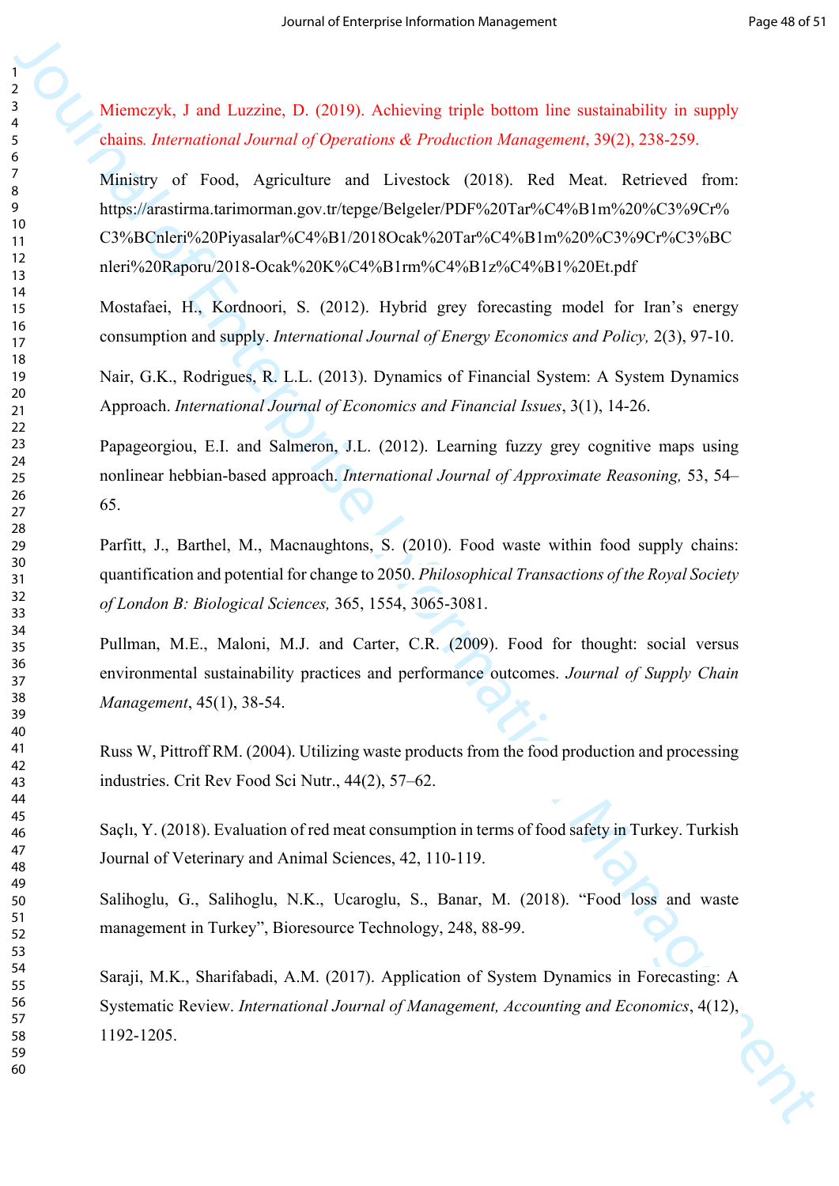Miemczyk, J and Luzzine, D. (2019). Achieving triple bottom line sustainability in supply chains*. International Journal of Operations & Production Management*, 39(2), 238-259.

Ministry of Food, Agriculture and Livestock (2018). Red Meat. Retrieved from: https://arastirma.tarimorman.gov.tr/tepge/Belgeler/PDF%20Tar%C4%B1m%20%C3%9Cr%C3%BCnleri%20Piyasalar%C4%B1/2018Ocak%20Tar%C4%B1m%20%C3%9Cr%C3%BCnleri%20Raporu/2018-Ocak%20K%C4%B1rm%C4%B1z%C4%B1%20Et.pdf

Mostafaei, H., Kordnoori, S. (2012). Hybrid grey forecasting model for Iran's energy consumption and supply. *International Journal of Energy Economics and Policy,* 2(3), 97-10.

Nair, G.K., Rodrigues, R. L.L. (2013). Dynamics of Financial System: A System Dynamics Approach. *International Journal of Economics and Financial Issues*, 3(1), 14-26.

Papageorgiou, E.I. and Salmeron, J.L. (2012). Learning fuzzy grey cognitive maps using nonlinear hebbian-based approach. *International Journal of Approximate Reasoning,* 53, 54–65.

Parfitt, J., Barthel, M., Macnaughtons, S. (2010). Food waste within food supply chains: quantification and potential for change to 2050. *Philosophical Transactions of the Royal Society of London B: Biological Sciences,* 365, 1554, 3065-3081.

Pullman, M.E., Maloni, M.J. and Carter, C.R. (2009). Food for thought: social versus environmental sustainability practices and performance outcomes. *Journal of Supply Chain Management*, 45(1), 38-54.

Russ W, Pittroff RM. (2004). Utilizing waste products from the food production and processing industries. Crit Rev Food Sci Nutr., 44(2), 57–62.

Saçlı, Y. (2018). Evaluation of red meat consumption in terms of food safety in Turkey. Turkish Journal of Veterinary and Animal Sciences, 42, 110-119.

Salihoglu, G., Salihoglu, N.K., Ucaroglu, S., Banar, M. (2018). "Food loss and waste management in Turkey", Bioresource Technology, 248, 88-99.

Saraji, M.K., Sharifabadi, A.M. (2017). Application of System Dynamics in Forecasting: A Systematic Review. *International Journal of Management, Accounting and Economics*, 4(12), 1192-1205.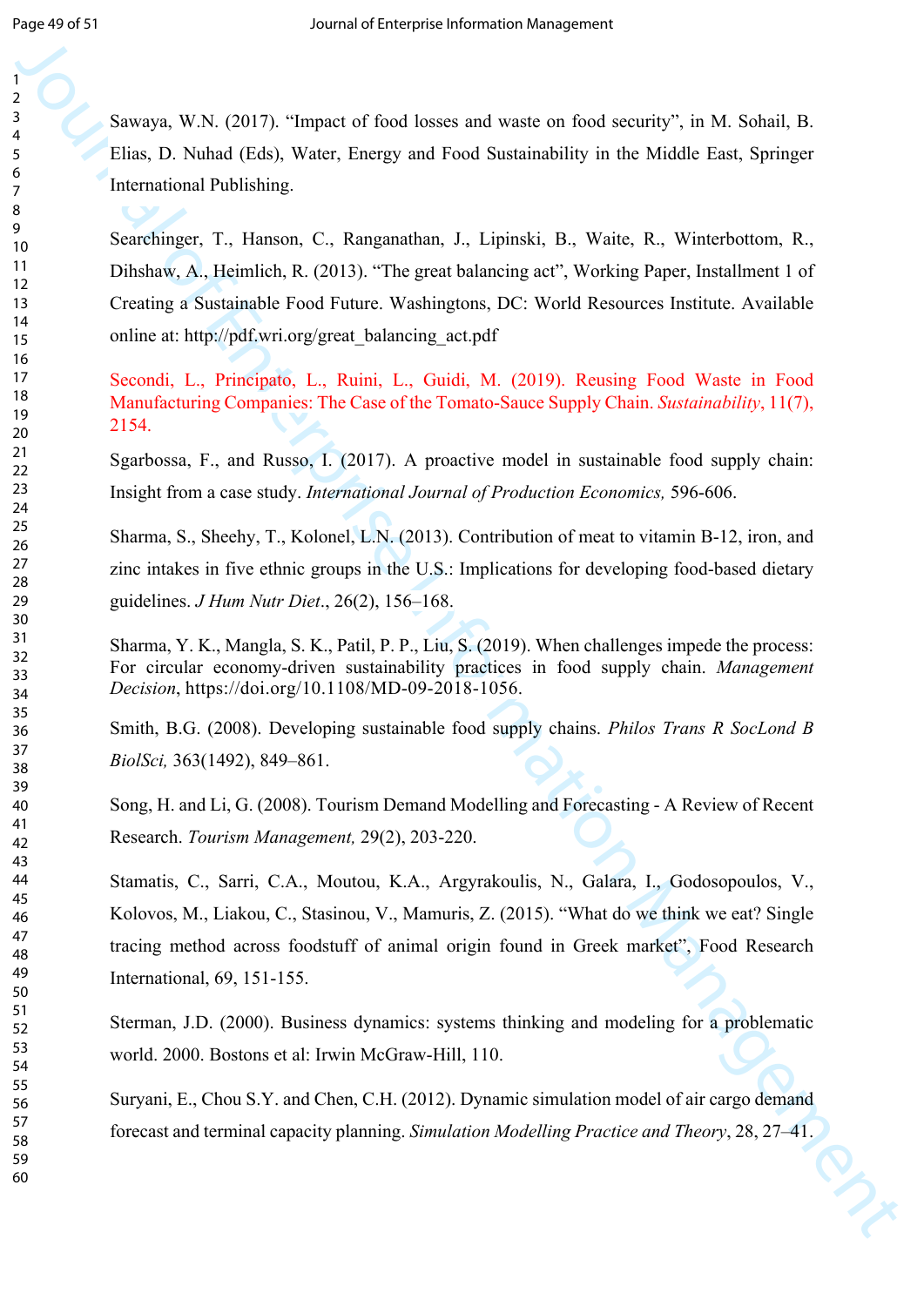Sawaya, W.N. (2017). "Impact of food losses and waste on food security", in M. Sohail, B. Elias, D. Nuhad (Eds), Water, Energy and Food Sustainability in the Middle East, Springer International Publishing.

Searchinger, T., Hanson, C., Ranganathan, J., Lipinski, B., Waite, R., Winterbottom, R., Dihshaw, A., Heimlich, R. (2013). "The great balancing act", Working Paper, Installment 1 of Creating a Sustainable Food Future. Washingtons, DC: World Resources Institute. Available online at: http://pdf.wri.org/great_balancing_act.pdf

Secondi, L., Principato, L., Ruini, L., Guidi, M. (2019). Reusing Food Waste in Food Manufacturing Companies: The Case of the Tomato-Sauce Supply Chain. *Sustainability*, 11(7), 2154.

Sgarbossa, F., and Russo, I. (2017). A proactive model in sustainable food supply chain: Insight from a case study. *International Journal of Production Economics,* 596-606.

Sharma, S., Sheehy, T., Kolonel, L.N. (2013). Contribution of meat to vitamin B-12, iron, and zinc intakes in five ethnic groups in the U.S.: Implications for developing food-based dietary guidelines. *J Hum Nutr Diet*., 26(2), 156–168.

Sharma, Y. K., Mangla, S. K., Patil, P. P., Liu, S. (2019). When challenges impede the process: For circular economy-driven sustainability practices in food supply chain. *Management Decision*, https://doi.org/10.1108/MD-09-2018-1056.

Smith, B.G. (2008). Developing sustainable food supply chains. *Philos Trans R SocLond B BiolSci,* 363(1492), 849–861.

Song, H. and Li, G. (2008). Tourism Demand Modelling and Forecasting - A Review of Recent Research. *Tourism Management,* 29(2), 203-220.

Stamatis, C., Sarri, C.A., Moutou, K.A., Argyrakoulis, N., Galara, I., Godosopoulos, V., Kolovos, M., Liakou, C., Stasinou, V., Mamuris, Z. (2015). "What do we think we eat? Single tracing method across foodstuff of animal origin found in Greek market", Food Research International, 69, 151-155.

Sterman, J.D. (2000). Business dynamics: systems thinking and modeling for a problematic world. 2000. Bostons et al: Irwin McGraw-Hill, 110.

Suryani, E., Chou S.Y. and Chen, C.H. (2012). Dynamic simulation model of air cargo demand forecast and terminal capacity planning. *Simulation Modelling Practice and Theory*, 28, 27–41.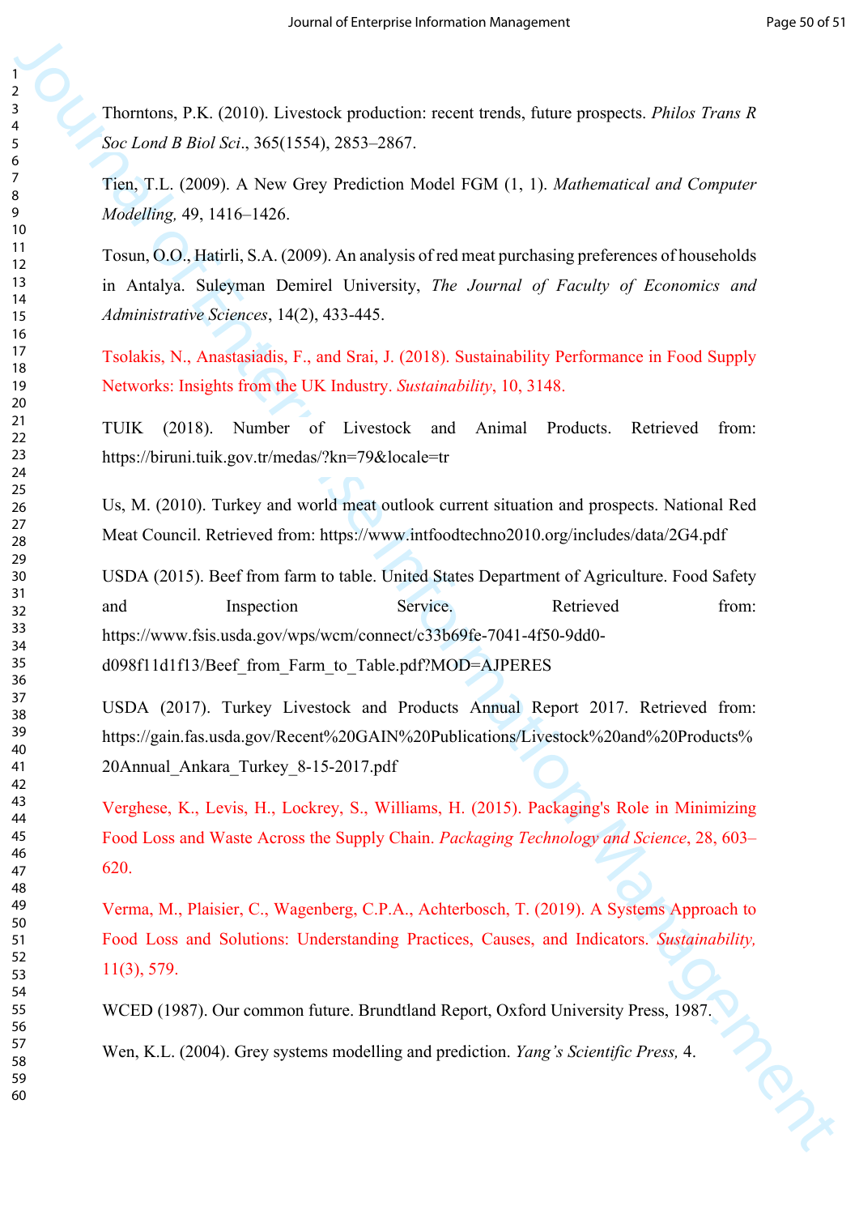Thorntons, P.K. (2010). Livestock production: recent trends, future prospects. *Philos Trans R Soc Lond B Biol Sci*., 365(1554), 2853–2867.

Tien, T.L. (2009). A New Grey Prediction Model FGM (1, 1). *Mathematical and Computer Modelling,* 49, 1416–1426.

Tosun, O.O., Hatirli, S.A. (2009). An analysis of red meat purchasing preferences of households in Antalya. Suleyman Demirel University, *The Journal of Faculty of Economics and Administrative Sciences*, 14(2), 433-445.

Tsolakis, N., Anastasiadis, F., and Srai, J. (2018). Sustainability Performance in Food Supply Networks: Insights from the UK Industry. *Sustainability*, 10, 3148.

TUIK (2018). Number of Livestock and Animal Products. Retrieved from: https://biruni.tuik.gov.tr/medas/?kn=79&locale=tr

Us, M. (2010). Turkey and world meat outlook current situation and prospects. National Red Meat Council. Retrieved from: https://www.intfoodtechno2010.org/includes/data/2G4.pdf

USDA (2015). Beef from farm to table. United States Department of Agriculture. Food Safety and Inspection Service. Retrieved from: https://www.fsis.usda.gov/wps/wcm/connect/c33b69fe-7041-4f50-9dd0-d098f11d1f13/Beef_from_Farm_to_Table.pdf?MOD=AJPERES

USDA (2017). Turkey Livestock and Products Annual Report 2017. Retrieved from: https://gain.fas.usda.gov/Recent%20GAIN%20Publications/Livestock%20and%20Products%20Annual_Ankara_Turkey_8-15-2017.pdf

Verghese, K., Levis, H., Lockrey, S., Williams, H. (2015). Packaging's Role in Minimizing Food Loss and Waste Across the Supply Chain. *Packaging Technology and Science*, 28, 603–620.

Verma, M., Plaisier, C., Wagenberg, C.P.A., Achterbosch, T. (2019). A Systems Approach to Food Loss and Solutions: Understanding Practices, Causes, and Indicators. *Sustainability,* 11(3), 579.

WCED (1987). Our common future. Brundtland Report, Oxford University Press, 1987.

Wen, K.L. (2004). Grey systems modelling and prediction. *Yang's Scientific Press,* 4.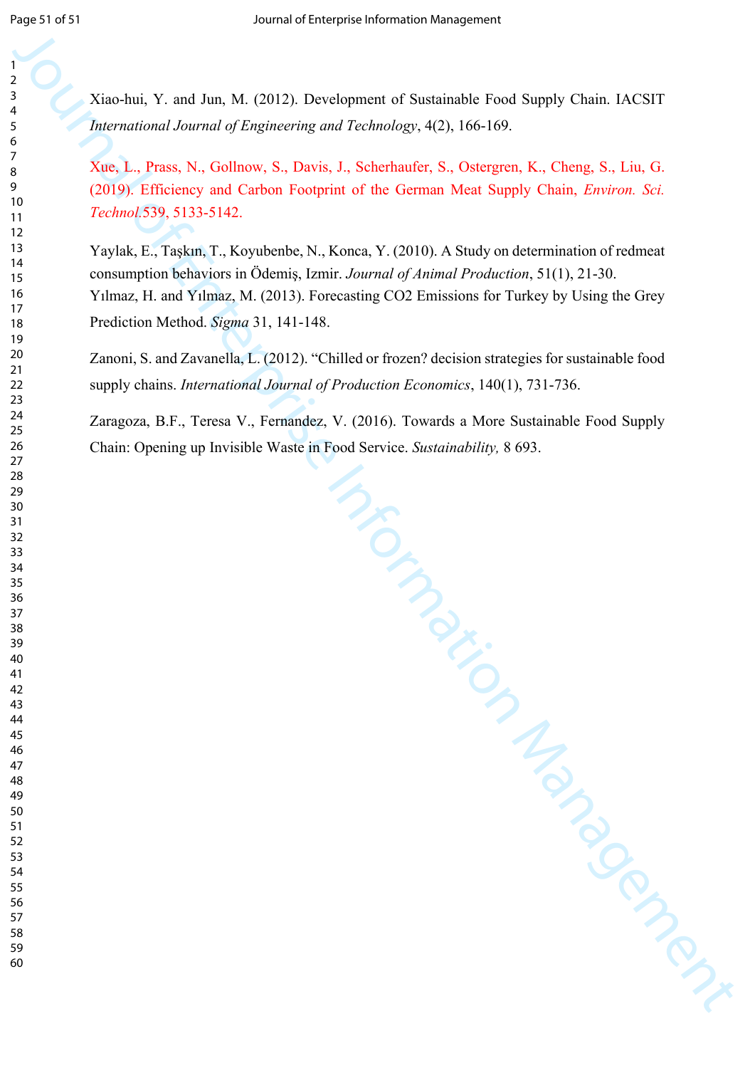Xiao-hui, Y. and Jun, M. (2012). Development of Sustainable Food Supply Chain. IACSIT *International Journal of Engineering and Technology*, 4(2), 166-169.

Xue, L., Prass, N., Gollnow, S., Davis, J., Scherhaufer, S., Ostergren, K., Cheng, S., Liu, G. (2019). Efficiency and Carbon Footprint of the German Meat Supply Chain, *Environ. Sci. Technol.*539, 5133-5142.

Yaylak, E., Taşkın, T., Koyubenbe, N., Konca, Y. (2010). A Study on determination of redmeat consumption behaviors in Ödemiş, Izmir. *Journal of Animal Production*, 51(1), 21-30.

Yılmaz, H. and Yılmaz, M. (2013). Forecasting CO2 Emissions for Turkey by Using the Grey Prediction Method. *Sigma* 31, 141-148.

Zanoni, S. and Zavanella, L. (2012). "Chilled or frozen? decision strategies for sustainable food supply chains. *International Journal of Production Economics*, 140(1), 731-736.

Zaragoza, B.F., Teresa V., Fernandez, V. (2016). Towards a More Sustainable Food Supply Chain: Opening up Invisible Waste in Food Service. *Sustainability,* 8 693.